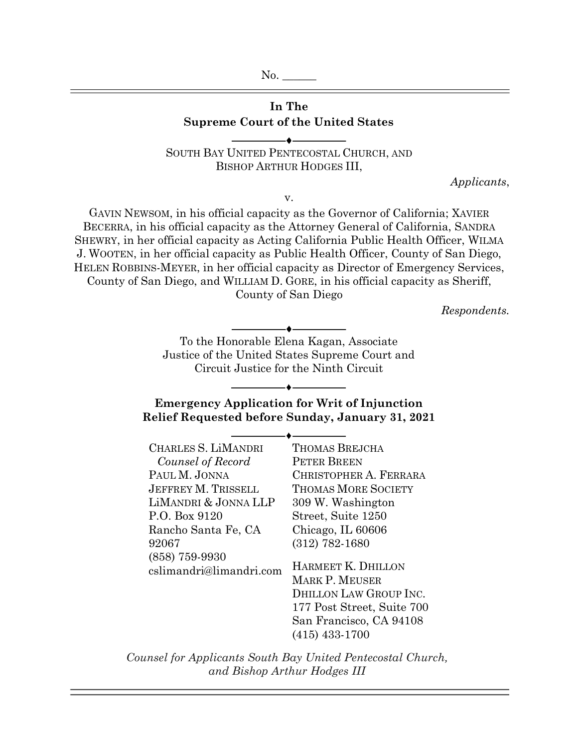No. ______

---

**In The**
**Supreme Court of the United States**

SOUTH BAY UNITED PENTECOSTAL CHURCH, AND BISHOP ARTHUR HODGES III,

*Applicants*,

v.

GAVIN NEWSOM, in his official capacity as the Governor of California; XAVIER BECERRA, in his official capacity as the Attorney General of California, SANDRA SHEWRY, in her official capacity as Acting California Public Health Officer, WILMA J. WOOTEN, in her official capacity as Public Health Officer, County of San Diego, HELEN ROBBINS-MEYER, in her official capacity as Director of Emergency Services, County of San Diego, and WILLIAM D. GORE, in his official capacity as Sheriff, County of San Diego

*Respondents.*

To the Honorable Elena Kagan, Associate Justice of the United States Supreme Court and Circuit Justice for the Ninth Circuit

**Emergency Application for Writ of Injunction**
**Relief Requested before Sunday, January 31, 2021**

CHARLES S. LIMANDRI
*Counsel of Record*
PAUL M. JONNA
JEFFREY M. TRISSELL
LIMANDRI & JONNA LLP
P.O. Box 9120
Rancho Santa Fe, CA 92067
(858) 759-9930
cslimandri@limandri.com

THOMAS BREJCHA
PETER BREEN
CHRISTOPHER A. FERRARA
THOMAS MORE SOCIETY
309 W. Washington Street, Suite 1250
Chicago, IL 60606
(312) 782-1680

HARMEET K. DHILLON
MARK P. MEUSER
DHILLON LAW GROUP INC.
177 Post Street, Suite 700
San Francisco, CA 94108
(415) 433-1700

*Counsel for Applicants South Bay United Pentecostal Church, and Bishop Arthur Hodges III*

---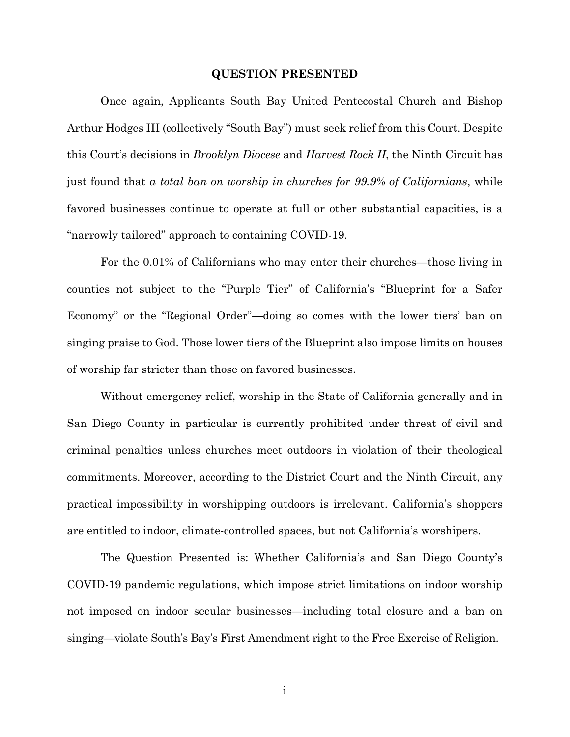## QUESTION PRESENTED

Once again, Applicants South Bay United Pentecostal Church and Bishop Arthur Hodges III (collectively "South Bay") must seek relief from this Court. Despite this Court's decisions in *Brooklyn Diocese* and *Harvest Rock II*, the Ninth Circuit has just found that *a total ban on worship in churches for 99.9% of Californians*, while favored businesses continue to operate at full or other substantial capacities, is a "narrowly tailored" approach to containing COVID-19.

For the 0.01% of Californians who may enter their churches—those living in counties not subject to the "Purple Tier" of California's "Blueprint for a Safer Economy" or the "Regional Order"—doing so comes with the lower tiers' ban on singing praise to God. Those lower tiers of the Blueprint also impose limits on houses of worship far stricter than those on favored businesses.

Without emergency relief, worship in the State of California generally and in San Diego County in particular is currently prohibited under threat of civil and criminal penalties unless churches meet outdoors in violation of their theological commitments. Moreover, according to the District Court and the Ninth Circuit, any practical impossibility in worshipping outdoors is irrelevant. California's shoppers are entitled to indoor, climate-controlled spaces, but not California's worshipers.

The Question Presented is: Whether California's and San Diego County's COVID-19 pandemic regulations, which impose strict limitations on indoor worship not imposed on indoor secular businesses—including total closure and a ban on singing—violate South's Bay's First Amendment right to the Free Exercise of Religion.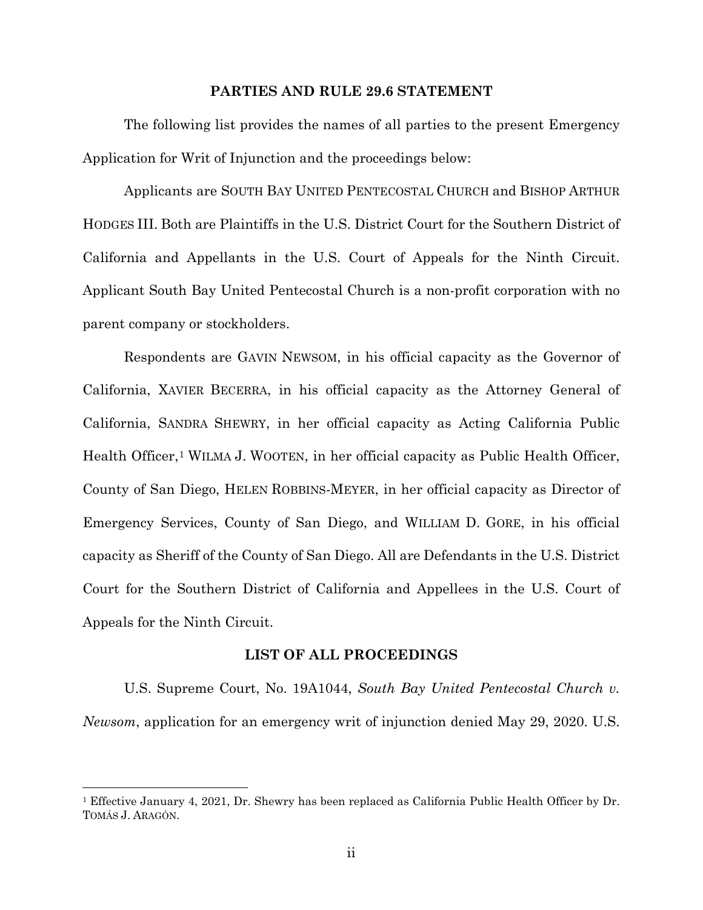## PARTIES AND RULE 29.6 STATEMENT

The following list provides the names of all parties to the present Emergency Application for Writ of Injunction and the proceedings below:

Applicants are SOUTH BAY UNITED PENTECOSTAL CHURCH and BISHOP ARTHUR HODGES III. Both are Plaintiffs in the U.S. District Court for the Southern District of California and Appellants in the U.S. Court of Appeals for the Ninth Circuit. Applicant South Bay United Pentecostal Church is a non-profit corporation with no parent company or stockholders.

Respondents are GAVIN NEWSOM, in his official capacity as the Governor of California, XAVIER BECERRA, in his official capacity as the Attorney General of California, SANDRA SHEWRY, in her official capacity as Acting California Public Health Officer,[1] WILMA J. WOOTEN, in her official capacity as Public Health Officer, County of San Diego, HELEN ROBBINS-MEYER, in her official capacity as Director of Emergency Services, County of San Diego, and WILLIAM D. GORE, in his official capacity as Sheriff of the County of San Diego. All are Defendants in the U.S. District Court for the Southern District of California and Appellees in the U.S. Court of Appeals for the Ninth Circuit.

## LIST OF ALL PROCEEDINGS

U.S. Supreme Court, No. 19A1044, *South Bay United Pentecostal Church v. Newsom*, application for an emergency writ of injunction denied May 29, 2020. U.S.

---

[1] Effective January 4, 2021, Dr. Shewry has been replaced as California Public Health Officer by Dr. TOMÁS J. ARAGÓN.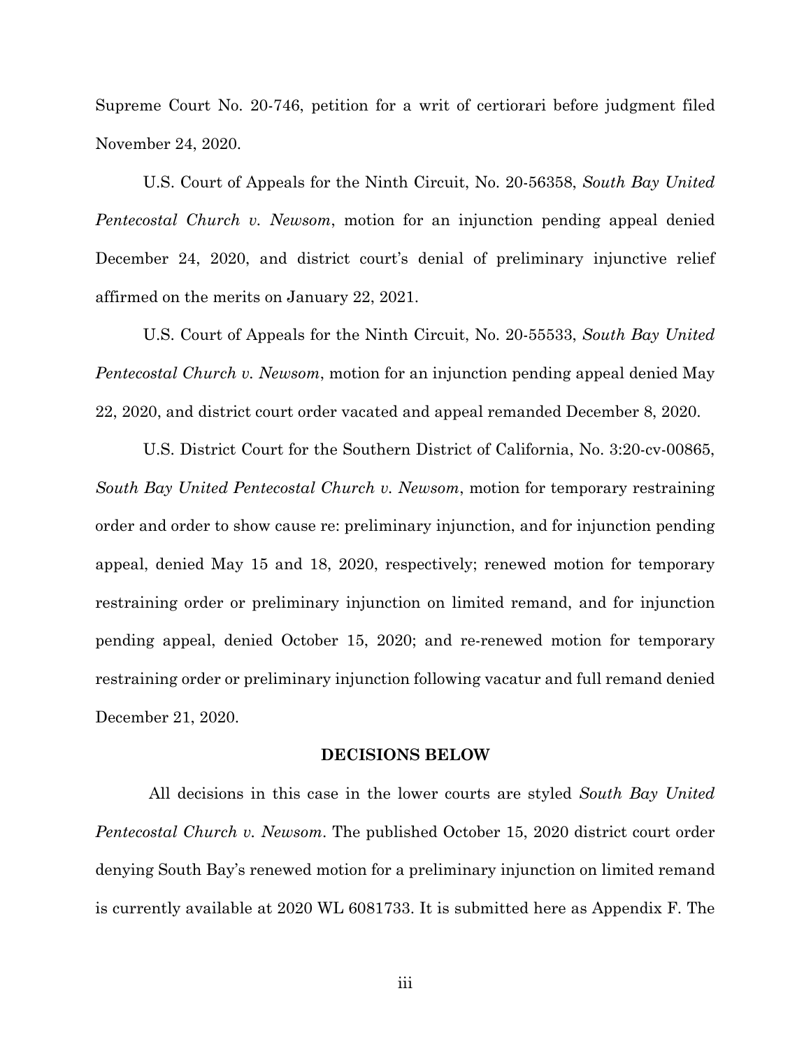Supreme Court No. 20-746, petition for a writ of certiorari before judgment filed November 24, 2020.

U.S. Court of Appeals for the Ninth Circuit, No. 20-56358, *South Bay United Pentecostal Church v. Newsom*, motion for an injunction pending appeal denied December 24, 2020, and district court's denial of preliminary injunctive relief affirmed on the merits on January 22, 2021.

U.S. Court of Appeals for the Ninth Circuit, No. 20-55533, *South Bay United Pentecostal Church v. Newsom*, motion for an injunction pending appeal denied May 22, 2020, and district court order vacated and appeal remanded December 8, 2020.

U.S. District Court for the Southern District of California, No. 3:20-cv-00865, *South Bay United Pentecostal Church v. Newsom*, motion for temporary restraining order and order to show cause re: preliminary injunction, and for injunction pending appeal, denied May 15 and 18, 2020, respectively; renewed motion for temporary restraining order or preliminary injunction on limited remand, and for injunction pending appeal, denied October 15, 2020; and re-renewed motion for temporary restraining order or preliminary injunction following vacatur and full remand denied December 21, 2020.

## DECISIONS BELOW

All decisions in this case in the lower courts are styled *South Bay United Pentecostal Church v. Newsom*. The published October 15, 2020 district court order denying South Bay's renewed motion for a preliminary injunction on limited remand is currently available at 2020 WL 6081733. It is submitted here as Appendix F. The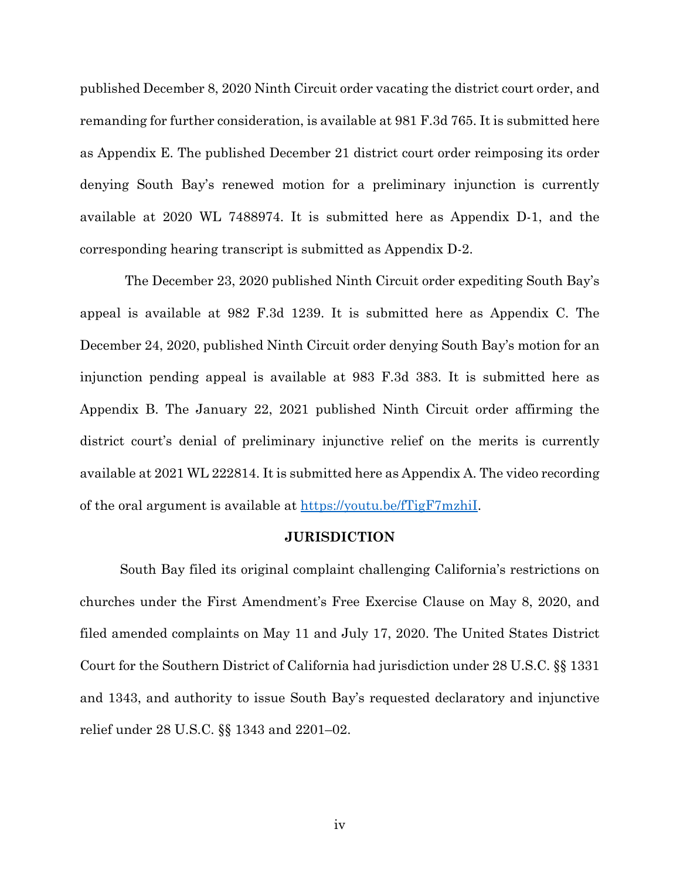published December 8, 2020 Ninth Circuit order vacating the district court order, and remanding for further consideration, is available at 981 F.3d 765. It is submitted here as Appendix E. The published December 21 district court order reimposing its order denying South Bay's renewed motion for a preliminary injunction is currently available at 2020 WL 7488974. It is submitted here as Appendix D-1, and the corresponding hearing transcript is submitted as Appendix D-2.

The December 23, 2020 published Ninth Circuit order expediting South Bay's appeal is available at 982 F.3d 1239. It is submitted here as Appendix C. The December 24, 2020, published Ninth Circuit order denying South Bay's motion for an injunction pending appeal is available at 983 F.3d 383. It is submitted here as Appendix B. The January 22, 2021 published Ninth Circuit order affirming the district court's denial of preliminary injunctive relief on the merits is currently available at 2021 WL 222814. It is submitted here as Appendix A. The video recording of the oral argument is available at https://youtu.be/fTigF7mzhiI.

## JURISDICTION

South Bay filed its original complaint challenging California's restrictions on churches under the First Amendment's Free Exercise Clause on May 8, 2020, and filed amended complaints on May 11 and July 17, 2020. The United States District Court for the Southern District of California had jurisdiction under 28 U.S.C. §§ 1331 and 1343, and authority to issue South Bay's requested declaratory and injunctive relief under 28 U.S.C. §§ 1343 and 2201–02.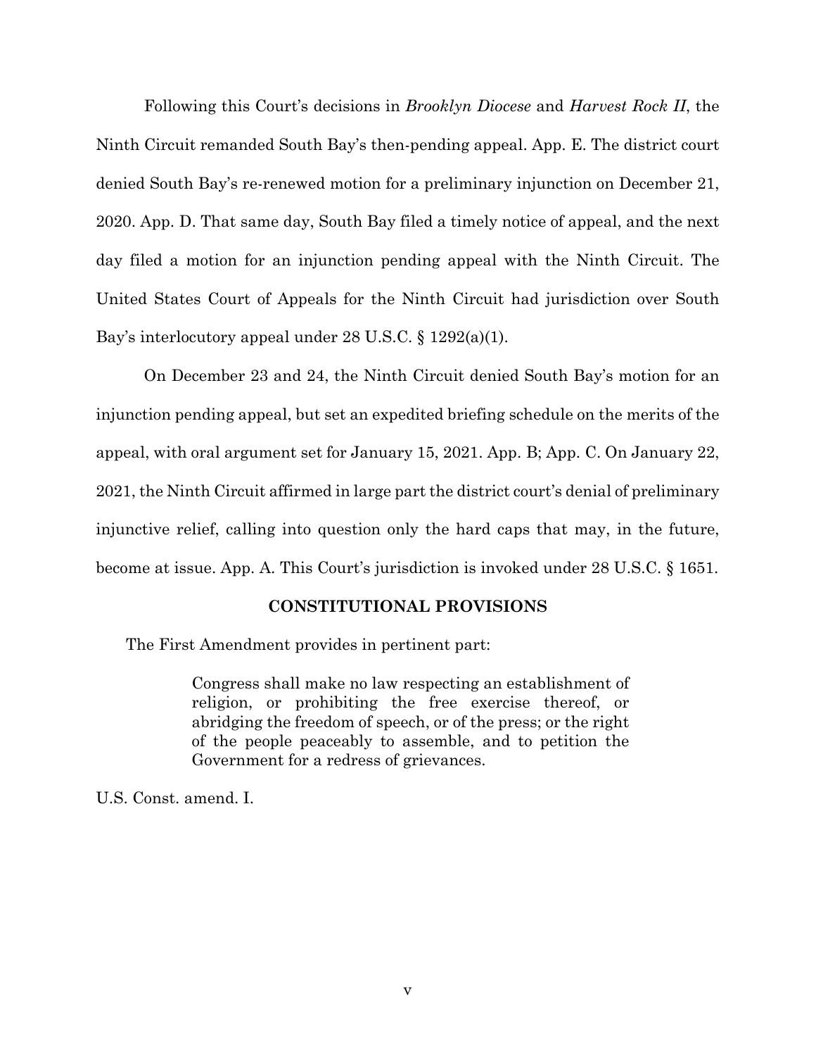Following this Court's decisions in *Brooklyn Diocese* and *Harvest Rock II*, the Ninth Circuit remanded South Bay's then-pending appeal. App. E. The district court denied South Bay's re-renewed motion for a preliminary injunction on December 21, 2020. App. D. That same day, South Bay filed a timely notice of appeal, and the next day filed a motion for an injunction pending appeal with the Ninth Circuit. The United States Court of Appeals for the Ninth Circuit had jurisdiction over South Bay's interlocutory appeal under 28 U.S.C. § 1292(a)(1).

On December 23 and 24, the Ninth Circuit denied South Bay's motion for an injunction pending appeal, but set an expedited briefing schedule on the merits of the appeal, with oral argument set for January 15, 2021. App. B; App. C. On January 22, 2021, the Ninth Circuit affirmed in large part the district court's denial of preliminary injunctive relief, calling into question only the hard caps that may, in the future, become at issue. App. A. This Court's jurisdiction is invoked under 28 U.S.C. § 1651.

## CONSTITUTIONAL PROVISIONS

The First Amendment provides in pertinent part:

> Congress shall make no law respecting an establishment of religion, or prohibiting the free exercise thereof, or abridging the freedom of speech, or of the press; or the right of the people peaceably to assemble, and to petition the Government for a redress of grievances.

U.S. Const. amend. I.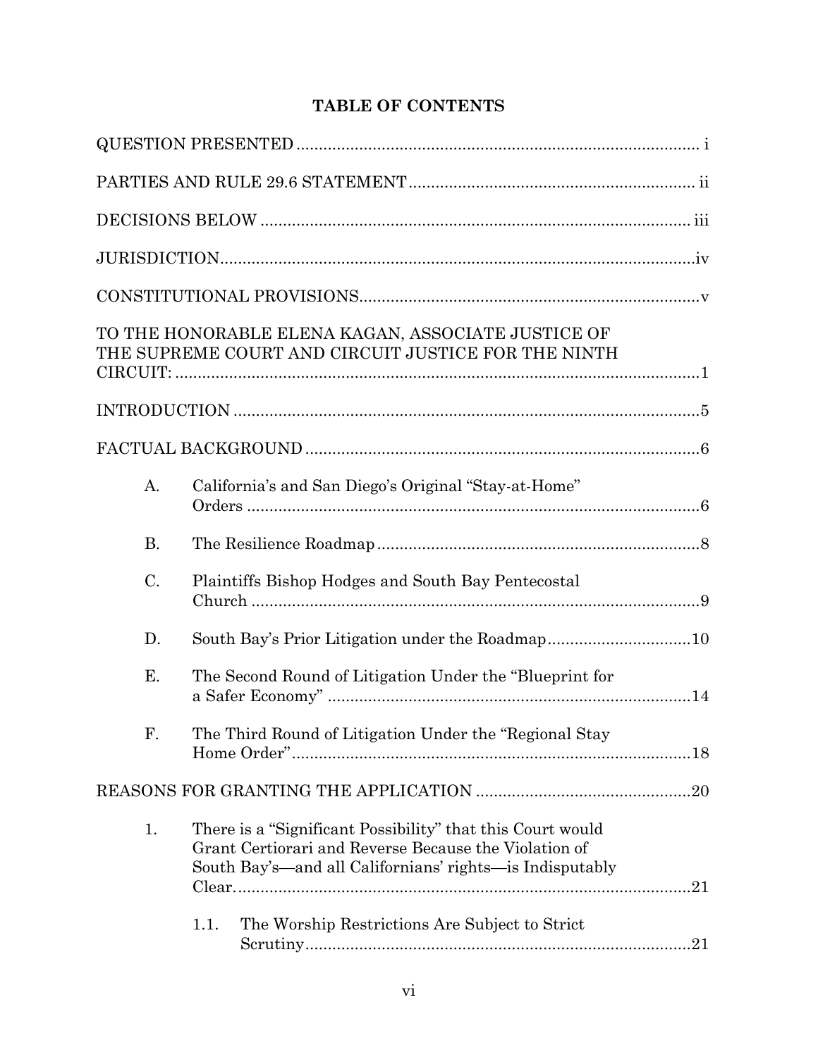## TABLE OF CONTENTS

QUESTION PRESENTED ........................................................................................ i

PARTIES AND RULE 29.6 STATEMENT ............................................................... ii

DECISIONS BELOW ............................................................................................ iii

JURISDICTION...................................................................................................iv

CONSTITUTIONAL PROVISIONS..........................................................................v

TO THE HONORABLE ELENA KAGAN, ASSOCIATE JUSTICE OF THE SUPREME COURT AND CIRCUIT JUSTICE FOR THE NINTH CIRCUIT: ...................................................................................................1

INTRODUCTION ...................................................................................................5

FACTUAL BACKGROUND .....................................................................................6

- A. California's and San Diego's Original "Stay-at-Home" Orders ....................................................................................6
- B. The Resilience Roadmap .....................................................................8
- C. Plaintiffs Bishop Hodges and South Bay Pentecostal Church ....................................................................................9
- D. South Bay's Prior Litigation under the Roadmap................................10
- E. The Second Round of Litigation Under the "Blueprint for a Safer Economy" ................................................................................14
- F. The Third Round of Litigation Under the "Regional Stay Home Order".........................................................................18

REASONS FOR GRANTING THE APPLICATION ..................................................20

- 1. There is a "Significant Possibility" that this Court would Grant Certiorari and Reverse Because the Violation of South Bay's—and all Californians' rights—is Indisputably Clear......................................................................................21
  - 1.1. The Worship Restrictions Are Subject to Strict Scrutiny.......................................................................................21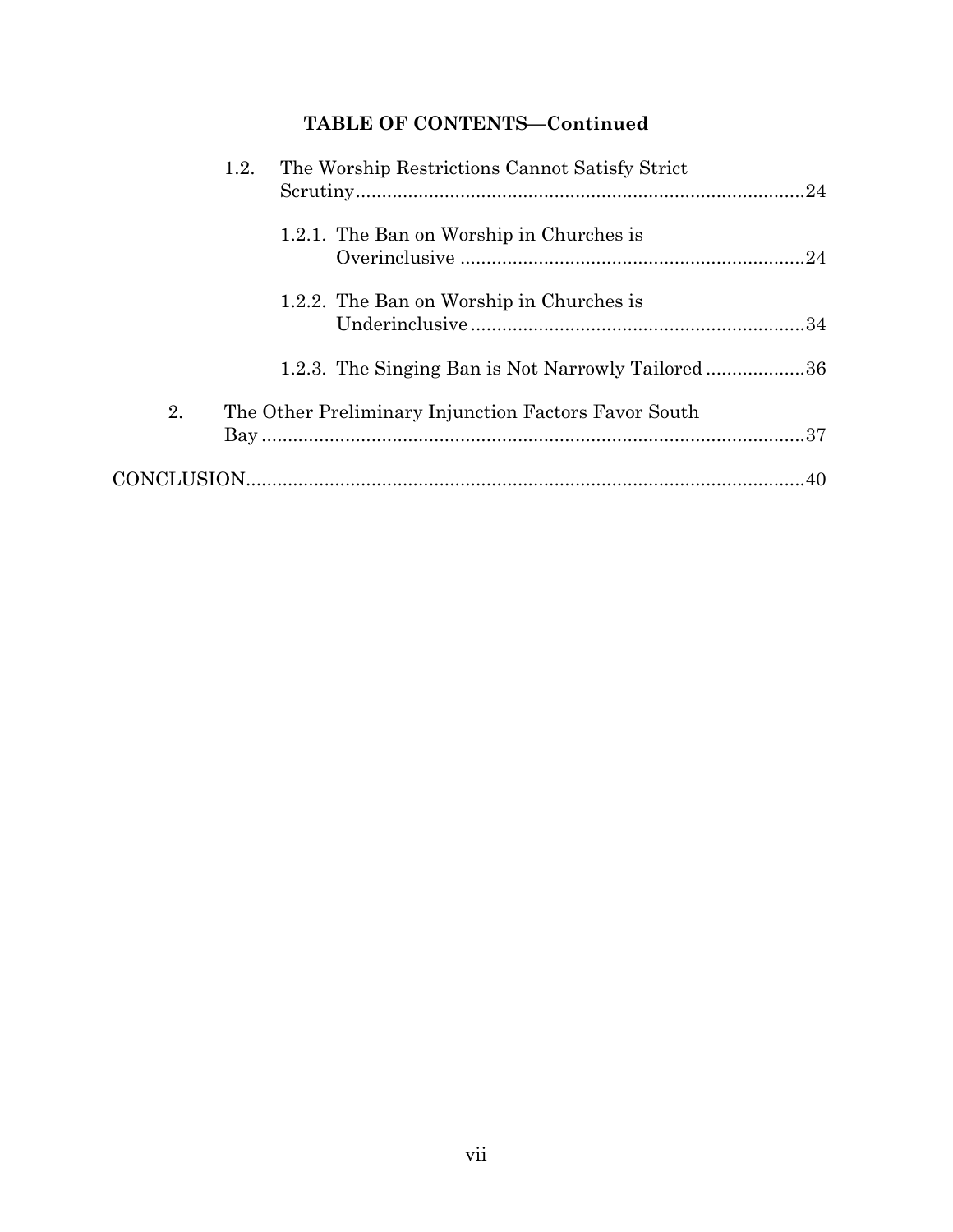**TABLE OF CONTENTS—Continued**

1.2. The Worship Restrictions Cannot Satisfy Strict Scrutiny.....24

1.2.1. The Ban on Worship in Churches is Overinclusive.....24

1.2.2. The Ban on Worship in Churches is Underinclusive.....34

1.2.3. The Singing Ban is Not Narrowly Tailored.....36

2. The Other Preliminary Injunction Factors Favor South Bay.....37

CONCLUSION.....40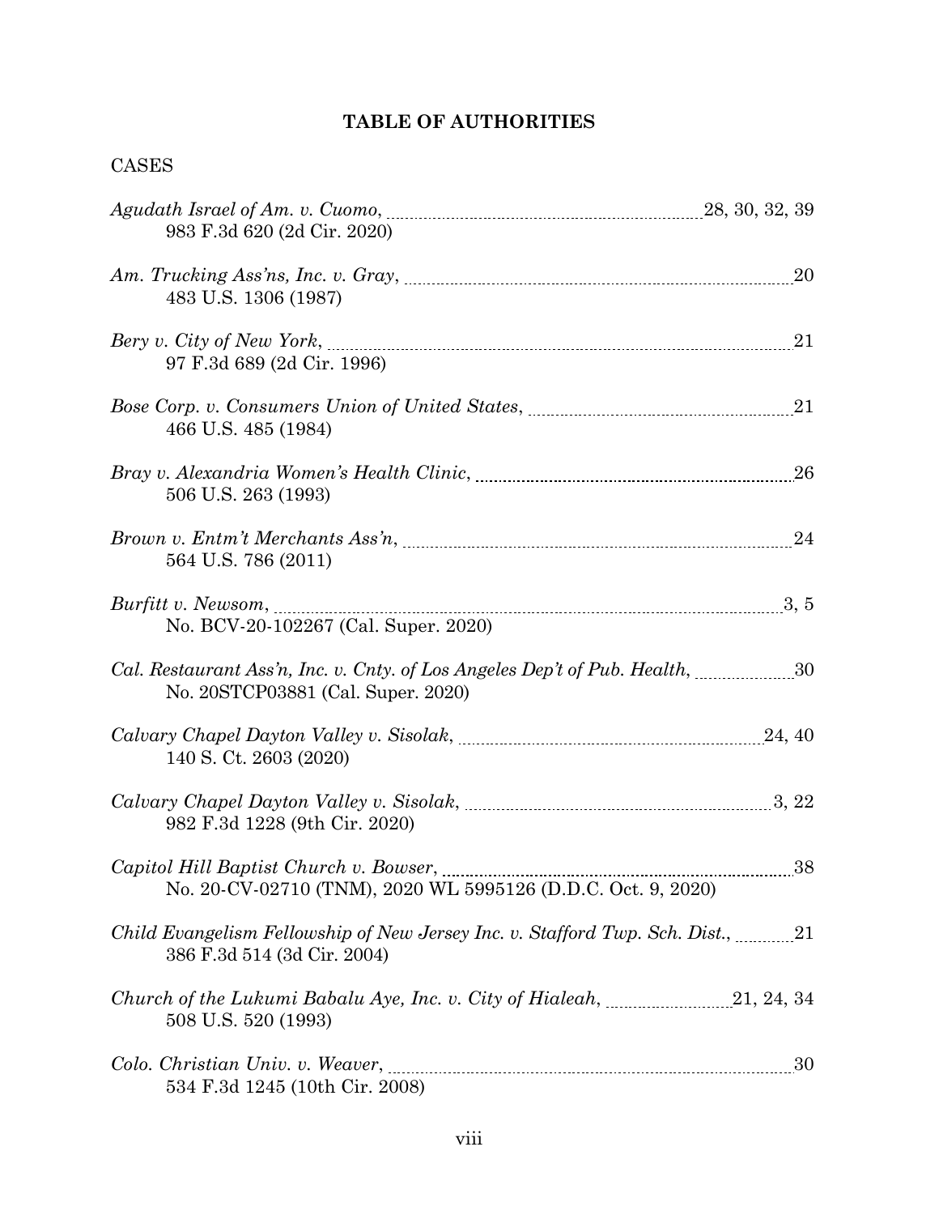## TABLE OF AUTHORITIES

CASES

*Agudath Israel of Am. v. Cuomo*, 983 F.3d 620 (2d Cir. 2020) ........ 28, 30, 32, 39

*Am. Trucking Ass'ns, Inc. v. Gray*, 483 U.S. 1306 (1987) ........ 20

*Bery v. City of New York*, 97 F.3d 689 (2d Cir. 1996) ........ 21

*Bose Corp. v. Consumers Union of United States*, 466 U.S. 485 (1984) ........ 21

*Bray v. Alexandria Women's Health Clinic*, 506 U.S. 263 (1993) ........ 26

*Brown v. Entm't Merchants Ass'n*, 564 U.S. 786 (2011) ........ 24

*Burfitt v. Newsom*, No. BCV-20-102267 (Cal. Super. 2020) ........ 3, 5

*Cal. Restaurant Ass'n, Inc. v. Cnty. of Los Angeles Dep't of Pub. Health*, No. 20STCP03881 (Cal. Super. 2020) ........ 30

*Calvary Chapel Dayton Valley v. Sisolak*, 140 S. Ct. 2603 (2020) ........ 24, 40

*Calvary Chapel Dayton Valley v. Sisolak*, 982 F.3d 1228 (9th Cir. 2020) ........ 3, 22

*Capitol Hill Baptist Church v. Bowser*, No. 20-CV-02710 (TNM), 2020 WL 5995126 (D.D.C. Oct. 9, 2020) ........ 38

*Child Evangelism Fellowship of New Jersey Inc. v. Stafford Twp. Sch. Dist.*, 386 F.3d 514 (3d Cir. 2004) ........ 21

*Church of the Lukumi Babalu Aye, Inc. v. City of Hialeah*, 508 U.S. 520 (1993) ........ 21, 24, 34

*Colo. Christian Univ. v. Weaver*, 534 F.3d 1245 (10th Cir. 2008) ........ 30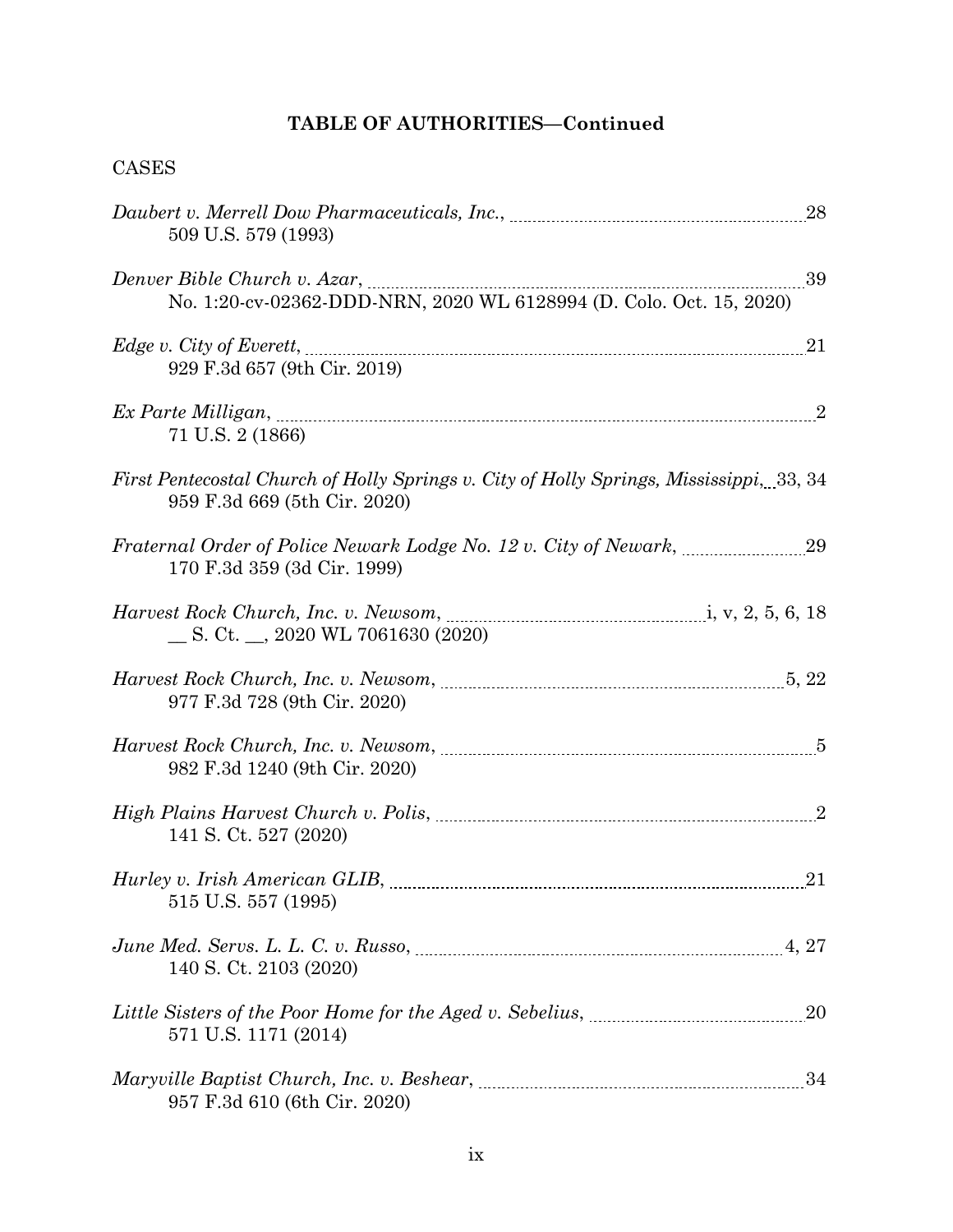## TABLE OF AUTHORITIES—Continued

CASES

*Daubert v. Merrell Dow Pharmaceuticals, Inc.*, ........ 28
509 U.S. 579 (1993)

*Denver Bible Church v. Azar*, ........ 39
No. 1:20-cv-02362-DDD-NRN, 2020 WL 6128994 (D. Colo. Oct. 15, 2020)

*Edge v. City of Everett*, ........ 21
929 F.3d 657 (9th Cir. 2019)

*Ex Parte Milligan*, ........ 2
71 U.S. 2 (1866)

*First Pentecostal Church of Holly Springs v. City of Holly Springs, Mississippi*, .. 33, 34
959 F.3d 669 (5th Cir. 2020)

*Fraternal Order of Police Newark Lodge No. 12 v. City of Newark*, ........ 29
170 F.3d 359 (3d Cir. 1999)

*Harvest Rock Church, Inc. v. Newsom*, ........ i, v, 2, 5, 6, 18
__ S. Ct. __, 2020 WL 7061630 (2020)

*Harvest Rock Church, Inc. v. Newsom*, ........ 5, 22
977 F.3d 728 (9th Cir. 2020)

*Harvest Rock Church, Inc. v. Newsom*, ........ 5
982 F.3d 1240 (9th Cir. 2020)

*High Plains Harvest Church v. Polis*, ........ 2
141 S. Ct. 527 (2020)

*Hurley v. Irish American GLIB*, ........ 21
515 U.S. 557 (1995)

*June Med. Servs. L. L. C. v. Russo*, ........ 4, 27
140 S. Ct. 2103 (2020)

*Little Sisters of the Poor Home for the Aged v. Sebelius*, ........ 20
571 U.S. 1171 (2014)

*Maryville Baptist Church, Inc. v. Beshear*, ........ 34
957 F.3d 610 (6th Cir. 2020)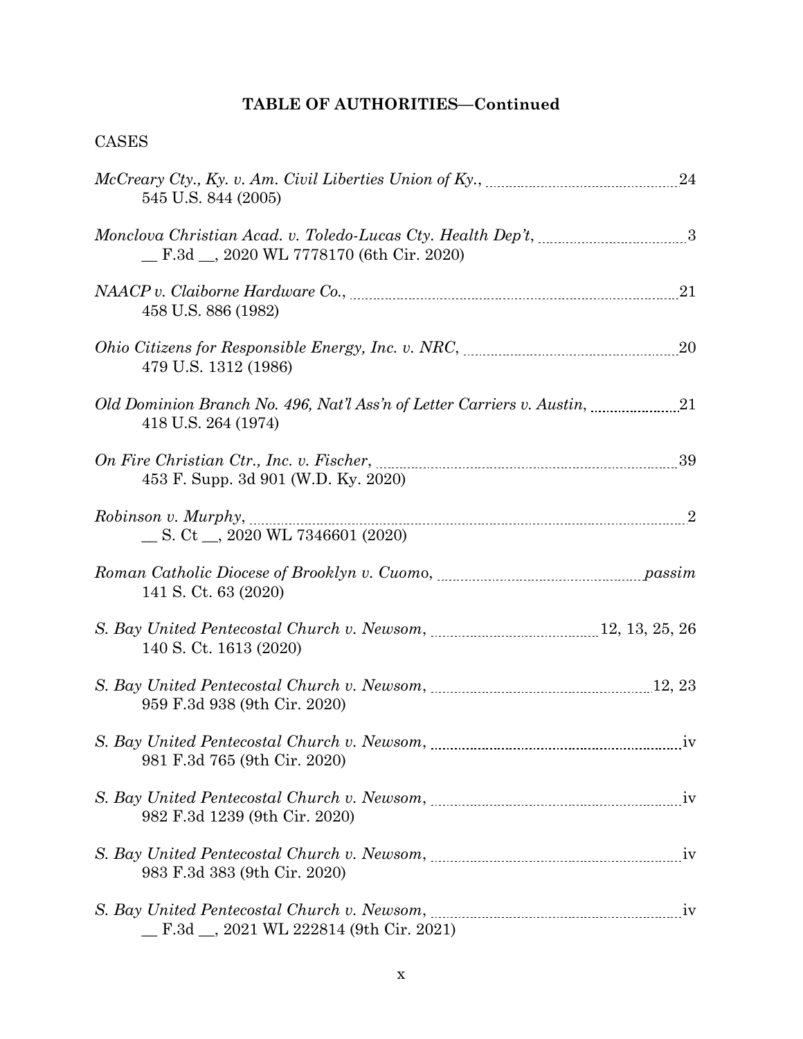**TABLE OF AUTHORITIES—Continued**

CASES

*McCreary Cty., Ky. v. Am. Civil Liberties Union of Ky.*, 545 U.S. 844 (2005) ..... 24

*Monclova Christian Acad. v. Toledo-Lucas Cty. Health Dep't*, __ F.3d __, 2020 WL 7778170 (6th Cir. 2020) ..... 3

*NAACP v. Claiborne Hardware Co.*, 458 U.S. 886 (1982) ..... 21

*Ohio Citizens for Responsible Energy, Inc. v. NRC*, 479 U.S. 1312 (1986) ..... 20

*Old Dominion Branch No. 496, Nat'l Ass'n of Letter Carriers v. Austin*, 418 U.S. 264 (1974) ..... 21

*On Fire Christian Ctr., Inc. v. Fischer*, 453 F. Supp. 3d 901 (W.D. Ky. 2020) ..... 39

*Robinson v. Murphy*, __ S. Ct __, 2020 WL 7346601 (2020) ..... 2

*Roman Catholic Diocese of Brooklyn v. Cuomo*, 141 S. Ct. 63 (2020) ..... *passim*

*S. Bay United Pentecostal Church v. Newsom*, 140 S. Ct. 1613 (2020) ..... 12, 13, 25, 26

*S. Bay United Pentecostal Church v. Newsom*, 959 F.3d 938 (9th Cir. 2020) ..... 12, 23

*S. Bay United Pentecostal Church v. Newsom*, 981 F.3d 765 (9th Cir. 2020) ..... iv

*S. Bay United Pentecostal Church v. Newsom*, 982 F.3d 1239 (9th Cir. 2020) ..... iv

*S. Bay United Pentecostal Church v. Newsom*, 983 F.3d 383 (9th Cir. 2020) ..... iv

*S. Bay United Pentecostal Church v. Newsom*, __ F.3d __, 2021 WL 222814 (9th Cir. 2021) ..... iv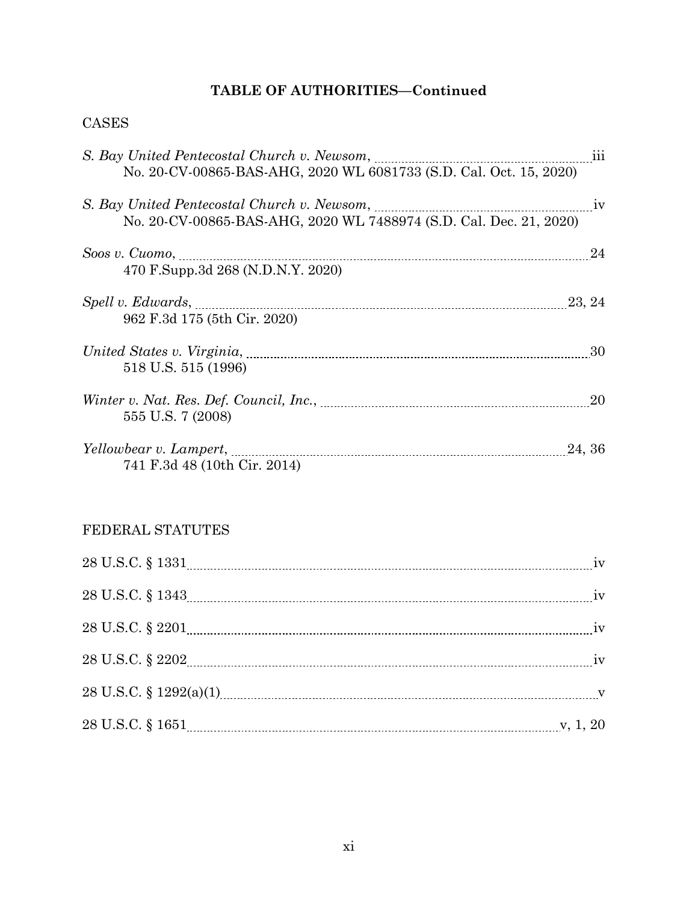## TABLE OF AUTHORITIES—Continued

CASES

*S. Bay United Pentecostal Church v. Newsom*, ........ iii
No. 20-CV-00865-BAS-AHG, 2020 WL 6081733 (S.D. Cal. Oct. 15, 2020)

*S. Bay United Pentecostal Church v. Newsom*, ........ iv
No. 20-CV-00865-BAS-AHG, 2020 WL 7488974 (S.D. Cal. Dec. 21, 2020)

*Soos v. Cuomo*, ........ 24
470 F.Supp.3d 268 (N.D.N.Y. 2020)

*Spell v. Edwards*, ........ 23, 24
962 F.3d 175 (5th Cir. 2020)

*United States v. Virginia*, ........ 30
518 U.S. 515 (1996)

*Winter v. Nat. Res. Def. Council, Inc.*, ........ 20
555 U.S. 7 (2008)

*Yellowbear v. Lampert*, ........ 24, 36
741 F.3d 48 (10th Cir. 2014)

FEDERAL STATUTES

28 U.S.C. § 1331 ........ iv

28 U.S.C. § 1343 ........ iv

28 U.S.C. § 2201 ........ iv

28 U.S.C. § 2202 ........ iv

28 U.S.C. § 1292(a)(1) ........ v

28 U.S.C. § 1651 ........ v, 1, 20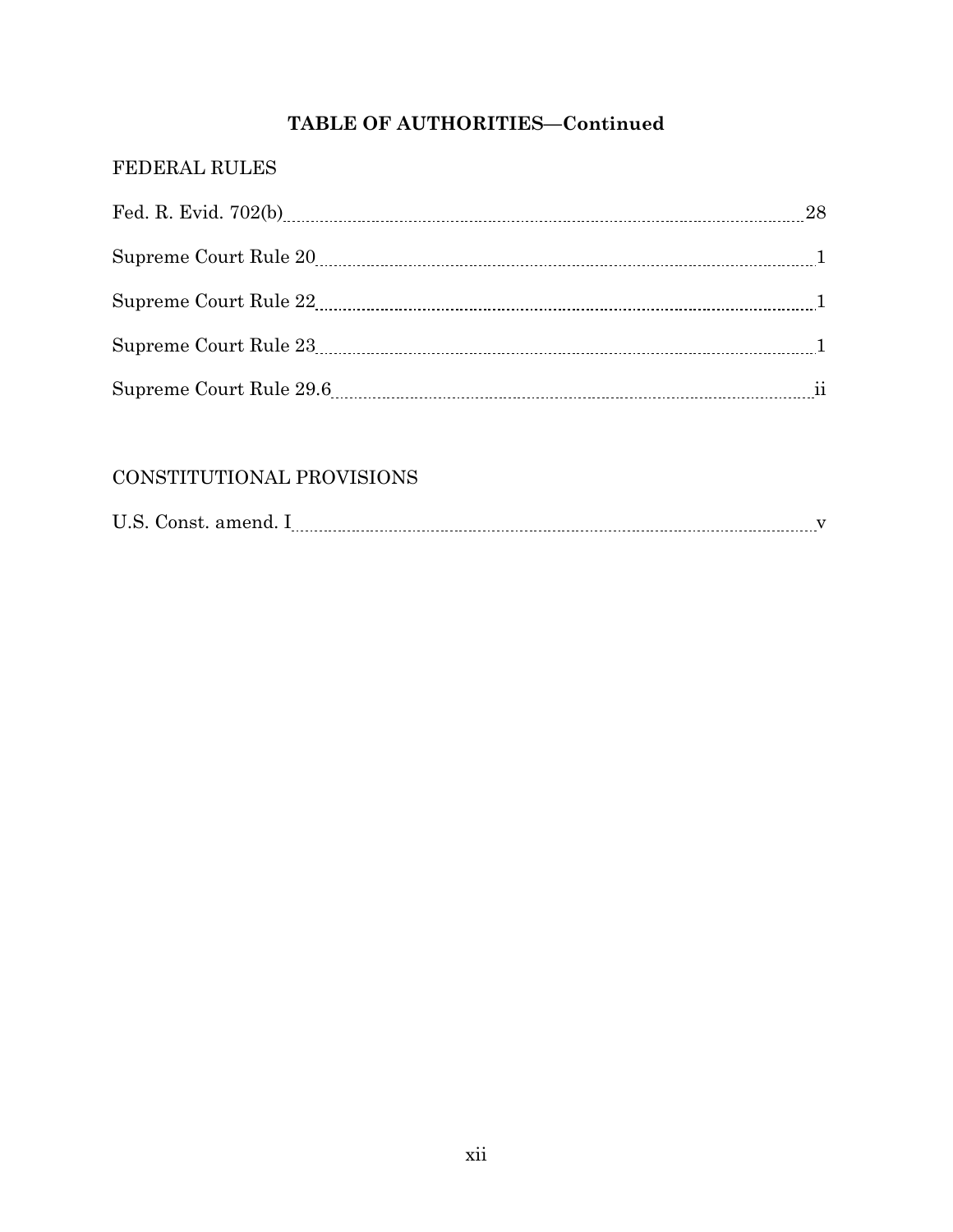**TABLE OF AUTHORITIES—Continued**

FEDERAL RULES

Fed. R. Evid. 702(b) .......... 28

Supreme Court Rule 20 .......... 1

Supreme Court Rule 22 .......... 1

Supreme Court Rule 23 .......... 1

Supreme Court Rule 29.6 .......... ii

CONSTITUTIONAL PROVISIONS

U.S. Const. amend. I .......... v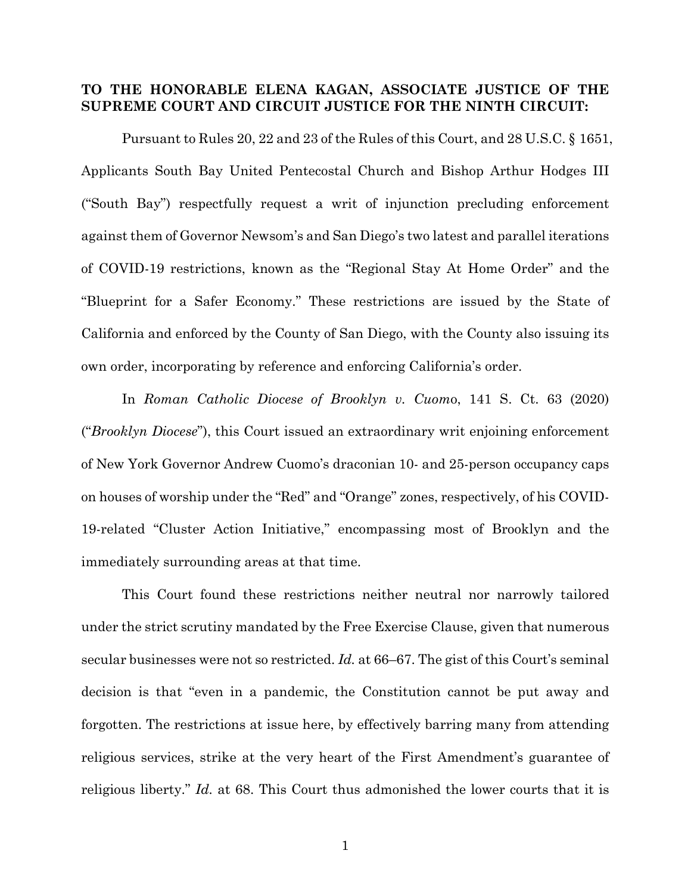**TO THE HONORABLE ELENA KAGAN, ASSOCIATE JUSTICE OF THE SUPREME COURT AND CIRCUIT JUSTICE FOR THE NINTH CIRCUIT:**

Pursuant to Rules 20, 22 and 23 of the Rules of this Court, and 28 U.S.C. § 1651, Applicants South Bay United Pentecostal Church and Bishop Arthur Hodges III ("South Bay") respectfully request a writ of injunction precluding enforcement against them of Governor Newsom's and San Diego's two latest and parallel iterations of COVID-19 restrictions, known as the "Regional Stay At Home Order" and the "Blueprint for a Safer Economy." These restrictions are issued by the State of California and enforced by the County of San Diego, with the County also issuing its own order, incorporating by reference and enforcing California's order.

In *Roman Catholic Diocese of Brooklyn v. Cuomo*, 141 S. Ct. 63 (2020) ("*Brooklyn Diocese*"), this Court issued an extraordinary writ enjoining enforcement of New York Governor Andrew Cuomo's draconian 10- and 25-person occupancy caps on houses of worship under the "Red" and "Orange" zones, respectively, of his COVID-19-related "Cluster Action Initiative," encompassing most of Brooklyn and the immediately surrounding areas at that time.

This Court found these restrictions neither neutral nor narrowly tailored under the strict scrutiny mandated by the Free Exercise Clause, given that numerous secular businesses were not so restricted. *Id.* at 66–67. The gist of this Court's seminal decision is that "even in a pandemic, the Constitution cannot be put away and forgotten. The restrictions at issue here, by effectively barring many from attending religious services, strike at the very heart of the First Amendment's guarantee of religious liberty." *Id.* at 68. This Court thus admonished the lower courts that it is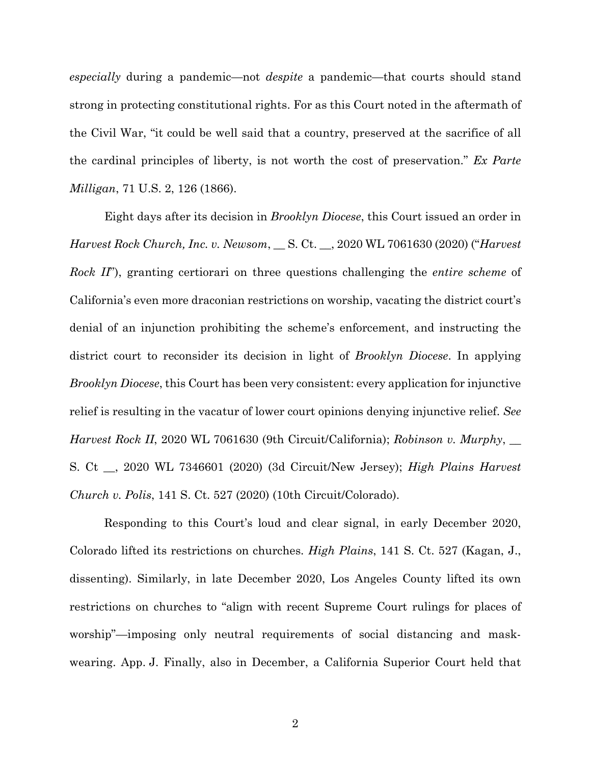*especially* during a pandemic—not *despite* a pandemic—that courts should stand strong in protecting constitutional rights. For as this Court noted in the aftermath of the Civil War, "it could be well said that a country, preserved at the sacrifice of all the cardinal principles of liberty, is not worth the cost of preservation." *Ex Parte Milligan*, 71 U.S. 2, 126 (1866).

Eight days after its decision in *Brooklyn Diocese*, this Court issued an order in *Harvest Rock Church, Inc. v. Newsom*, __ S. Ct. __, 2020 WL 7061630 (2020) ("*Harvest Rock II*"), granting certiorari on three questions challenging the *entire scheme* of California's even more draconian restrictions on worship, vacating the district court's denial of an injunction prohibiting the scheme's enforcement, and instructing the district court to reconsider its decision in light of *Brooklyn Diocese*. In applying *Brooklyn Diocese*, this Court has been very consistent: every application for injunctive relief is resulting in the vacatur of lower court opinions denying injunctive relief. *See Harvest Rock II*, 2020 WL 7061630 (9th Circuit/California); *Robinson v. Murphy*, __ S. Ct __, 2020 WL 7346601 (2020) (3d Circuit/New Jersey); *High Plains Harvest Church v. Polis*, 141 S. Ct. 527 (2020) (10th Circuit/Colorado).

Responding to this Court's loud and clear signal, in early December 2020, Colorado lifted its restrictions on churches. *High Plains*, 141 S. Ct. 527 (Kagan, J., dissenting). Similarly, in late December 2020, Los Angeles County lifted its own restrictions on churches to "align with recent Supreme Court rulings for places of worship"—imposing only neutral requirements of social distancing and mask-wearing. App. J. Finally, also in December, a California Superior Court held that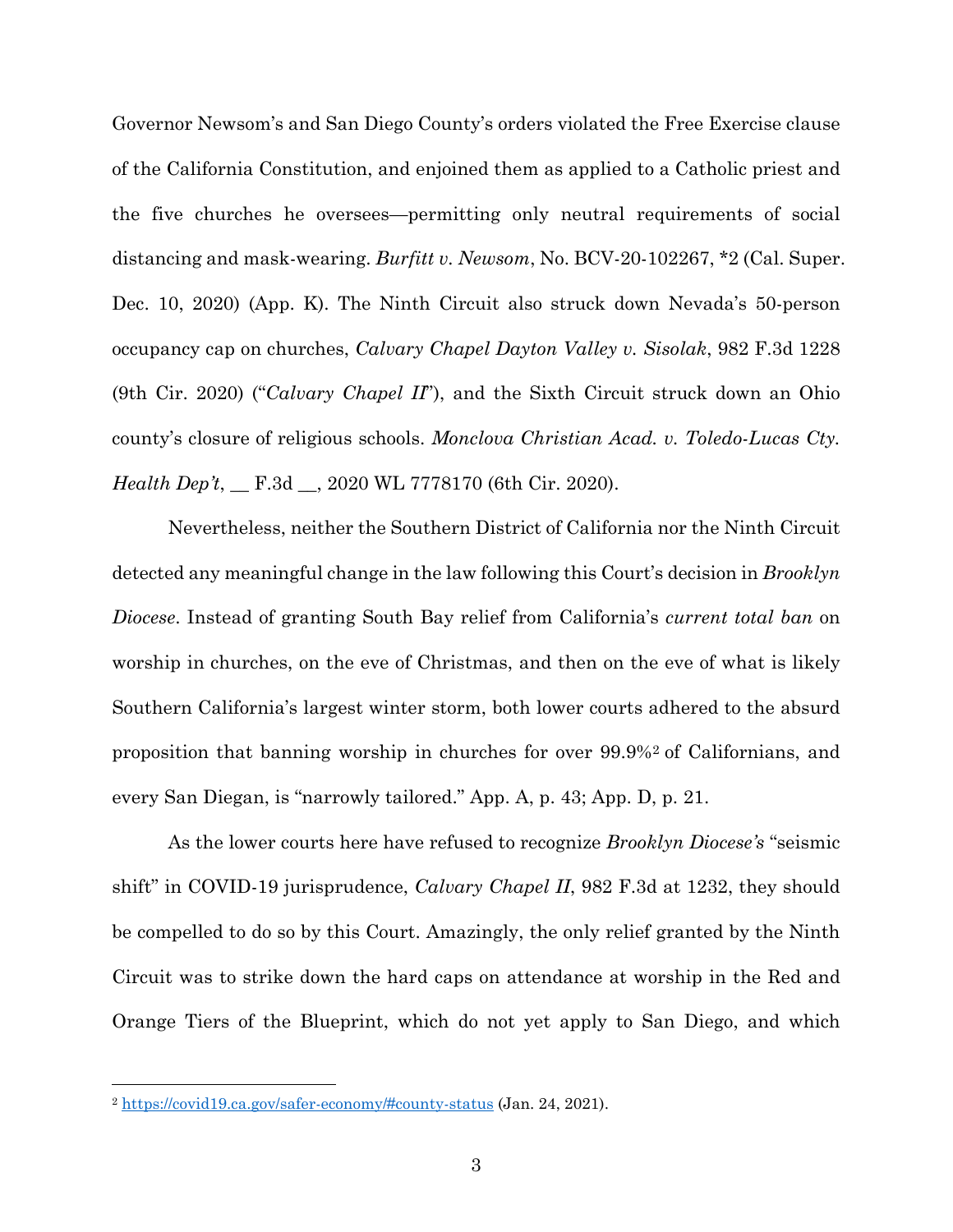Governor Newsom's and San Diego County's orders violated the Free Exercise clause of the California Constitution, and enjoined them as applied to a Catholic priest and the five churches he oversees—permitting only neutral requirements of social distancing and mask-wearing. *Burfitt v. Newsom*, No. BCV-20-102267, *2 (Cal. Super. Dec. 10, 2020) (App. K). The Ninth Circuit also struck down Nevada's 50-person occupancy cap on churches, *Calvary Chapel Dayton Valley v. Sisolak*, 982 F.3d 1228 (9th Cir. 2020) ("*Calvary Chapel II*"), and the Sixth Circuit struck down an Ohio county's closure of religious schools. *Monclova Christian Acad. v. Toledo-Lucas Cty. Health Dep't*, __ F.3d __, 2020 WL 7778170 (6th Cir. 2020).

Nevertheless, neither the Southern District of California nor the Ninth Circuit detected any meaningful change in the law following this Court's decision in *Brooklyn Diocese*. Instead of granting South Bay relief from California's *current total ban* on worship in churches, on the eve of Christmas, and then on the eve of what is likely Southern California's largest winter storm, both lower courts adhered to the absurd proposition that banning worship in churches for over 99.9%[2] of Californians, and every San Diegan, is "narrowly tailored." App. A, p. 43; App. D, p. 21.

As the lower courts here have refused to recognize *Brooklyn Diocese's* "seismic shift" in COVID-19 jurisprudence, *Calvary Chapel II*, 982 F.3d at 1232, they should be compelled to do so by this Court. Amazingly, the only relief granted by the Ninth Circuit was to strike down the hard caps on attendance at worship in the Red and Orange Tiers of the Blueprint, which do not yet apply to San Diego, and which

---

[2] https://covid19.ca.gov/safer-economy/#county-status (Jan. 24, 2021).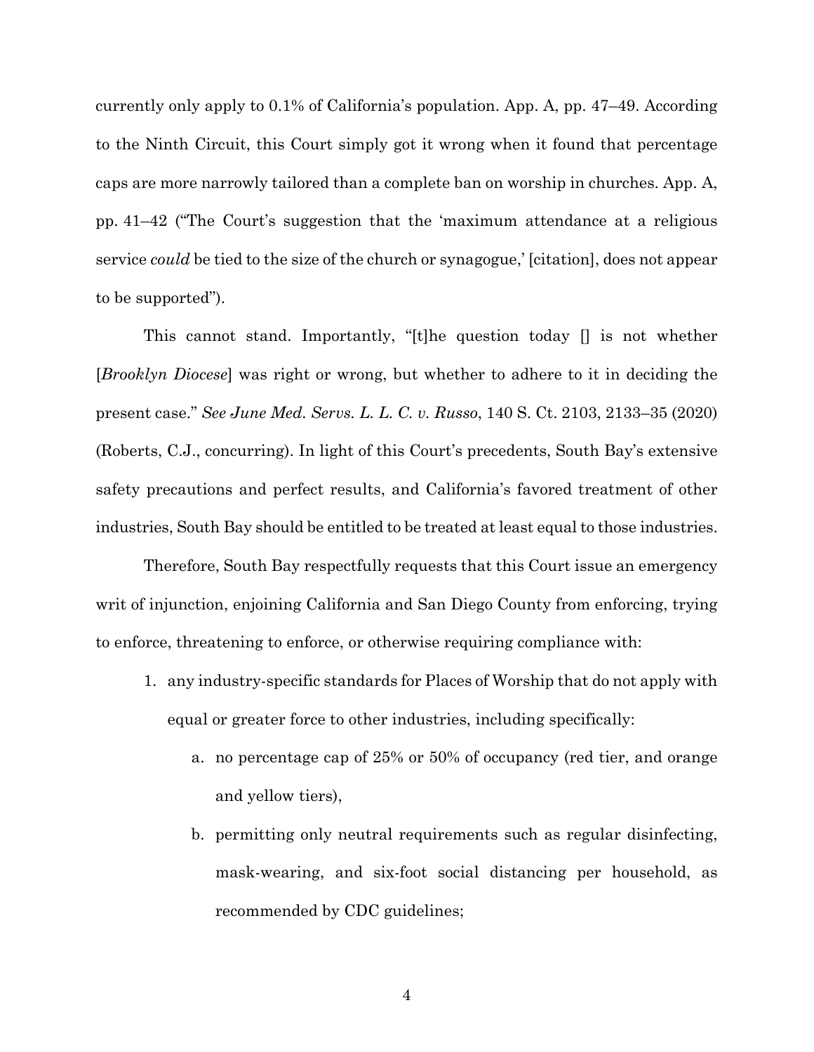currently only apply to 0.1% of California's population. App. A, pp. 47–49. According to the Ninth Circuit, this Court simply got it wrong when it found that percentage caps are more narrowly tailored than a complete ban on worship in churches. App. A, pp. 41–42 ("The Court's suggestion that the 'maximum attendance at a religious service *could* be tied to the size of the church or synagogue,' [citation], does not appear to be supported").

This cannot stand. Importantly, "[t]he question today [] is not whether [*Brooklyn Diocese*] was right or wrong, but whether to adhere to it in deciding the present case." *See June Med. Servs. L. L. C. v. Russo*, 140 S. Ct. 2103, 2133–35 (2020) (Roberts, C.J., concurring). In light of this Court's precedents, South Bay's extensive safety precautions and perfect results, and California's favored treatment of other industries, South Bay should be entitled to be treated at least equal to those industries.

Therefore, South Bay respectfully requests that this Court issue an emergency writ of injunction, enjoining California and San Diego County from enforcing, trying to enforce, threatening to enforce, or otherwise requiring compliance with:

1. any industry-specific standards for Places of Worship that do not apply with equal or greater force to other industries, including specifically:
    a. no percentage cap of 25% or 50% of occupancy (red tier, and orange and yellow tiers),
    b. permitting only neutral requirements such as regular disinfecting, mask-wearing, and six-foot social distancing per household, as recommended by CDC guidelines;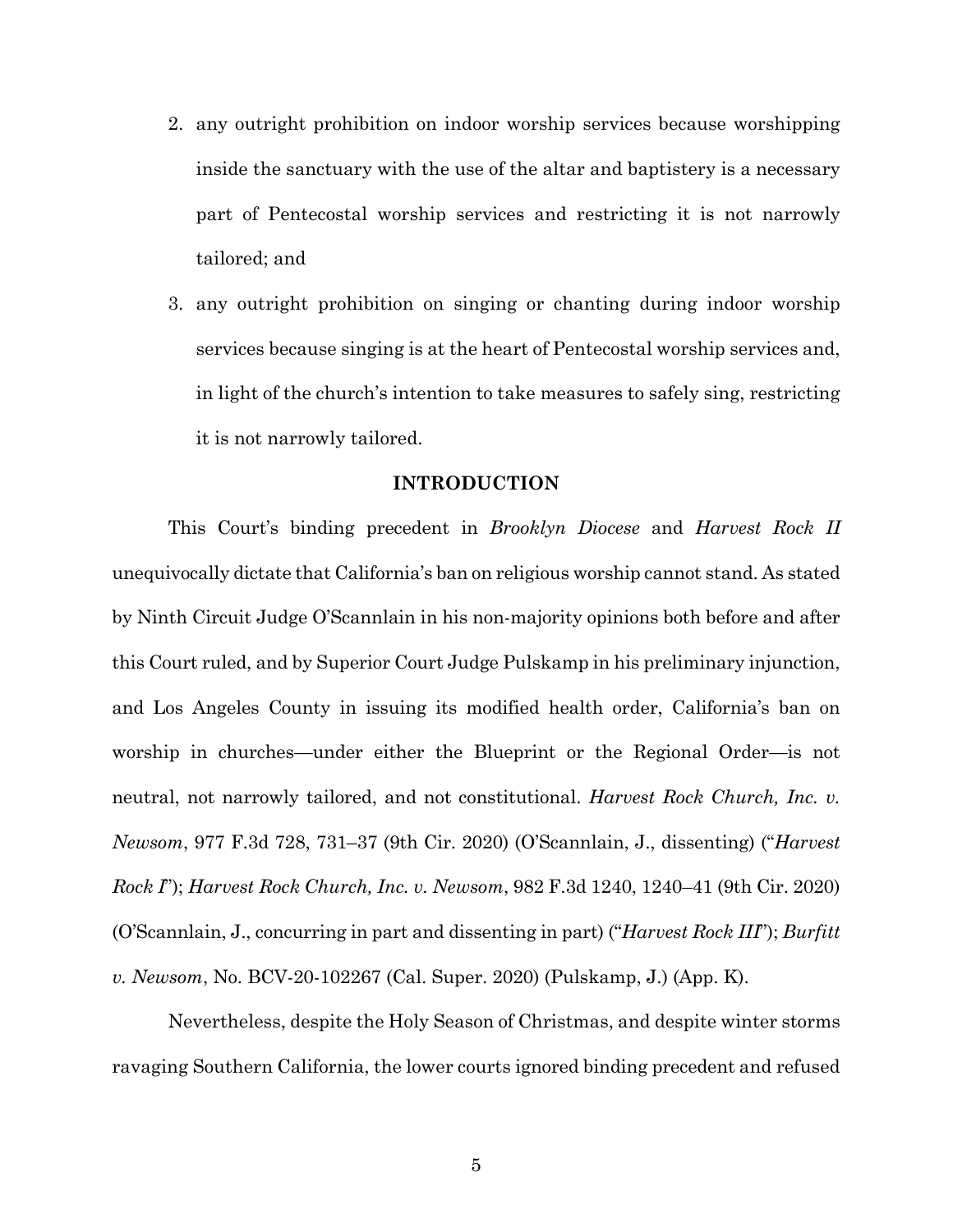2. any outright prohibition on indoor worship services because worshipping inside the sanctuary with the use of the altar and baptistery is a necessary part of Pentecostal worship services and restricting it is not narrowly tailored; and
3. any outright prohibition on singing or chanting during indoor worship services because singing is at the heart of Pentecostal worship services and, in light of the church's intention to take measures to safely sing, restricting it is not narrowly tailored.

## INTRODUCTION

This Court's binding precedent in *Brooklyn Diocese* and *Harvest Rock II* unequivocally dictate that California's ban on religious worship cannot stand. As stated by Ninth Circuit Judge O'Scannlain in his non-majority opinions both before and after this Court ruled, and by Superior Court Judge Pulskamp in his preliminary injunction, and Los Angeles County in issuing its modified health order, California's ban on worship in churches—under either the Blueprint or the Regional Order—is not neutral, not narrowly tailored, and not constitutional. *Harvest Rock Church, Inc. v. Newsom*, 977 F.3d 728, 731–37 (9th Cir. 2020) (O'Scannlain, J., dissenting) ("*Harvest Rock I*"); *Harvest Rock Church, Inc. v. Newsom*, 982 F.3d 1240, 1240–41 (9th Cir. 2020) (O'Scannlain, J., concurring in part and dissenting in part) ("*Harvest Rock III*"); *Burfitt v. Newsom*, No. BCV-20-102267 (Cal. Super. 2020) (Pulskamp, J.) (App. K).

Nevertheless, despite the Holy Season of Christmas, and despite winter storms ravaging Southern California, the lower courts ignored binding precedent and refused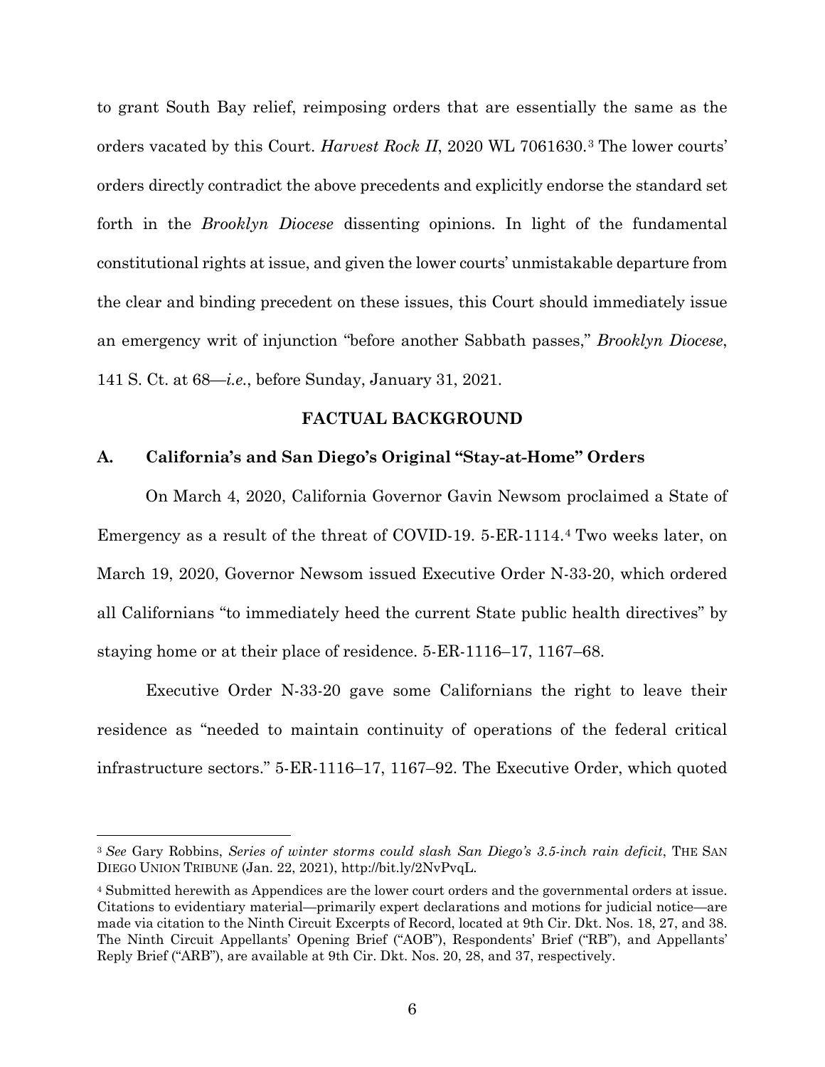to grant South Bay relief, reimposing orders that are essentially the same as the orders vacated by this Court. *Harvest Rock II*, 2020 WL 7061630.[3] The lower courts' orders directly contradict the above precedents and explicitly endorse the standard set forth in the *Brooklyn Diocese* dissenting opinions. In light of the fundamental constitutional rights at issue, and given the lower courts' unmistakable departure from the clear and binding precedent on these issues, this Court should immediately issue an emergency writ of injunction "before another Sabbath passes," *Brooklyn Diocese*, 141 S. Ct. at 68—*i.e.*, before Sunday, January 31, 2021.

## FACTUAL BACKGROUND

### A. California's and San Diego's Original "Stay-at-Home" Orders

On March 4, 2020, California Governor Gavin Newsom proclaimed a State of Emergency as a result of the threat of COVID-19. 5-ER-1114.[4] Two weeks later, on March 19, 2020, Governor Newsom issued Executive Order N-33-20, which ordered all Californians "to immediately heed the current State public health directives" by staying home or at their place of residence. 5-ER-1116–17, 1167–68.

Executive Order N-33-20 gave some Californians the right to leave their residence as "needed to maintain continuity of operations of the federal critical infrastructure sectors." 5-ER-1116–17, 1167–92. The Executive Order, which quoted

---

[3] *See* Gary Robbins, *Series of winter storms could slash San Diego's 3.5-inch rain deficit*, THE SAN DIEGO UNION TRIBUNE (Jan. 22, 2021), http://bit.ly/2NvPvqL.

[4] Submitted herewith as Appendices are the lower court orders and the governmental orders at issue. Citations to evidentiary material—primarily expert declarations and motions for judicial notice—are made via citation to the Ninth Circuit Excerpts of Record, located at 9th Cir. Dkt. Nos. 18, 27, and 38. The Ninth Circuit Appellants' Opening Brief ("AOB"), Respondents' Brief ("RB"), and Appellants' Reply Brief ("ARB"), are available at 9th Cir. Dkt. Nos. 20, 28, and 37, respectively.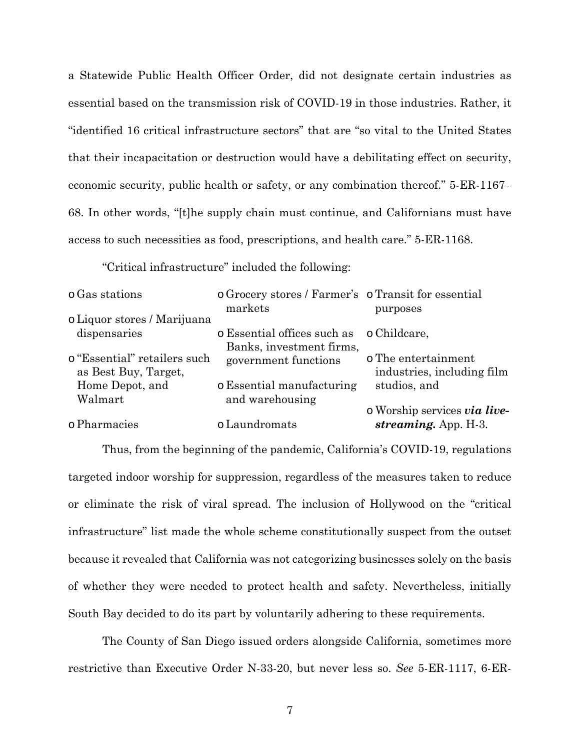a Statewide Public Health Officer Order, did not designate certain industries as essential based on the transmission risk of COVID-19 in those industries. Rather, it "identified 16 critical infrastructure sectors" that are "so vital to the United States that their incapacitation or destruction would have a debilitating effect on security, economic security, public health or safety, or any combination thereof." 5-ER-1167–68. In other words, "[t]he supply chain must continue, and Californians must have access to such necessities as food, prescriptions, and health care." 5-ER-1168.

"Critical infrastructure" included the following:

- Gas stations
- Liquor stores / Marijuana dispensaries
- "Essential" retailers such as Best Buy, Target, Home Depot, and Walmart
- Pharmacies
- Grocery stores / Farmer's markets
- Essential offices such as Banks, investment firms, government functions
- Essential manufacturing and warehousing
- Laundromats
- Transit for essential purposes
- Childcare,
- The entertainment industries, including film studios, and
- Worship services ***via live-streaming.*** App. H-3.

Thus, from the beginning of the pandemic, California's COVID-19, regulations targeted indoor worship for suppression, regardless of the measures taken to reduce or eliminate the risk of viral spread. The inclusion of Hollywood on the "critical infrastructure" list made the whole scheme constitutionally suspect from the outset because it revealed that California was not categorizing businesses solely on the basis of whether they were needed to protect health and safety. Nevertheless, initially South Bay decided to do its part by voluntarily adhering to these requirements.

The County of San Diego issued orders alongside California, sometimes more restrictive than Executive Order N-33-20, but never less so. *See* 5-ER-1117, 6-ER-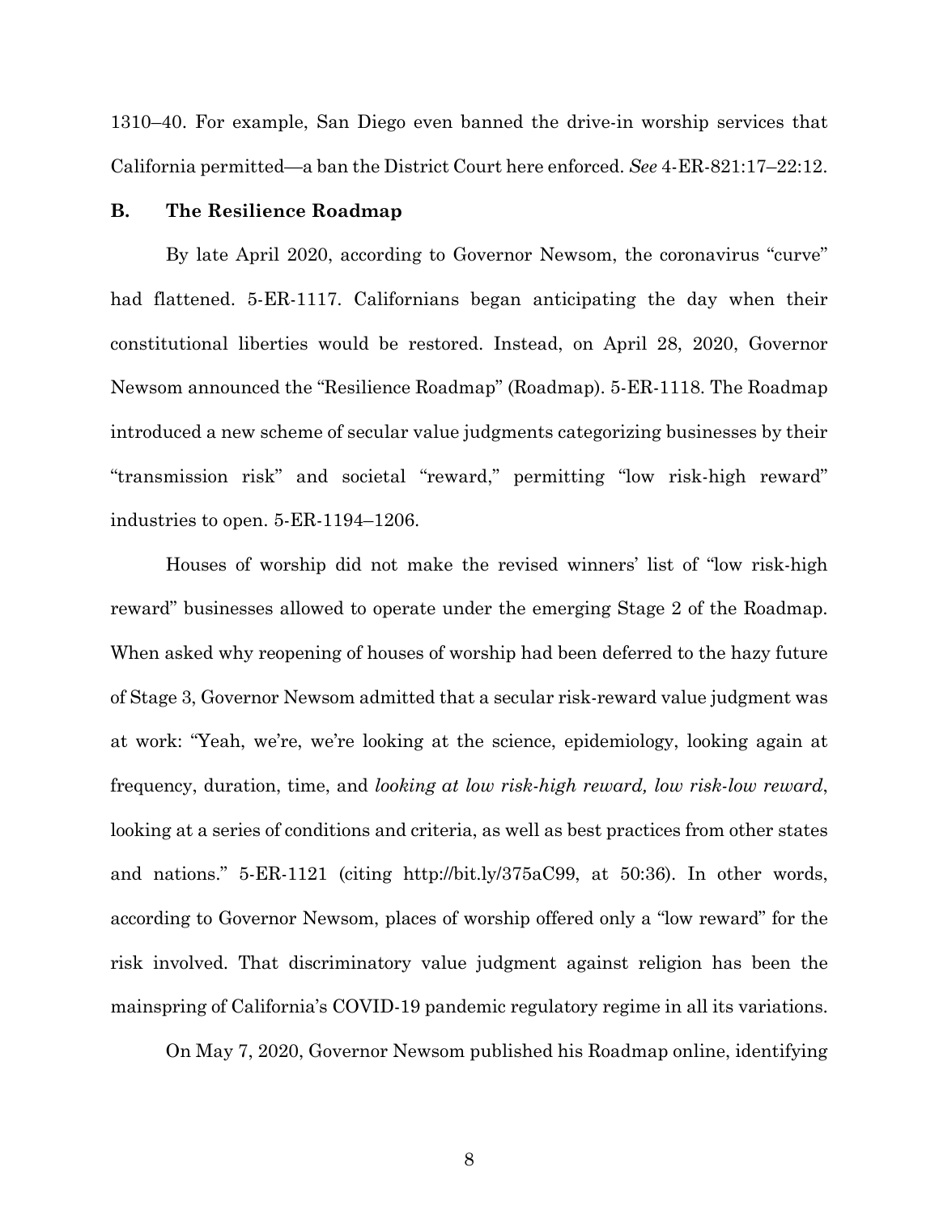1310–40. For example, San Diego even banned the drive-in worship services that California permitted—a ban the District Court here enforced. *See* 4-ER-821:17–22:12.

### B. The Resilience Roadmap

By late April 2020, according to Governor Newsom, the coronavirus "curve" had flattened. 5-ER-1117. Californians began anticipating the day when their constitutional liberties would be restored. Instead, on April 28, 2020, Governor Newsom announced the "Resilience Roadmap" (Roadmap). 5-ER-1118. The Roadmap introduced a new scheme of secular value judgments categorizing businesses by their "transmission risk" and societal "reward," permitting "low risk-high reward" industries to open. 5-ER-1194–1206.

Houses of worship did not make the revised winners' list of "low risk-high reward" businesses allowed to operate under the emerging Stage 2 of the Roadmap. When asked why reopening of houses of worship had been deferred to the hazy future of Stage 3, Governor Newsom admitted that a secular risk-reward value judgment was at work: "Yeah, we're, we're looking at the science, epidemiology, looking again at frequency, duration, time, and *looking at low risk-high reward, low risk-low reward*, looking at a series of conditions and criteria, as well as best practices from other states and nations." 5-ER-1121 (citing http://bit.ly/375aC99, at 50:36). In other words, according to Governor Newsom, places of worship offered only a "low reward" for the risk involved. That discriminatory value judgment against religion has been the mainspring of California's COVID-19 pandemic regulatory regime in all its variations.

On May 7, 2020, Governor Newsom published his Roadmap online, identifying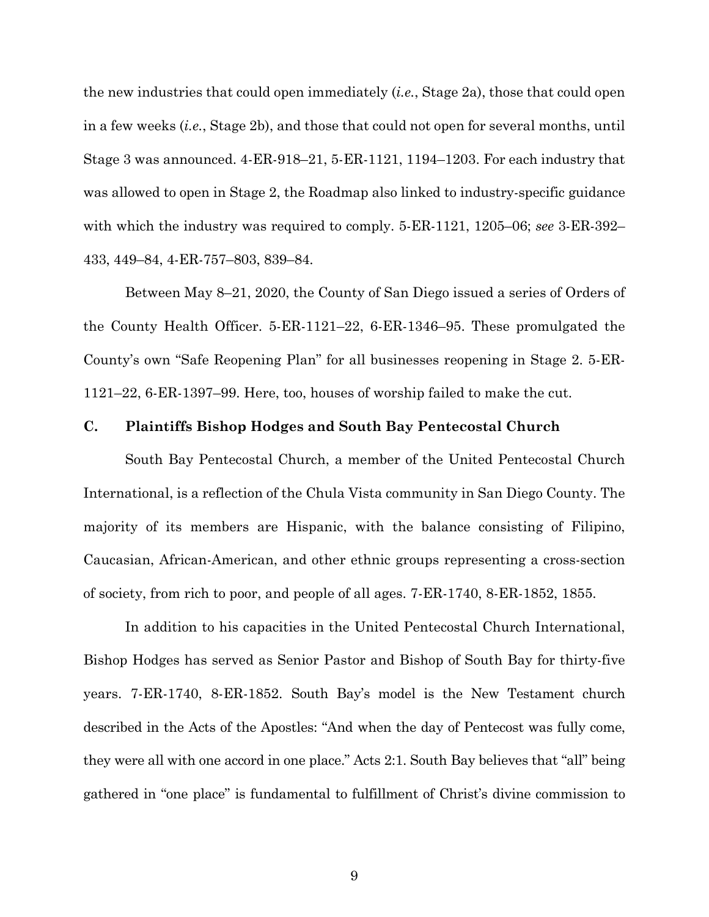the new industries that could open immediately (*i.e.*, Stage 2a), those that could open in a few weeks (*i.e.*, Stage 2b), and those that could not open for several months, until Stage 3 was announced. 4-ER-918–21, 5-ER-1121, 1194–1203. For each industry that was allowed to open in Stage 2, the Roadmap also linked to industry-specific guidance with which the industry was required to comply. 5-ER-1121, 1205–06; *see* 3-ER-392–433, 449–84, 4-ER-757–803, 839–84.

Between May 8–21, 2020, the County of San Diego issued a series of Orders of the County Health Officer. 5-ER-1121–22, 6-ER-1346–95. These promulgated the County's own "Safe Reopening Plan" for all businesses reopening in Stage 2. 5-ER-1121–22, 6-ER-1397–99. Here, too, houses of worship failed to make the cut.

### C. Plaintiffs Bishop Hodges and South Bay Pentecostal Church

South Bay Pentecostal Church, a member of the United Pentecostal Church International, is a reflection of the Chula Vista community in San Diego County. The majority of its members are Hispanic, with the balance consisting of Filipino, Caucasian, African-American, and other ethnic groups representing a cross-section of society, from rich to poor, and people of all ages. 7-ER-1740, 8-ER-1852, 1855.

In addition to his capacities in the United Pentecostal Church International, Bishop Hodges has served as Senior Pastor and Bishop of South Bay for thirty-five years. 7-ER-1740, 8-ER-1852. South Bay's model is the New Testament church described in the Acts of the Apostles: "And when the day of Pentecost was fully come, they were all with one accord in one place." Acts 2:1. South Bay believes that "all" being gathered in "one place" is fundamental to fulfillment of Christ's divine commission to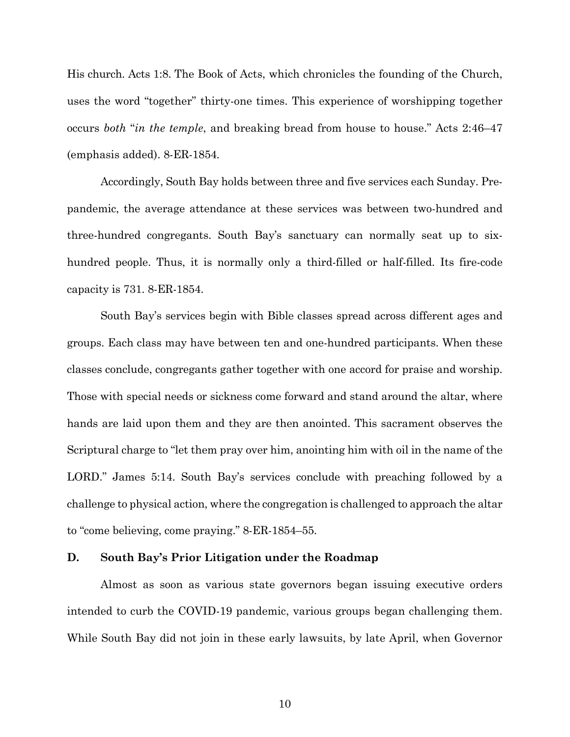His church. Acts 1:8. The Book of Acts, which chronicles the founding of the Church, uses the word "together" thirty-one times. This experience of worshipping together occurs *both* "*in the temple*, and breaking bread from house to house." Acts 2:46–47 (emphasis added). 8-ER-1854.

Accordingly, South Bay holds between three and five services each Sunday. Pre-pandemic, the average attendance at these services was between two-hundred and three-hundred congregants. South Bay's sanctuary can normally seat up to six-hundred people. Thus, it is normally only a third-filled or half-filled. Its fire-code capacity is 731. 8-ER-1854.

South Bay's services begin with Bible classes spread across different ages and groups. Each class may have between ten and one-hundred participants. When these classes conclude, congregants gather together with one accord for praise and worship. Those with special needs or sickness come forward and stand around the altar, where hands are laid upon them and they are then anointed. This sacrament observes the Scriptural charge to "let them pray over him, anointing him with oil in the name of the LORD." James 5:14. South Bay's services conclude with preaching followed by a challenge to physical action, where the congregation is challenged to approach the altar to "come believing, come praying." 8-ER-1854–55.

### D. South Bay's Prior Litigation under the Roadmap

Almost as soon as various state governors began issuing executive orders intended to curb the COVID-19 pandemic, various groups began challenging them. While South Bay did not join in these early lawsuits, by late April, when Governor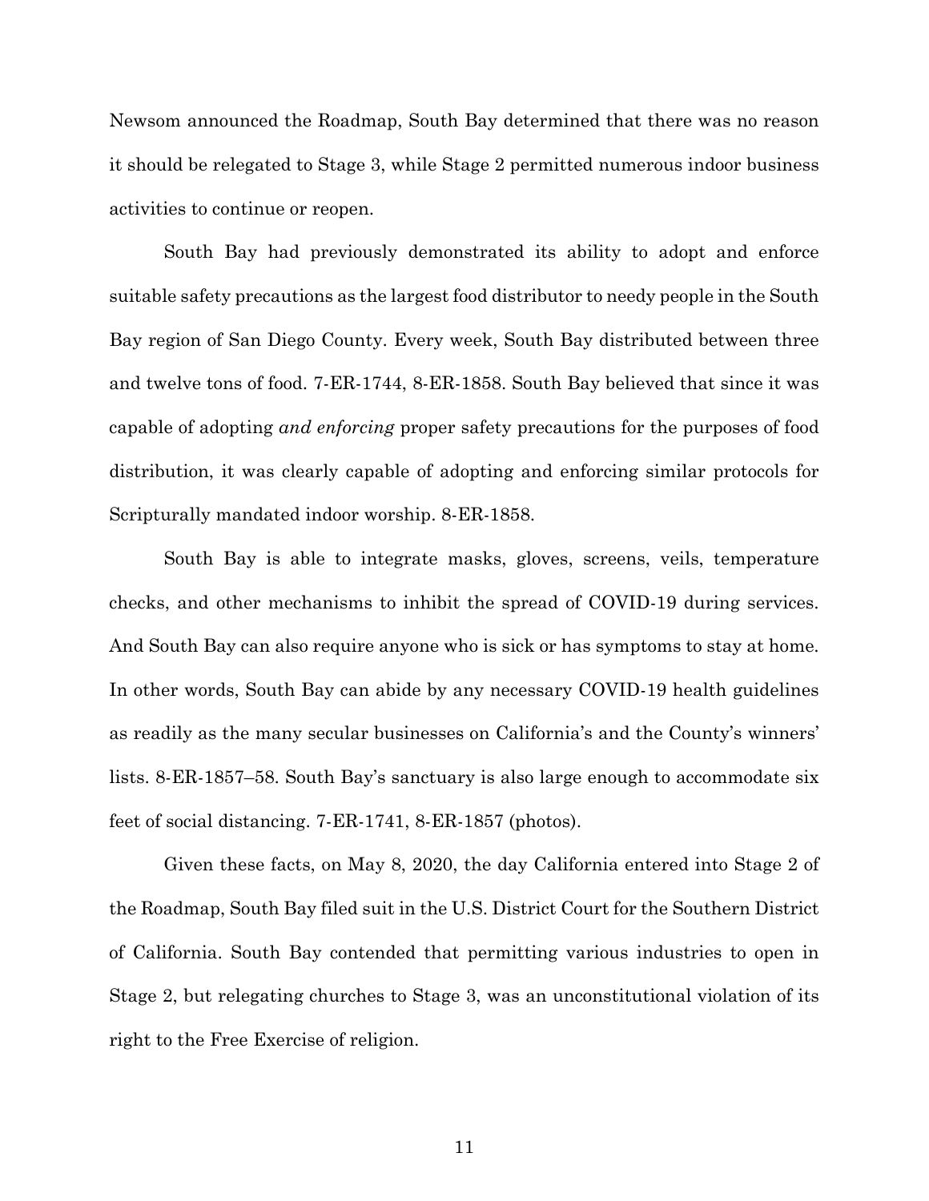Newsom announced the Roadmap, South Bay determined that there was no reason it should be relegated to Stage 3, while Stage 2 permitted numerous indoor business activities to continue or reopen.

South Bay had previously demonstrated its ability to adopt and enforce suitable safety precautions as the largest food distributor to needy people in the South Bay region of San Diego County. Every week, South Bay distributed between three and twelve tons of food. 7-ER-1744, 8-ER-1858. South Bay believed that since it was capable of adopting *and enforcing* proper safety precautions for the purposes of food distribution, it was clearly capable of adopting and enforcing similar protocols for Scripturally mandated indoor worship. 8-ER-1858.

South Bay is able to integrate masks, gloves, screens, veils, temperature checks, and other mechanisms to inhibit the spread of COVID-19 during services. And South Bay can also require anyone who is sick or has symptoms to stay at home. In other words, South Bay can abide by any necessary COVID-19 health guidelines as readily as the many secular businesses on California's and the County's winners' lists. 8-ER-1857–58. South Bay's sanctuary is also large enough to accommodate six feet of social distancing. 7-ER-1741, 8-ER-1857 (photos).

Given these facts, on May 8, 2020, the day California entered into Stage 2 of the Roadmap, South Bay filed suit in the U.S. District Court for the Southern District of California. South Bay contended that permitting various industries to open in Stage 2, but relegating churches to Stage 3, was an unconstitutional violation of its right to the Free Exercise of religion.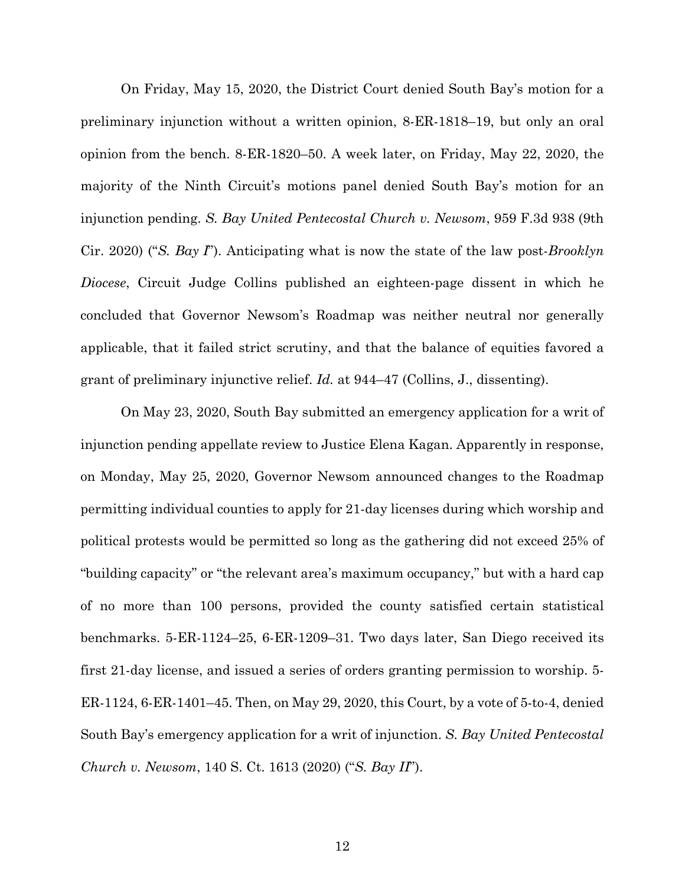On Friday, May 15, 2020, the District Court denied South Bay's motion for a preliminary injunction without a written opinion, 8-ER-1818–19, but only an oral opinion from the bench. 8-ER-1820–50. A week later, on Friday, May 22, 2020, the majority of the Ninth Circuit's motions panel denied South Bay's motion for an injunction pending. *S. Bay United Pentecostal Church v. Newsom*, 959 F.3d 938 (9th Cir. 2020) ("*S. Bay I*"). Anticipating what is now the state of the law post-*Brooklyn Diocese*, Circuit Judge Collins published an eighteen-page dissent in which he concluded that Governor Newsom's Roadmap was neither neutral nor generally applicable, that it failed strict scrutiny, and that the balance of equities favored a grant of preliminary injunctive relief. *Id.* at 944–47 (Collins, J., dissenting).

On May 23, 2020, South Bay submitted an emergency application for a writ of injunction pending appellate review to Justice Elena Kagan. Apparently in response, on Monday, May 25, 2020, Governor Newsom announced changes to the Roadmap permitting individual counties to apply for 21-day licenses during which worship and political protests would be permitted so long as the gathering did not exceed 25% of "building capacity" or "the relevant area's maximum occupancy," but with a hard cap of no more than 100 persons, provided the county satisfied certain statistical benchmarks. 5-ER-1124–25, 6-ER-1209–31. Two days later, San Diego received its first 21-day license, and issued a series of orders granting permission to worship. 5-ER-1124, 6-ER-1401–45. Then, on May 29, 2020, this Court, by a vote of 5-to-4, denied South Bay's emergency application for a writ of injunction. *S. Bay United Pentecostal Church v. Newsom*, 140 S. Ct. 1613 (2020) ("*S. Bay II*").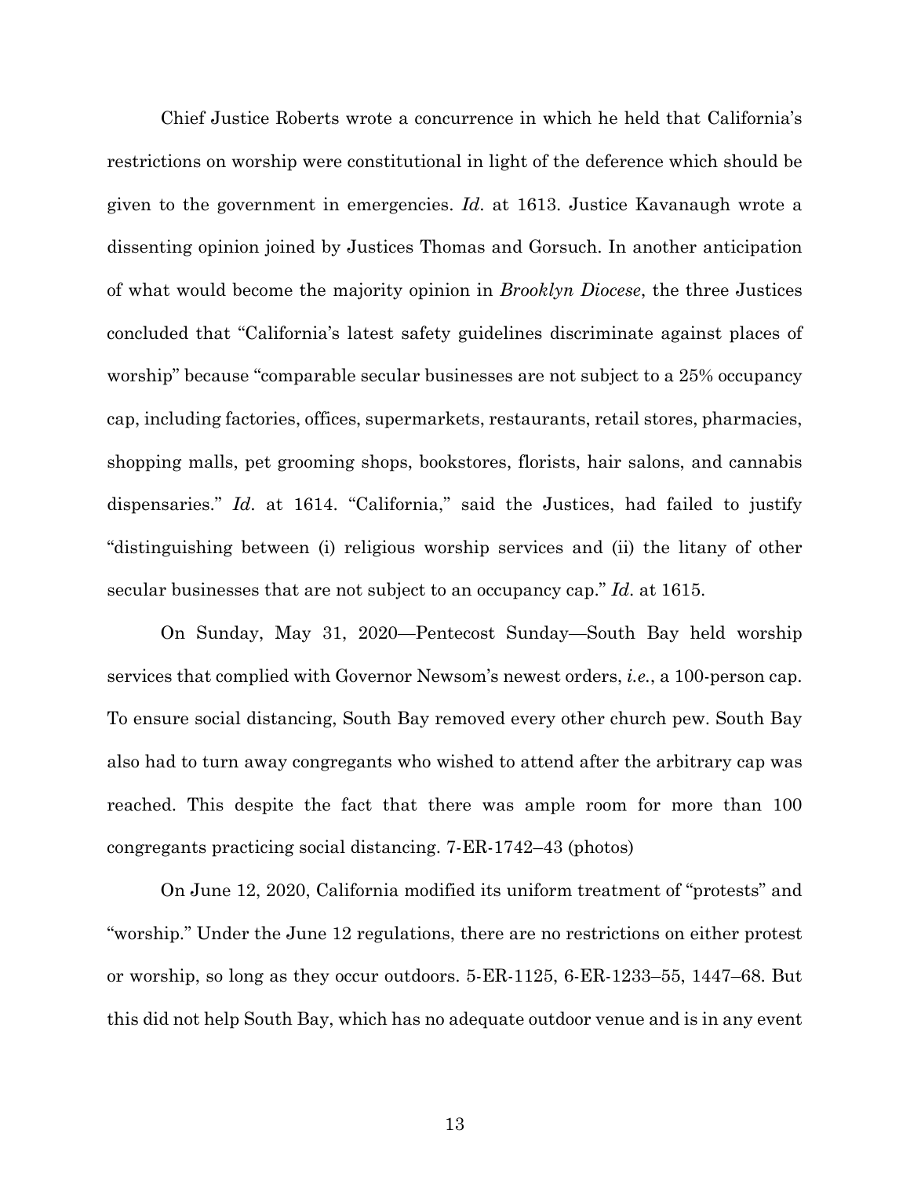Chief Justice Roberts wrote a concurrence in which he held that California's restrictions on worship were constitutional in light of the deference which should be given to the government in emergencies. *Id*. at 1613. Justice Kavanaugh wrote a dissenting opinion joined by Justices Thomas and Gorsuch. In another anticipation of what would become the majority opinion in *Brooklyn Diocese*, the three Justices concluded that "California's latest safety guidelines discriminate against places of worship" because "comparable secular businesses are not subject to a 25% occupancy cap, including factories, offices, supermarkets, restaurants, retail stores, pharmacies, shopping malls, pet grooming shops, bookstores, florists, hair salons, and cannabis dispensaries." *Id*. at 1614. "California," said the Justices, had failed to justify "distinguishing between (i) religious worship services and (ii) the litany of other secular businesses that are not subject to an occupancy cap." *Id*. at 1615.

On Sunday, May 31, 2020—Pentecost Sunday—South Bay held worship services that complied with Governor Newsom's newest orders, *i.e.*, a 100-person cap. To ensure social distancing, South Bay removed every other church pew. South Bay also had to turn away congregants who wished to attend after the arbitrary cap was reached. This despite the fact that there was ample room for more than 100 congregants practicing social distancing. 7-ER-1742–43 (photos)

On June 12, 2020, California modified its uniform treatment of "protests" and "worship." Under the June 12 regulations, there are no restrictions on either protest or worship, so long as they occur outdoors. 5-ER-1125, 6-ER-1233–55, 1447–68. But this did not help South Bay, which has no adequate outdoor venue and is in any event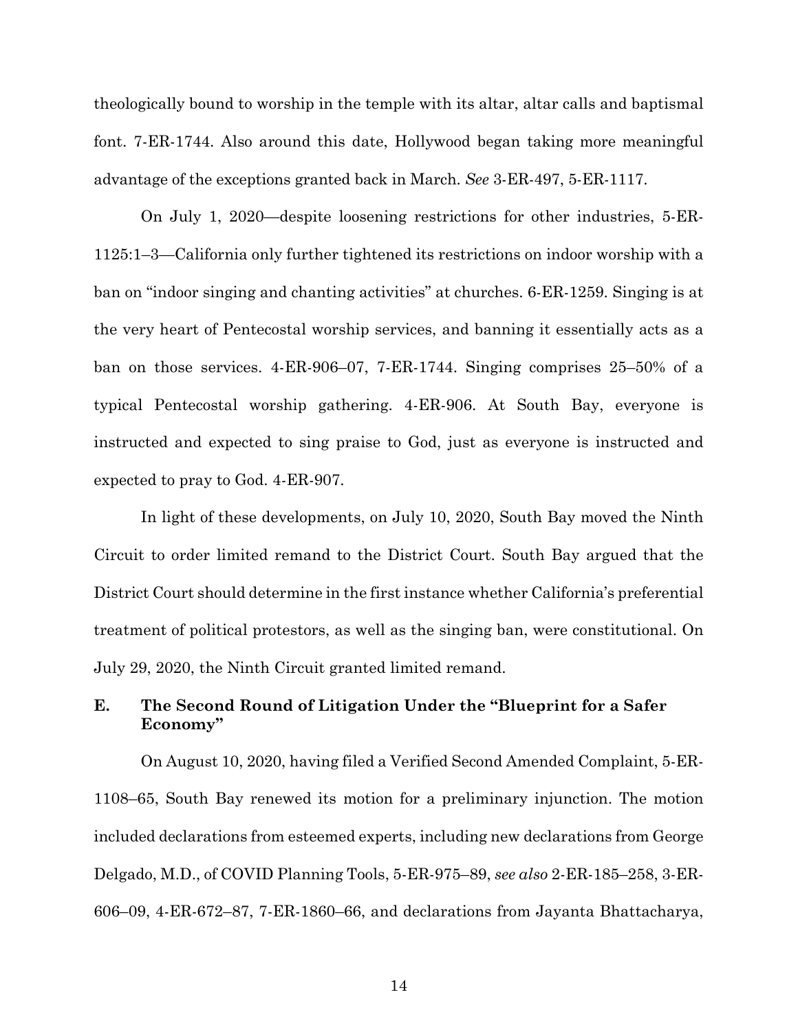theologically bound to worship in the temple with its altar, altar calls and baptismal font. 7-ER-1744. Also around this date, Hollywood began taking more meaningful advantage of the exceptions granted back in March. *See* 3-ER-497, 5-ER-1117.

On July 1, 2020—despite loosening restrictions for other industries, 5-ER-1125:1–3—California only further tightened its restrictions on indoor worship with a ban on "indoor singing and chanting activities" at churches. 6-ER-1259. Singing is at the very heart of Pentecostal worship services, and banning it essentially acts as a ban on those services. 4-ER-906–07, 7-ER-1744. Singing comprises 25–50% of a typical Pentecostal worship gathering. 4-ER-906. At South Bay, everyone is instructed and expected to sing praise to God, just as everyone is instructed and expected to pray to God. 4-ER-907.

In light of these developments, on July 10, 2020, South Bay moved the Ninth Circuit to order limited remand to the District Court. South Bay argued that the District Court should determine in the first instance whether California's preferential treatment of political protestors, as well as the singing ban, were constitutional. On July 29, 2020, the Ninth Circuit granted limited remand.

### E. The Second Round of Litigation Under the "Blueprint for a Safer Economy"

On August 10, 2020, having filed a Verified Second Amended Complaint, 5-ER-1108–65, South Bay renewed its motion for a preliminary injunction. The motion included declarations from esteemed experts, including new declarations from George Delgado, M.D., of COVID Planning Tools, 5-ER-975–89, *see also* 2-ER-185–258, 3-ER-606–09, 4-ER-672–87, 7-ER-1860–66, and declarations from Jayanta Bhattacharya,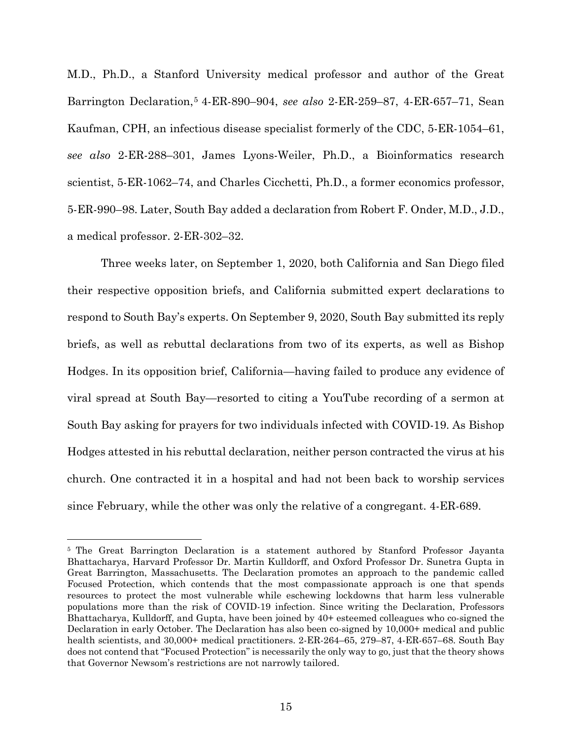M.D., Ph.D., a Stanford University medical professor and author of the Great Barrington Declaration,[5] 4-ER-890–904, *see also* 2-ER-259–87, 4-ER-657–71, Sean Kaufman, CPH, an infectious disease specialist formerly of the CDC, 5-ER-1054–61, *see also* 2-ER-288–301, James Lyons-Weiler, Ph.D., a Bioinformatics research scientist, 5-ER-1062–74, and Charles Cicchetti, Ph.D., a former economics professor, 5-ER-990–98. Later, South Bay added a declaration from Robert F. Onder, M.D., J.D., a medical professor. 2-ER-302–32.

Three weeks later, on September 1, 2020, both California and San Diego filed their respective opposition briefs, and California submitted expert declarations to respond to South Bay's experts. On September 9, 2020, South Bay submitted its reply briefs, as well as rebuttal declarations from two of its experts, as well as Bishop Hodges. In its opposition brief, California—having failed to produce any evidence of viral spread at South Bay—resorted to citing a YouTube recording of a sermon at South Bay asking for prayers for two individuals infected with COVID-19. As Bishop Hodges attested in his rebuttal declaration, neither person contracted the virus at his church. One contracted it in a hospital and had not been back to worship services since February, while the other was only the relative of a congregant. 4-ER-689.

---

[5] The Great Barrington Declaration is a statement authored by Stanford Professor Jayanta Bhattacharya, Harvard Professor Dr. Martin Kulldorff, and Oxford Professor Dr. Sunetra Gupta in Great Barrington, Massachusetts. The Declaration promotes an approach to the pandemic called Focused Protection, which contends that the most compassionate approach is one that spends resources to protect the most vulnerable while eschewing lockdowns that harm less vulnerable populations more than the risk of COVID-19 infection. Since writing the Declaration, Professors Bhattacharya, Kulldorff, and Gupta, have been joined by 40+ esteemed colleagues who co-signed the Declaration in early October. The Declaration has also been co-signed by 10,000+ medical and public health scientists, and 30,000+ medical practitioners. 2-ER-264–65, 279–87, 4-ER-657–68. South Bay does not contend that "Focused Protection" is necessarily the only way to go, just that the theory shows that Governor Newsom's restrictions are not narrowly tailored.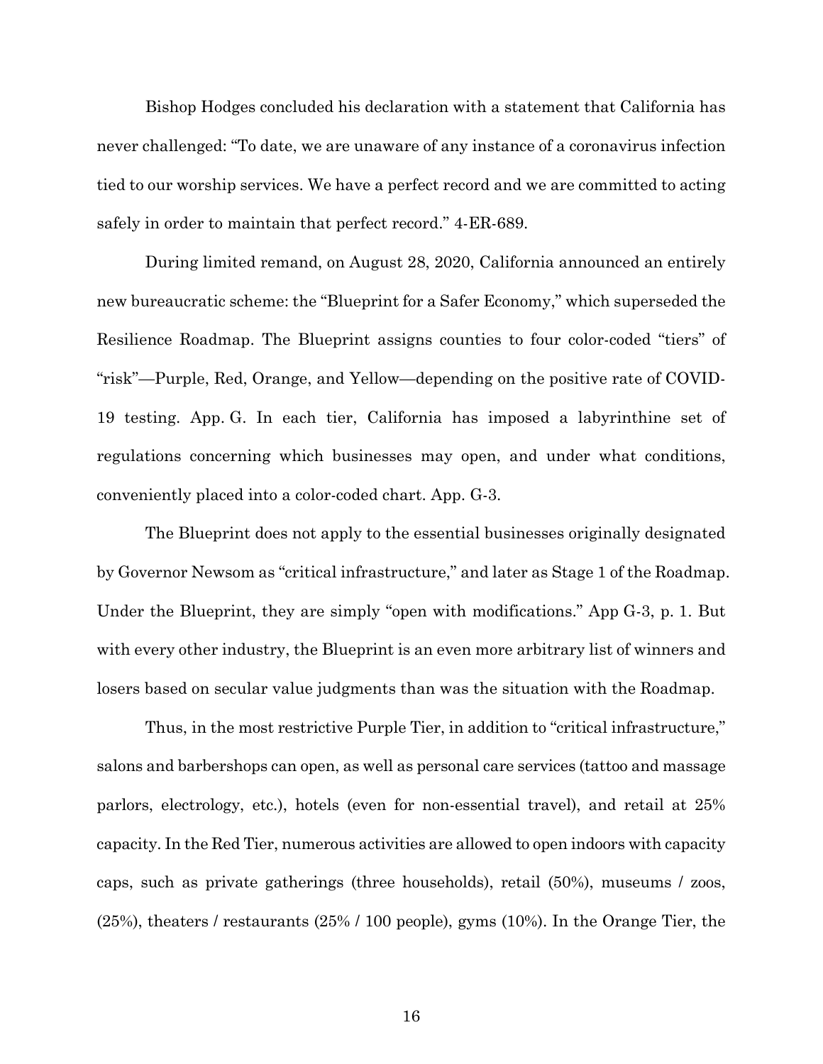Bishop Hodges concluded his declaration with a statement that California has never challenged: "To date, we are unaware of any instance of a coronavirus infection tied to our worship services. We have a perfect record and we are committed to acting safely in order to maintain that perfect record." 4-ER-689.

During limited remand, on August 28, 2020, California announced an entirely new bureaucratic scheme: the "Blueprint for a Safer Economy," which superseded the Resilience Roadmap. The Blueprint assigns counties to four color-coded "tiers" of "risk"—Purple, Red, Orange, and Yellow—depending on the positive rate of COVID-19 testing. App. G. In each tier, California has imposed a labyrinthine set of regulations concerning which businesses may open, and under what conditions, conveniently placed into a color-coded chart. App. G-3.

The Blueprint does not apply to the essential businesses originally designated by Governor Newsom as "critical infrastructure," and later as Stage 1 of the Roadmap. Under the Blueprint, they are simply "open with modifications." App G-3, p. 1. But with every other industry, the Blueprint is an even more arbitrary list of winners and losers based on secular value judgments than was the situation with the Roadmap.

Thus, in the most restrictive Purple Tier, in addition to "critical infrastructure," salons and barbershops can open, as well as personal care services (tattoo and massage parlors, electrology, etc.), hotels (even for non-essential travel), and retail at 25% capacity. In the Red Tier, numerous activities are allowed to open indoors with capacity caps, such as private gatherings (three households), retail (50%), museums / zoos, (25%), theaters / restaurants (25% / 100 people), gyms (10%). In the Orange Tier, the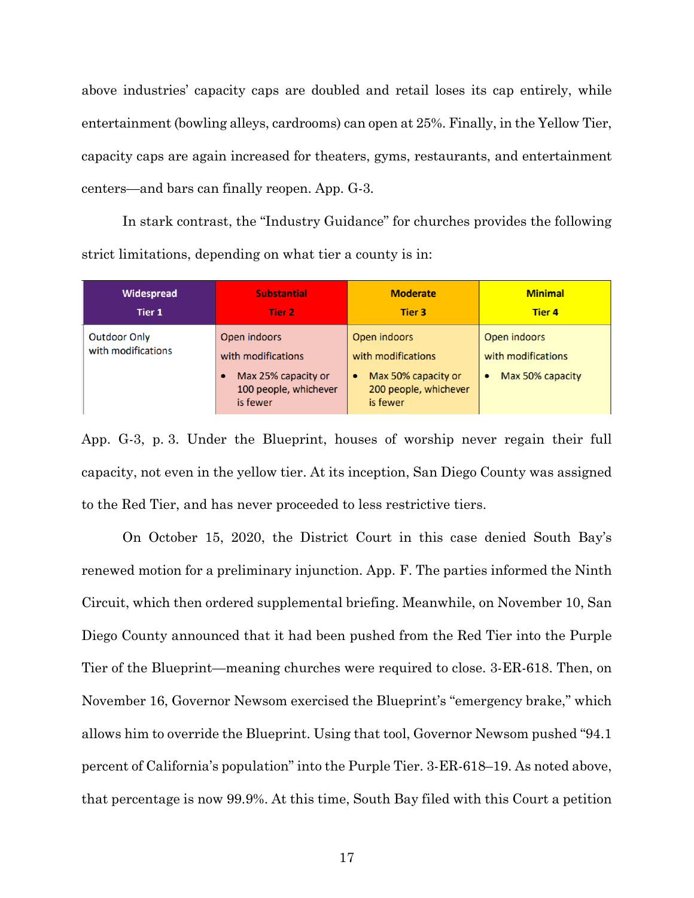above industries' capacity caps are doubled and retail loses its cap entirely, while entertainment (bowling alleys, cardrooms) can open at 25%. Finally, in the Yellow Tier, capacity caps are again increased for theaters, gyms, restaurants, and entertainment centers—and bars can finally reopen. App. G-3.

In stark contrast, the "Industry Guidance" for churches provides the following strict limitations, depending on what tier a county is in:

| Widespread<br>Tier 1 | Substantial<br>Tier 2 | Moderate<br>Tier 3 | Minimal<br>Tier 4 |
|---|---|---|---|
| Outdoor Only with modifications | Open indoors with modifications<br>• Max 25% capacity or 100 people, whichever is fewer | Open indoors with modifications<br>• Max 50% capacity or 200 people, whichever is fewer | Open indoors with modifications<br>• Max 50% capacity |

App. G-3, p. 3. Under the Blueprint, houses of worship never regain their full capacity, not even in the yellow tier. At its inception, San Diego County was assigned to the Red Tier, and has never proceeded to less restrictive tiers.

On October 15, 2020, the District Court in this case denied South Bay's renewed motion for a preliminary injunction. App. F. The parties informed the Ninth Circuit, which then ordered supplemental briefing. Meanwhile, on November 10, San Diego County announced that it had been pushed from the Red Tier into the Purple Tier of the Blueprint—meaning churches were required to close. 3-ER-618. Then, on November 16, Governor Newsom exercised the Blueprint's "emergency brake," which allows him to override the Blueprint. Using that tool, Governor Newsom pushed "94.1 percent of California's population" into the Purple Tier. 3-ER-618–19. As noted above, that percentage is now 99.9%. At this time, South Bay filed with this Court a petition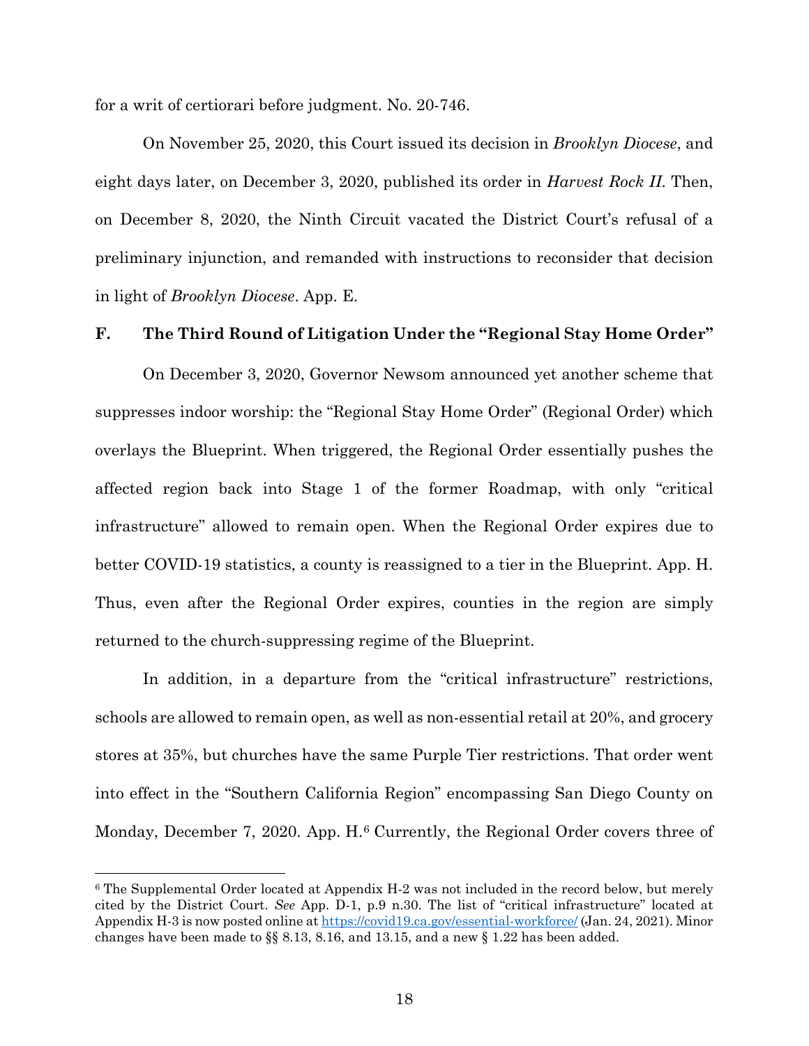for a writ of certiorari before judgment. No. 20-746.

On November 25, 2020, this Court issued its decision in *Brooklyn Diocese*, and eight days later, on December 3, 2020, published its order in *Harvest Rock II*. Then, on December 8, 2020, the Ninth Circuit vacated the District Court's refusal of a preliminary injunction, and remanded with instructions to reconsider that decision in light of *Brooklyn Diocese*. App. E.

### F. The Third Round of Litigation Under the "Regional Stay Home Order"

On December 3, 2020, Governor Newsom announced yet another scheme that suppresses indoor worship: the "Regional Stay Home Order" (Regional Order) which overlays the Blueprint. When triggered, the Regional Order essentially pushes the affected region back into Stage 1 of the former Roadmap, with only "critical infrastructure" allowed to remain open. When the Regional Order expires due to better COVID-19 statistics, a county is reassigned to a tier in the Blueprint. App. H. Thus, even after the Regional Order expires, counties in the region are simply returned to the church-suppressing regime of the Blueprint.

In addition, in a departure from the "critical infrastructure" restrictions, schools are allowed to remain open, as well as non-essential retail at 20%, and grocery stores at 35%, but churches have the same Purple Tier restrictions. That order went into effect in the "Southern California Region" encompassing San Diego County on Monday, December 7, 2020. App. H.[6] Currently, the Regional Order covers three of

---

[6] The Supplemental Order located at Appendix H-2 was not included in the record below, but merely cited by the District Court. *See* App. D-1, p.9 n.30. The list of "critical infrastructure" located at Appendix H-3 is now posted online at https://covid19.ca.gov/essential-workforce/ (Jan. 24, 2021). Minor changes have been made to §§ 8.13, 8.16, and 13.15, and a new § 1.22 has been added.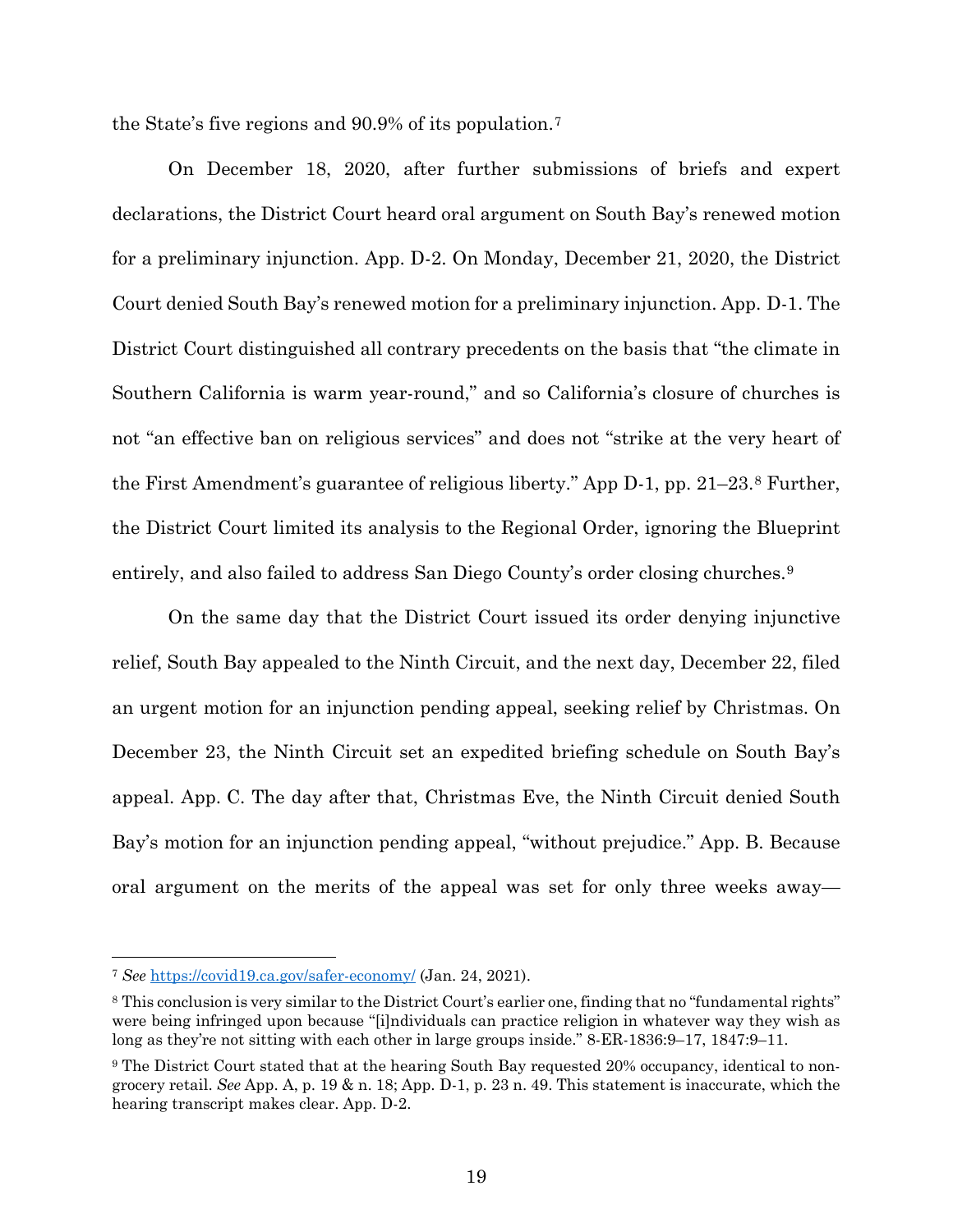the State's five regions and 90.9% of its population.[7]

On December 18, 2020, after further submissions of briefs and expert declarations, the District Court heard oral argument on South Bay's renewed motion for a preliminary injunction. App. D-2. On Monday, December 21, 2020, the District Court denied South Bay's renewed motion for a preliminary injunction. App. D-1. The District Court distinguished all contrary precedents on the basis that "the climate in Southern California is warm year-round," and so California's closure of churches is not "an effective ban on religious services" and does not "strike at the very heart of the First Amendment's guarantee of religious liberty." App D-1, pp. 21–23.[8] Further, the District Court limited its analysis to the Regional Order, ignoring the Blueprint entirely, and also failed to address San Diego County's order closing churches.[9]

On the same day that the District Court issued its order denying injunctive relief, South Bay appealed to the Ninth Circuit, and the next day, December 22, filed an urgent motion for an injunction pending appeal, seeking relief by Christmas. On December 23, the Ninth Circuit set an expedited briefing schedule on South Bay's appeal. App. C. The day after that, Christmas Eve, the Ninth Circuit denied South Bay's motion for an injunction pending appeal, "without prejudice." App. B. Because oral argument on the merits of the appeal was set for only three weeks away—

---

[7] *See* https://covid19.ca.gov/safer-economy/ (Jan. 24, 2021).

[8] This conclusion is very similar to the District Court's earlier one, finding that no "fundamental rights" were being infringed upon because "[i]ndividuals can practice religion in whatever way they wish as long as they're not sitting with each other in large groups inside." 8-ER-1836:9–17, 1847:9–11.

[9] The District Court stated that at the hearing South Bay requested 20% occupancy, identical to non-grocery retail. *See* App. A, p. 19 & n. 18; App. D-1, p. 23 n. 49. This statement is inaccurate, which the hearing transcript makes clear. App. D-2.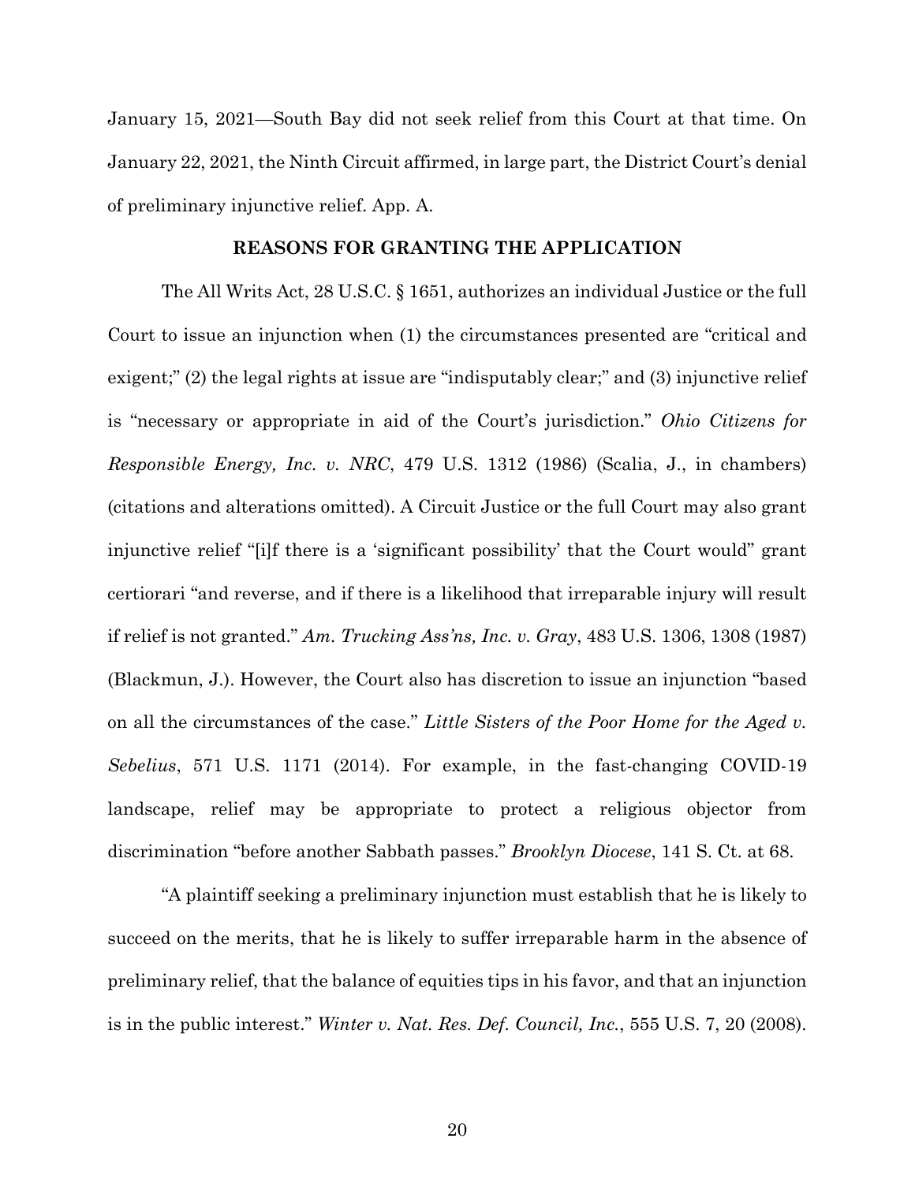January 15, 2021—South Bay did not seek relief from this Court at that time. On January 22, 2021, the Ninth Circuit affirmed, in large part, the District Court's denial of preliminary injunctive relief. App. A.

## REASONS FOR GRANTING THE APPLICATION

The All Writs Act, 28 U.S.C. § 1651, authorizes an individual Justice or the full Court to issue an injunction when (1) the circumstances presented are "critical and exigent;" (2) the legal rights at issue are "indisputably clear;" and (3) injunctive relief is "necessary or appropriate in aid of the Court's jurisdiction." *Ohio Citizens for Responsible Energy, Inc. v. NRC*, 479 U.S. 1312 (1986) (Scalia, J., in chambers) (citations and alterations omitted). A Circuit Justice or the full Court may also grant injunctive relief "[i]f there is a 'significant possibility' that the Court would" grant certiorari "and reverse, and if there is a likelihood that irreparable injury will result if relief is not granted." *Am. Trucking Ass'ns, Inc. v. Gray*, 483 U.S. 1306, 1308 (1987) (Blackmun, J.). However, the Court also has discretion to issue an injunction "based on all the circumstances of the case." *Little Sisters of the Poor Home for the Aged v. Sebelius*, 571 U.S. 1171 (2014). For example, in the fast-changing COVID-19 landscape, relief may be appropriate to protect a religious objector from discrimination "before another Sabbath passes." *Brooklyn Diocese*, 141 S. Ct. at 68.

"A plaintiff seeking a preliminary injunction must establish that he is likely to succeed on the merits, that he is likely to suffer irreparable harm in the absence of preliminary relief, that the balance of equities tips in his favor, and that an injunction is in the public interest." *Winter v. Nat. Res. Def. Council, Inc.*, 555 U.S. 7, 20 (2008).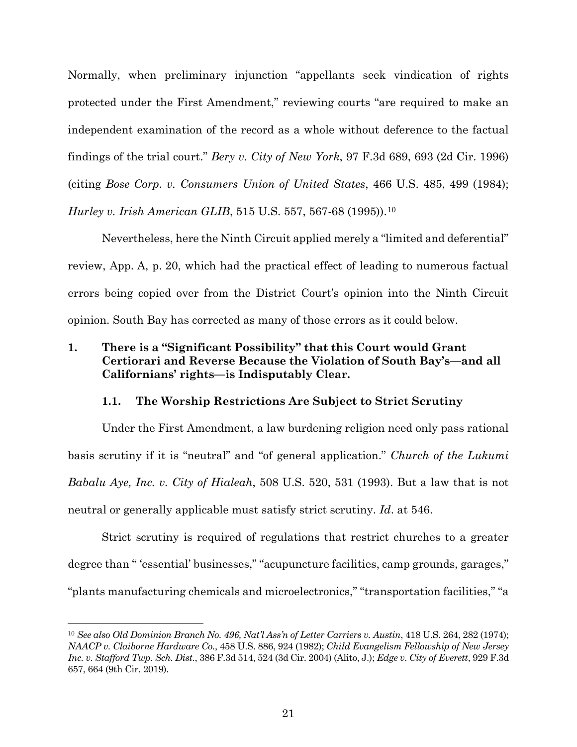Normally, when preliminary injunction "appellants seek vindication of rights protected under the First Amendment," reviewing courts "are required to make an independent examination of the record as a whole without deference to the factual findings of the trial court." *Bery v. City of New York*, 97 F.3d 689, 693 (2d Cir. 1996) (citing *Bose Corp. v. Consumers Union of United States*, 466 U.S. 485, 499 (1984); *Hurley v. Irish American GLIB*, 515 U.S. 557, 567-68 (1995)).[10]

Nevertheless, here the Ninth Circuit applied merely a "limited and deferential" review, App. A, p. 20, which had the practical effect of leading to numerous factual errors being copied over from the District Court's opinion into the Ninth Circuit opinion. South Bay has corrected as many of those errors as it could below.

## 1. There is a "Significant Possibility" that this Court would Grant Certiorari and Reverse Because the Violation of South Bay's—and all Californians' rights—is Indisputably Clear.

### 1.1. The Worship Restrictions Are Subject to Strict Scrutiny

Under the First Amendment, a law burdening religion need only pass rational basis scrutiny if it is "neutral" and "of general application." *Church of the Lukumi Babalu Aye, Inc. v. City of Hialeah*, 508 U.S. 520, 531 (1993). But a law that is not neutral or generally applicable must satisfy strict scrutiny. *Id*. at 546.

Strict scrutiny is required of regulations that restrict churches to a greater degree than " 'essential' businesses," "acupuncture facilities, camp grounds, garages," "plants manufacturing chemicals and microelectronics," "transportation facilities," "a

---

[10] *See also Old Dominion Branch No. 496, Nat'l Ass'n of Letter Carriers v. Austin*, 418 U.S. 264, 282 (1974); *NAACP v. Claiborne Hardware Co.*, 458 U.S. 886, 924 (1982); *Child Evangelism Fellowship of New Jersey Inc. v. Stafford Twp. Sch. Dist.*, 386 F.3d 514, 524 (3d Cir. 2004) (Alito, J.); *Edge v. City of Everett*, 929 F.3d 657, 664 (9th Cir. 2019).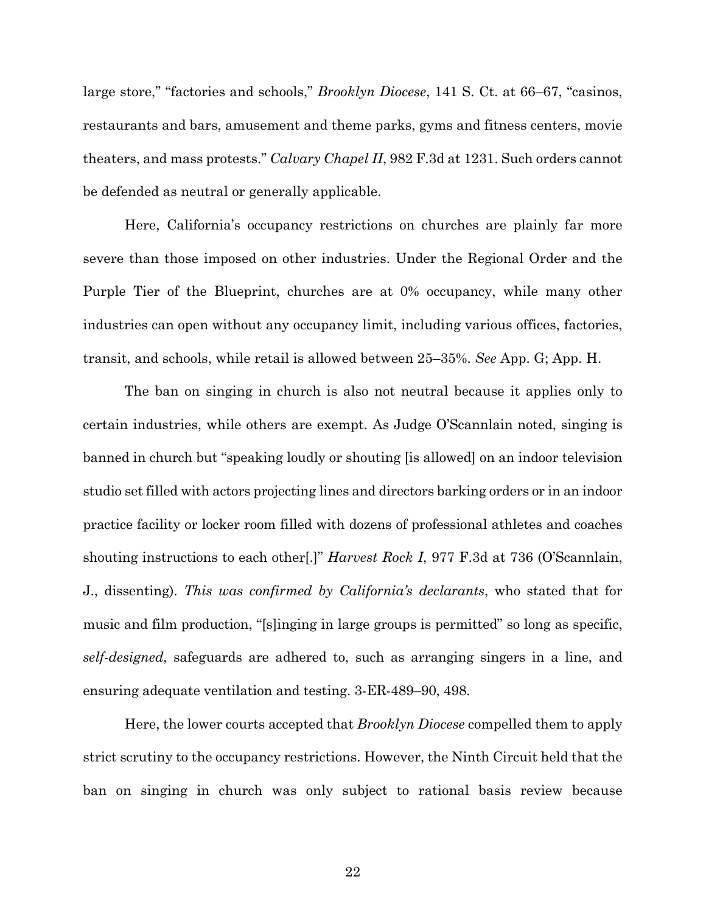large store," "factories and schools," *Brooklyn Diocese*, 141 S. Ct. at 66–67, "casinos, restaurants and bars, amusement and theme parks, gyms and fitness centers, movie theaters, and mass protests." *Calvary Chapel II*, 982 F.3d at 1231. Such orders cannot be defended as neutral or generally applicable.

Here, California's occupancy restrictions on churches are plainly far more severe than those imposed on other industries. Under the Regional Order and the Purple Tier of the Blueprint, churches are at 0% occupancy, while many other industries can open without any occupancy limit, including various offices, factories, transit, and schools, while retail is allowed between 25–35%. *See* App. G; App. H.

The ban on singing in church is also not neutral because it applies only to certain industries, while others are exempt. As Judge O'Scannlain noted, singing is banned in church but "speaking loudly or shouting [is allowed] on an indoor television studio set filled with actors projecting lines and directors barking orders or in an indoor practice facility or locker room filled with dozens of professional athletes and coaches shouting instructions to each other[.]" *Harvest Rock I*, 977 F.3d at 736 (O'Scannlain, J., dissenting). *This was confirmed by California's declarants*, who stated that for music and film production, "[s]inging in large groups is permitted" so long as specific, *self-designed*, safeguards are adhered to, such as arranging singers in a line, and ensuring adequate ventilation and testing. 3-ER-489–90, 498.

Here, the lower courts accepted that *Brooklyn Diocese* compelled them to apply strict scrutiny to the occupancy restrictions. However, the Ninth Circuit held that the ban on singing in church was only subject to rational basis review because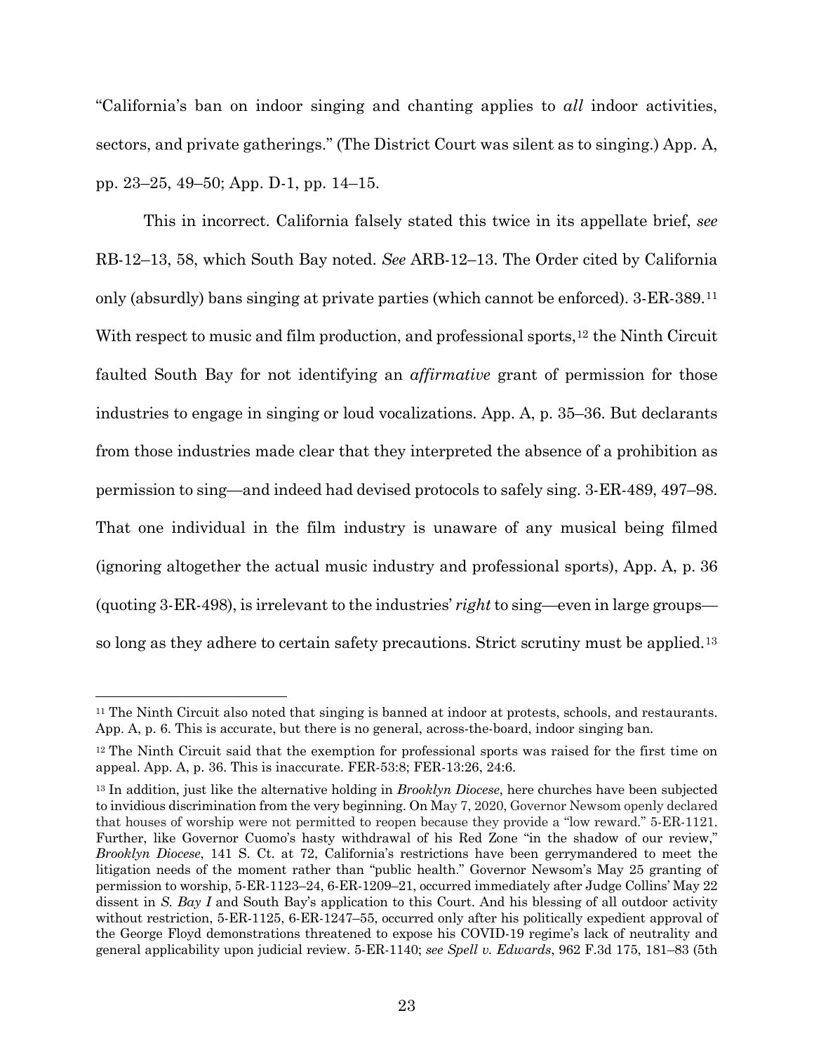"California's ban on indoor singing and chanting applies to *all* indoor activities, sectors, and private gatherings." (The District Court was silent as to singing.) App. A, pp. 23–25, 49–50; App. D-1, pp. 14–15.

This in incorrect. California falsely stated this twice in its appellate brief, *see* RB-12–13, 58, which South Bay noted. *See* ARB-12–13. The Order cited by California only (absurdly) bans singing at private parties (which cannot be enforced). 3-ER-389.[11] With respect to music and film production, and professional sports,[12] the Ninth Circuit faulted South Bay for not identifying an *affirmative* grant of permission for those industries to engage in singing or loud vocalizations. App. A, p. 35–36. But declarants from those industries made clear that they interpreted the absence of a prohibition as permission to sing—and indeed had devised protocols to safely sing. 3-ER-489, 497–98. That one individual in the film industry is unaware of any musical being filmed (ignoring altogether the actual music industry and professional sports), App. A, p. 36 (quoting 3-ER-498), is irrelevant to the industries' *right* to sing—even in large groups—so long as they adhere to certain safety precautions. Strict scrutiny must be applied.[13]

---

[11] The Ninth Circuit also noted that singing is banned at indoor at protests, schools, and restaurants. App. A, p. 6. This is accurate, but there is no general, across-the-board, indoor singing ban.

[12] The Ninth Circuit said that the exemption for professional sports was raised for the first time on appeal. App. A, p. 36. This is inaccurate. FER-53:8; FER-13:26, 24:6.

[13] In addition, just like the alternative holding in *Brooklyn Diocese*, here churches have been subjected to invidious discrimination from the very beginning. On May 7, 2020, Governor Newsom openly declared that houses of worship were not permitted to reopen because they provide a "low reward." 5-ER-1121. Further, like Governor Cuomo's hasty withdrawal of his Red Zone "in the shadow of our review," *Brooklyn Diocese*, 141 S. Ct. at 72, California's restrictions have been gerrymandered to meet the litigation needs of the moment rather than "public health." Governor Newsom's May 25 granting of permission to worship, 5-ER-1123–24, 6-ER-1209–21, occurred immediately after Judge Collins' May 22 dissent in *S. Bay I* and South Bay's application to this Court. And his blessing of all outdoor activity without restriction, 5-ER-1125, 6-ER-1247–55, occurred only after his politically expedient approval of the George Floyd demonstrations threatened to expose his COVID-19 regime's lack of neutrality and general applicability upon judicial review. 5-ER-1140; *see Spell v. Edwards*, 962 F.3d 175, 181–83 (5th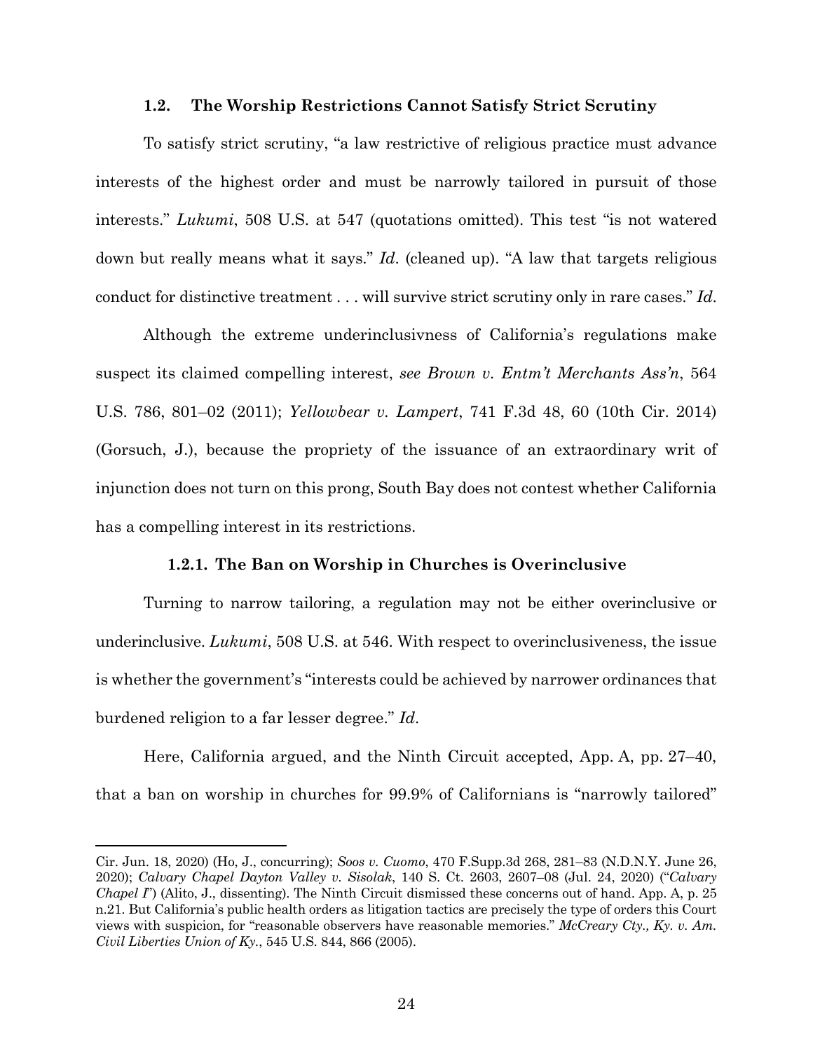### 1.2. The Worship Restrictions Cannot Satisfy Strict Scrutiny

To satisfy strict scrutiny, "a law restrictive of religious practice must advance interests of the highest order and must be narrowly tailored in pursuit of those interests." *Lukumi*, 508 U.S. at 547 (quotations omitted). This test "is not watered down but really means what it says." *Id*. (cleaned up). "A law that targets religious conduct for distinctive treatment . . . will survive strict scrutiny only in rare cases." *Id*.

Although the extreme underinclusivness of California's regulations make suspect its claimed compelling interest, *see Brown v. Entm't Merchants Ass'n*, 564 U.S. 786, 801–02 (2011); *Yellowbear v. Lampert*, 741 F.3d 48, 60 (10th Cir. 2014) (Gorsuch, J.), because the propriety of the issuance of an extraordinary writ of injunction does not turn on this prong, South Bay does not contest whether California has a compelling interest in its restrictions.

#### 1.2.1. The Ban on Worship in Churches is Overinclusive

Turning to narrow tailoring, a regulation may not be either overinclusive or underinclusive. *Lukumi*, 508 U.S. at 546. With respect to overinclusiveness, the issue is whether the government's "interests could be achieved by narrower ordinances that burdened religion to a far lesser degree." *Id*.

Here, California argued, and the Ninth Circuit accepted, App. A, pp. 27–40, that a ban on worship in churches for 99.9% of Californians is "narrowly tailored"

---

Cir. Jun. 18, 2020) (Ho, J., concurring); *Soos v. Cuomo*, 470 F.Supp.3d 268, 281–83 (N.D.N.Y. June 26, 2020); *Calvary Chapel Dayton Valley v. Sisolak*, 140 S. Ct. 2603, 2607–08 (Jul. 24, 2020) ("*Calvary Chapel I*") (Alito, J., dissenting). The Ninth Circuit dismissed these concerns out of hand. App. A, p. 25 n.21. But California's public health orders as litigation tactics are precisely the type of orders this Court views with suspicion, for "reasonable observers have reasonable memories." *McCreary Cty., Ky. v. Am. Civil Liberties Union of Ky.*, 545 U.S. 844, 866 (2005).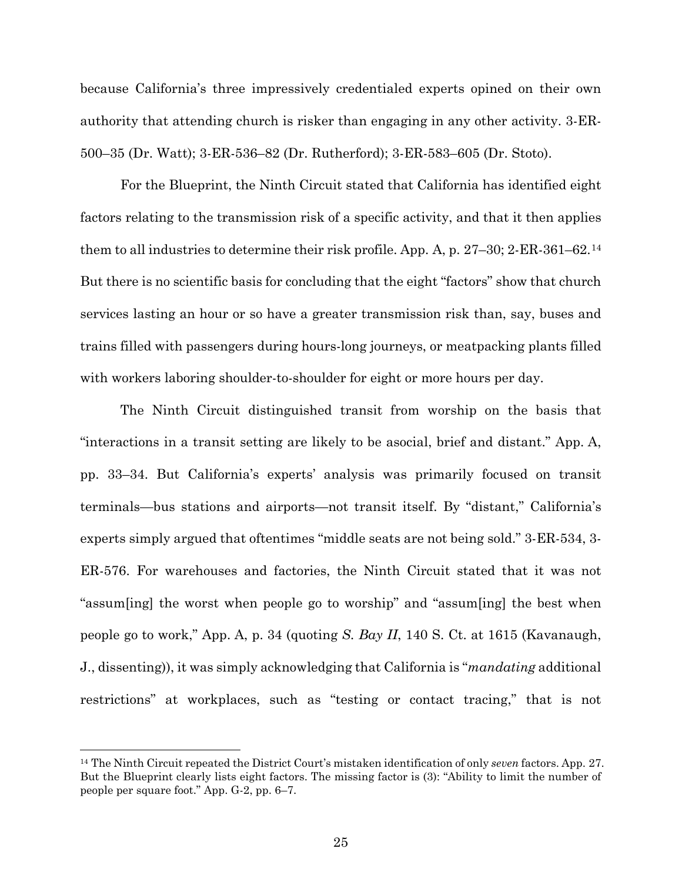because California's three impressively credentialed experts opined on their own authority that attending church is risker than engaging in any other activity. 3-ER-500–35 (Dr. Watt); 3-ER-536–82 (Dr. Rutherford); 3-ER-583–605 (Dr. Stoto).

For the Blueprint, the Ninth Circuit stated that California has identified eight factors relating to the transmission risk of a specific activity, and that it then applies them to all industries to determine their risk profile. App. A, p. 27–30; 2-ER-361–62.[14] But there is no scientific basis for concluding that the eight "factors" show that church services lasting an hour or so have a greater transmission risk than, say, buses and trains filled with passengers during hours-long journeys, or meatpacking plants filled with workers laboring shoulder-to-shoulder for eight or more hours per day.

The Ninth Circuit distinguished transit from worship on the basis that "interactions in a transit setting are likely to be asocial, brief and distant." App. A, pp. 33–34. But California's experts' analysis was primarily focused on transit terminals—bus stations and airports—not transit itself. By "distant," California's experts simply argued that oftentimes "middle seats are not being sold." 3-ER-534, 3-ER-576. For warehouses and factories, the Ninth Circuit stated that it was not "assum[ing] the worst when people go to worship" and "assum[ing] the best when people go to work," App. A, p. 34 (quoting *S. Bay II*, 140 S. Ct. at 1615 (Kavanaugh, J., dissenting)), it was simply acknowledging that California is "*mandating* additional restrictions" at workplaces, such as "testing or contact tracing," that is not

---

[14] The Ninth Circuit repeated the District Court's mistaken identification of only *seven* factors. App. 27. But the Blueprint clearly lists eight factors. The missing factor is (3): "Ability to limit the number of people per square foot." App. G-2, pp. 6–7.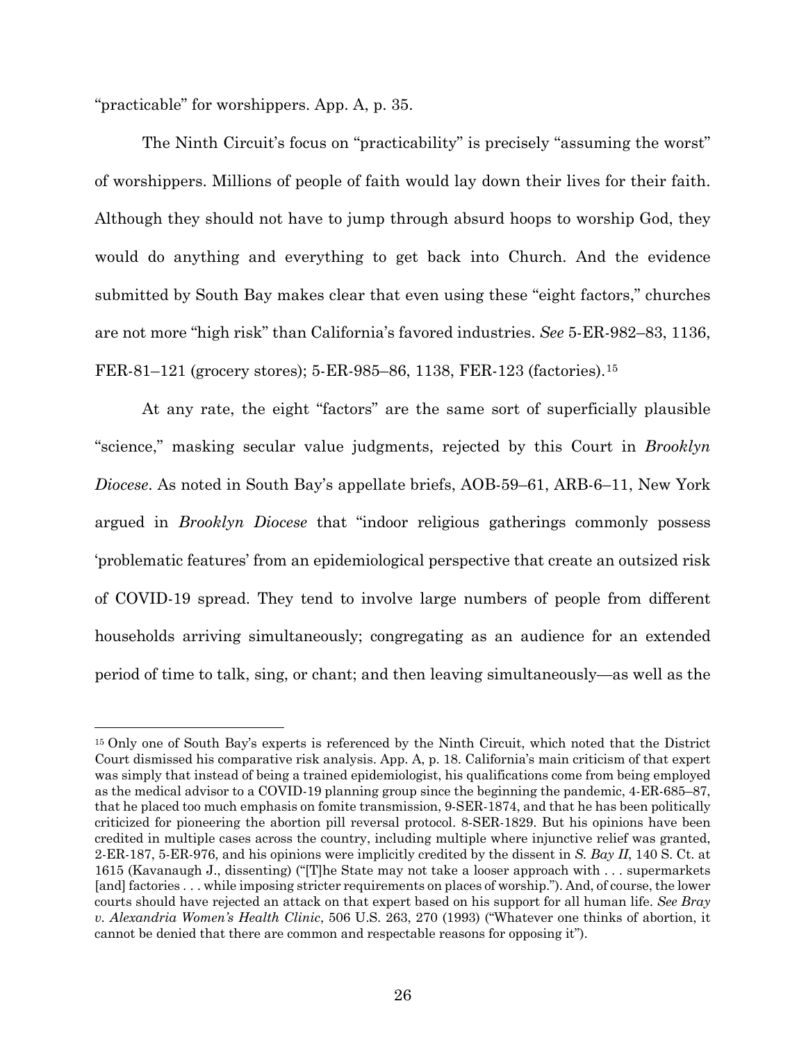"practicable" for worshippers. App. A, p. 35.

The Ninth Circuit's focus on "practicability" is precisely "assuming the worst" of worshippers. Millions of people of faith would lay down their lives for their faith. Although they should not have to jump through absurd hoops to worship God, they would do anything and everything to get back into Church. And the evidence submitted by South Bay makes clear that even using these "eight factors," churches are not more "high risk" than California's favored industries. *See* 5-ER-982–83, 1136, FER-81–121 (grocery stores); 5-ER-985–86, 1138, FER-123 (factories).[15]

At any rate, the eight "factors" are the same sort of superficially plausible "science," masking secular value judgments, rejected by this Court in *Brooklyn Diocese*. As noted in South Bay's appellate briefs, AOB-59–61, ARB-6–11, New York argued in *Brooklyn Diocese* that "indoor religious gatherings commonly possess 'problematic features' from an epidemiological perspective that create an outsized risk of COVID-19 spread. They tend to involve large numbers of people from different households arriving simultaneously; congregating as an audience for an extended period of time to talk, sing, or chant; and then leaving simultaneously—as well as the

---

[15] Only one of South Bay's experts is referenced by the Ninth Circuit, which noted that the District Court dismissed his comparative risk analysis. App. A, p. 18. California's main criticism of that expert was simply that instead of being a trained epidemiologist, his qualifications come from being employed as the medical advisor to a COVID-19 planning group since the beginning the pandemic, 4-ER-685–87, that he placed too much emphasis on fomite transmission, 9-SER-1874, and that he has been politically criticized for pioneering the abortion pill reversal protocol. 8-SER-1829. But his opinions have been credited in multiple cases across the country, including multiple where injunctive relief was granted, 2-ER-187, 5-ER-976, and his opinions were implicitly credited by the dissent in *S. Bay II*, 140 S. Ct. at 1615 (Kavanaugh J., dissenting) ("[T]he State may not take a looser approach with . . . supermarkets [and] factories . . . while imposing stricter requirements on places of worship."). And, of course, the lower courts should have rejected an attack on that expert based on his support for all human life. *See Bray v. Alexandria Women's Health Clinic*, 506 U.S. 263, 270 (1993) ("Whatever one thinks of abortion, it cannot be denied that there are common and respectable reasons for opposing it").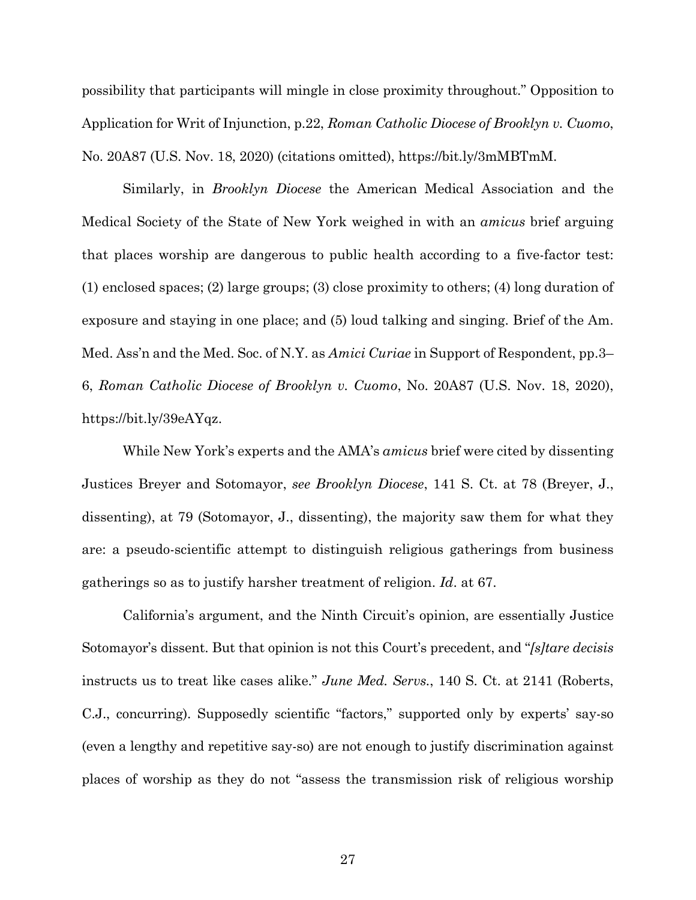possibility that participants will mingle in close proximity throughout." Opposition to Application for Writ of Injunction, p.22, *Roman Catholic Diocese of Brooklyn v. Cuomo*, No. 20A87 (U.S. Nov. 18, 2020) (citations omitted), https://bit.ly/3mMBTmM.

Similarly, in *Brooklyn Diocese* the American Medical Association and the Medical Society of the State of New York weighed in with an *amicus* brief arguing that places worship are dangerous to public health according to a five-factor test: (1) enclosed spaces; (2) large groups; (3) close proximity to others; (4) long duration of exposure and staying in one place; and (5) loud talking and singing. Brief of the Am. Med. Ass'n and the Med. Soc. of N.Y. as *Amici Curiae* in Support of Respondent, pp.3–6, *Roman Catholic Diocese of Brooklyn v. Cuomo*, No. 20A87 (U.S. Nov. 18, 2020), https://bit.ly/39eAYqz.

While New York's experts and the AMA's *amicus* brief were cited by dissenting Justices Breyer and Sotomayor, *see Brooklyn Diocese*, 141 S. Ct. at 78 (Breyer, J., dissenting), at 79 (Sotomayor, J., dissenting), the majority saw them for what they are: a pseudo-scientific attempt to distinguish religious gatherings from business gatherings so as to justify harsher treatment of religion. *Id*. at 67.

California's argument, and the Ninth Circuit's opinion, are essentially Justice Sotomayor's dissent. But that opinion is not this Court's precedent, and "*[s]tare decisis* instructs us to treat like cases alike." *June Med. Servs.*, 140 S. Ct. at 2141 (Roberts, C.J., concurring). Supposedly scientific "factors," supported only by experts' say-so (even a lengthy and repetitive say-so) are not enough to justify discrimination against places of worship as they do not "assess the transmission risk of religious worship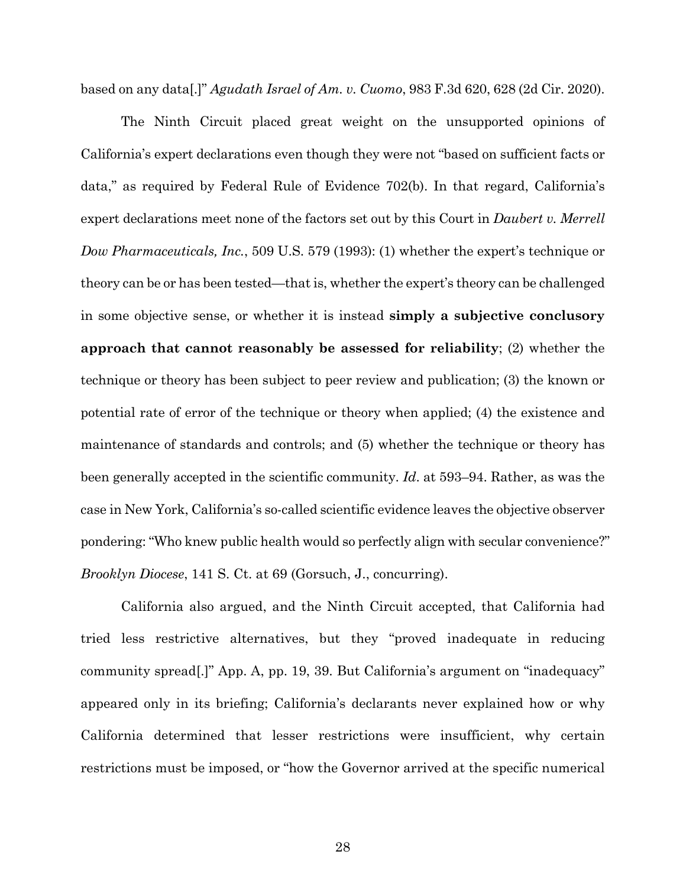based on any data[.]" *Agudath Israel of Am. v. Cuomo*, 983 F.3d 620, 628 (2d Cir. 2020).

The Ninth Circuit placed great weight on the unsupported opinions of California's expert declarations even though they were not "based on sufficient facts or data," as required by Federal Rule of Evidence 702(b). In that regard, California's expert declarations meet none of the factors set out by this Court in *Daubert v. Merrell Dow Pharmaceuticals, Inc.*, 509 U.S. 579 (1993): (1) whether the expert's technique or theory can be or has been tested—that is, whether the expert's theory can be challenged in some objective sense, or whether it is instead **simply a subjective conclusory approach that cannot reasonably be assessed for reliability**; (2) whether the technique or theory has been subject to peer review and publication; (3) the known or potential rate of error of the technique or theory when applied; (4) the existence and maintenance of standards and controls; and (5) whether the technique or theory has been generally accepted in the scientific community. *Id*. at 593–94. Rather, as was the case in New York, California's so-called scientific evidence leaves the objective observer pondering: "Who knew public health would so perfectly align with secular convenience?" *Brooklyn Diocese*, 141 S. Ct. at 69 (Gorsuch, J., concurring).

California also argued, and the Ninth Circuit accepted, that California had tried less restrictive alternatives, but they "proved inadequate in reducing community spread[.]" App. A, pp. 19, 39. But California's argument on "inadequacy" appeared only in its briefing; California's declarants never explained how or why California determined that lesser restrictions were insufficient, why certain restrictions must be imposed, or "how the Governor arrived at the specific numerical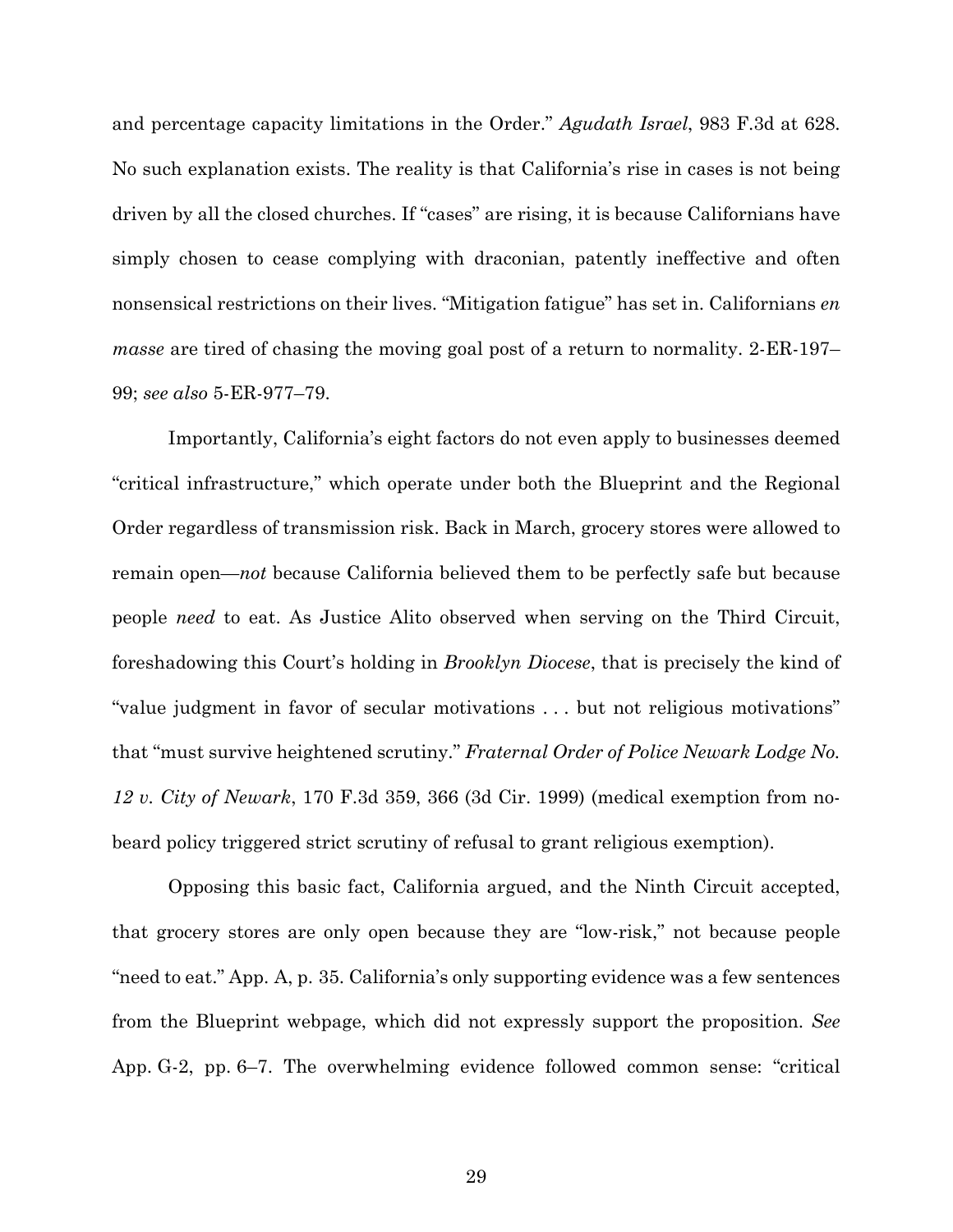and percentage capacity limitations in the Order." *Agudath Israel*, 983 F.3d at 628. No such explanation exists. The reality is that California's rise in cases is not being driven by all the closed churches. If "cases" are rising, it is because Californians have simply chosen to cease complying with draconian, patently ineffective and often nonsensical restrictions on their lives. "Mitigation fatigue" has set in. Californians *en masse* are tired of chasing the moving goal post of a return to normality. 2-ER-197–99; *see also* 5-ER-977–79.

Importantly, California's eight factors do not even apply to businesses deemed "critical infrastructure," which operate under both the Blueprint and the Regional Order regardless of transmission risk. Back in March, grocery stores were allowed to remain open—*not* because California believed them to be perfectly safe but because people *need* to eat. As Justice Alito observed when serving on the Third Circuit, foreshadowing this Court's holding in *Brooklyn Diocese*, that is precisely the kind of "value judgment in favor of secular motivations . . . but not religious motivations" that "must survive heightened scrutiny." *Fraternal Order of Police Newark Lodge No. 12 v. City of Newark*, 170 F.3d 359, 366 (3d Cir. 1999) (medical exemption from no-beard policy triggered strict scrutiny of refusal to grant religious exemption).

Opposing this basic fact, California argued, and the Ninth Circuit accepted, that grocery stores are only open because they are "low-risk," not because people "need to eat." App. A, p. 35. California's only supporting evidence was a few sentences from the Blueprint webpage, which did not expressly support the proposition. *See* App. G-2, pp. 6–7. The overwhelming evidence followed common sense: "critical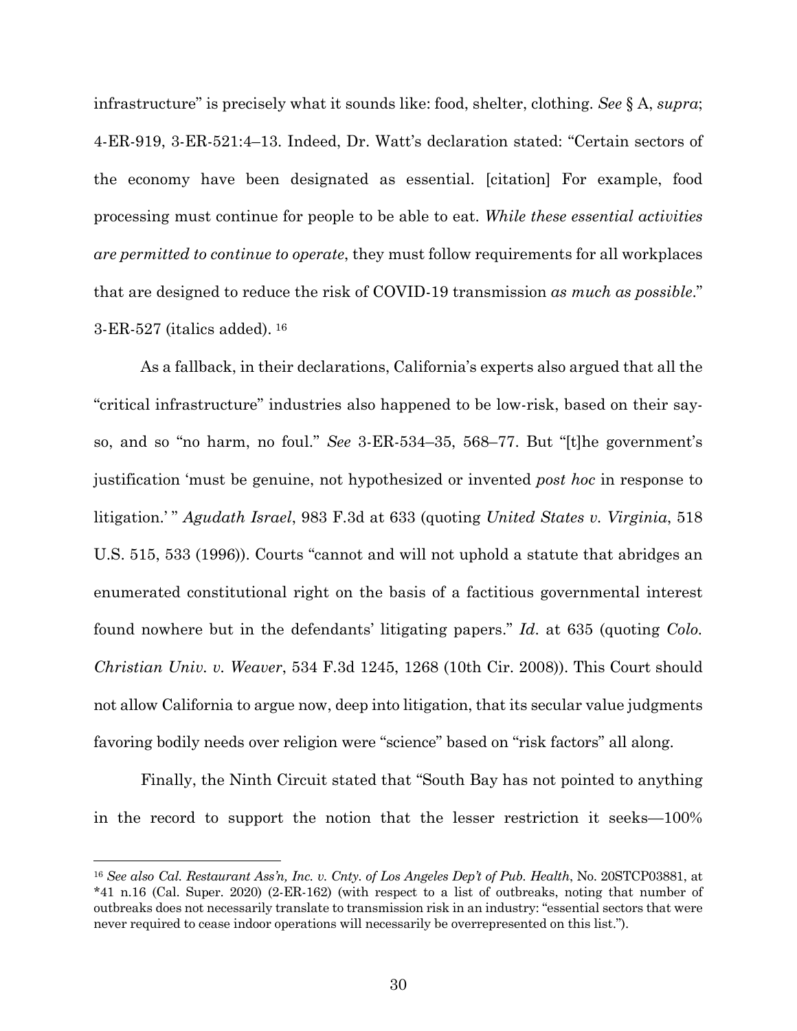infrastructure" is precisely what it sounds like: food, shelter, clothing. *See* § A, *supra*; 4-ER-919, 3-ER-521:4–13. Indeed, Dr. Watt's declaration stated: "Certain sectors of the economy have been designated as essential. [citation] For example, food processing must continue for people to be able to eat. *While these essential activities are permitted to continue to operate*, they must follow requirements for all workplaces that are designed to reduce the risk of COVID-19 transmission *as much as possible*." 3-ER-527 (italics added).[16]

As a fallback, in their declarations, California's experts also argued that all the "critical infrastructure" industries also happened to be low-risk, based on their say-so, and so "no harm, no foul." *See* 3-ER-534–35, 568–77. But "[t]he government's justification 'must be genuine, not hypothesized or invented *post hoc* in response to litigation.' " *Agudath Israel*, 983 F.3d at 633 (quoting *United States v. Virginia*, 518 U.S. 515, 533 (1996)). Courts "cannot and will not uphold a statute that abridges an enumerated constitutional right on the basis of a factitious governmental interest found nowhere but in the defendants' litigating papers." *Id*. at 635 (quoting *Colo. Christian Univ. v. Weaver*, 534 F.3d 1245, 1268 (10th Cir. 2008)). This Court should not allow California to argue now, deep into litigation, that its secular value judgments favoring bodily needs over religion were "science" based on "risk factors" all along.

Finally, the Ninth Circuit stated that "South Bay has not pointed to anything in the record to support the notion that the lesser restriction it seeks—100%

---

[16] *See also Cal. Restaurant Ass'n, Inc. v. Cnty. of Los Angeles Dep't of Pub. Health*, No. 20STCP03881, at *41 n.16 (Cal. Super. 2020) (2-ER-162) (with respect to a list of outbreaks, noting that number of outbreaks does not necessarily translate to transmission risk in an industry: "essential sectors that were never required to cease indoor operations will necessarily be overrepresented on this list.").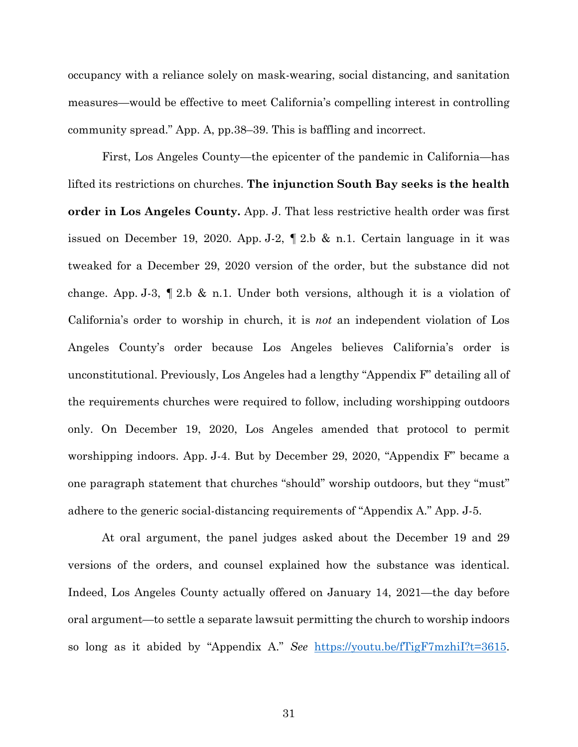occupancy with a reliance solely on mask-wearing, social distancing, and sanitation measures—would be effective to meet California's compelling interest in controlling community spread." App. A, pp.38–39. This is baffling and incorrect.

First, Los Angeles County—the epicenter of the pandemic in California—has lifted its restrictions on churches. **The injunction South Bay seeks is the health order in Los Angeles County.** App. J. That less restrictive health order was first issued on December 19, 2020. App. J-2, ¶ 2.b & n.1. Certain language in it was tweaked for a December 29, 2020 version of the order, but the substance did not change. App. J-3, ¶ 2.b & n.1. Under both versions, although it is a violation of California's order to worship in church, it is *not* an independent violation of Los Angeles County's order because Los Angeles believes California's order is unconstitutional. Previously, Los Angeles had a lengthy "Appendix F" detailing all of the requirements churches were required to follow, including worshipping outdoors only. On December 19, 2020, Los Angeles amended that protocol to permit worshipping indoors. App. J-4. But by December 29, 2020, "Appendix F" became a one paragraph statement that churches "should" worship outdoors, but they "must" adhere to the generic social-distancing requirements of "Appendix A." App. J-5.

At oral argument, the panel judges asked about the December 19 and 29 versions of the orders, and counsel explained how the substance was identical. Indeed, Los Angeles County actually offered on January 14, 2021—the day before oral argument—to settle a separate lawsuit permitting the church to worship indoors so long as it abided by "Appendix A." *See* [https://youtu.be/fTigF7mzhiI?t=3615](https://youtu.be/fTigF7mzhiI?t=3615).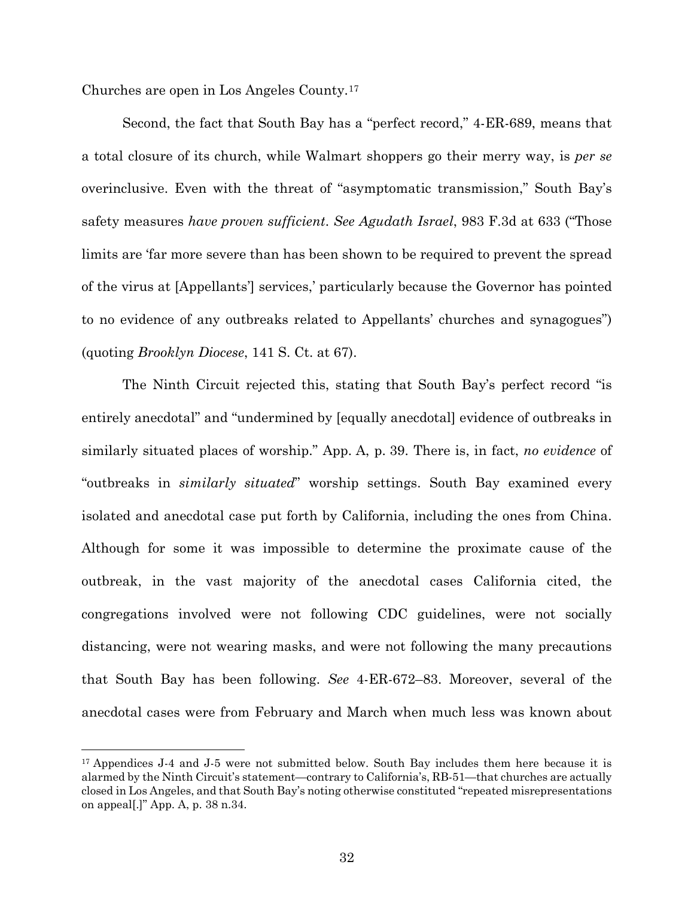Churches are open in Los Angeles County.[17]

Second, the fact that South Bay has a "perfect record," 4-ER-689, means that a total closure of its church, while Walmart shoppers go their merry way, is *per se* overinclusive. Even with the threat of "asymptomatic transmission," South Bay's safety measures *have proven sufficient*. *See Agudath Israel*, 983 F.3d at 633 ("Those limits are 'far more severe than has been shown to be required to prevent the spread of the virus at [Appellants'] services,' particularly because the Governor has pointed to no evidence of any outbreaks related to Appellants' churches and synagogues") (quoting *Brooklyn Diocese*, 141 S. Ct. at 67).

The Ninth Circuit rejected this, stating that South Bay's perfect record "is entirely anecdotal" and "undermined by [equally anecdotal] evidence of outbreaks in similarly situated places of worship." App. A, p. 39. There is, in fact, *no evidence* of "outbreaks in *similarly situated*" worship settings. South Bay examined every isolated and anecdotal case put forth by California, including the ones from China. Although for some it was impossible to determine the proximate cause of the outbreak, in the vast majority of the anecdotal cases California cited, the congregations involved were not following CDC guidelines, were not socially distancing, were not wearing masks, and were not following the many precautions that South Bay has been following. *See* 4-ER-672–83. Moreover, several of the anecdotal cases were from February and March when much less was known about

[17] Appendices J-4 and J-5 were not submitted below. South Bay includes them here because it is alarmed by the Ninth Circuit's statement—contrary to California's, RB-51—that churches are actually closed in Los Angeles, and that South Bay's noting otherwise constituted "repeated misrepresentations on appeal[.]" App. A, p. 38 n.34.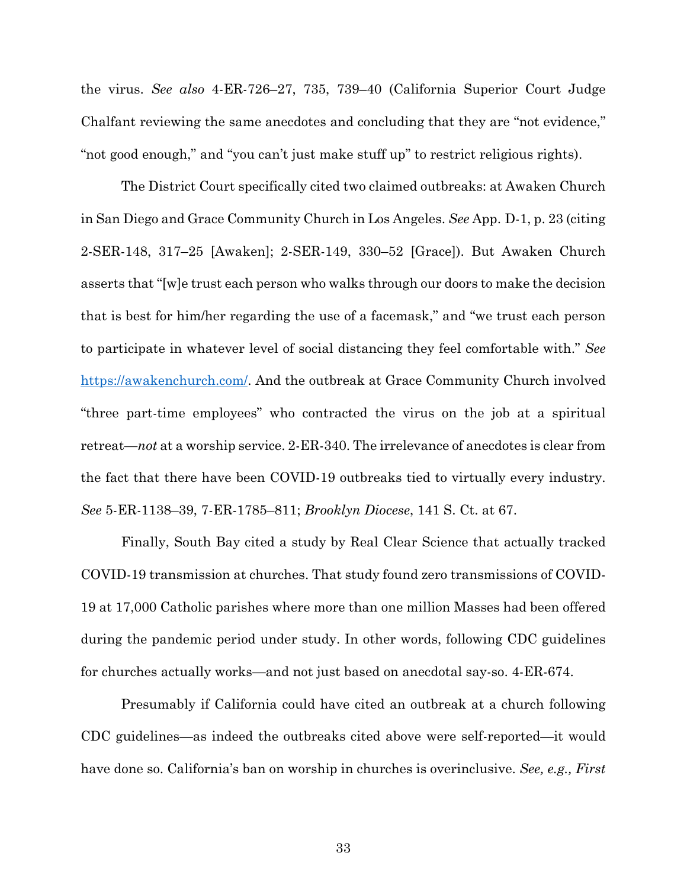the virus. *See also* 4-ER-726–27, 735, 739–40 (California Superior Court Judge Chalfant reviewing the same anecdotes and concluding that they are "not evidence," "not good enough," and "you can't just make stuff up" to restrict religious rights).

The District Court specifically cited two claimed outbreaks: at Awaken Church in San Diego and Grace Community Church in Los Angeles. *See* App. D-1, p. 23 (citing 2-SER-148, 317–25 [Awaken]; 2-SER-149, 330–52 [Grace]). But Awaken Church asserts that "[w]e trust each person who walks through our doors to make the decision that is best for him/her regarding the use of a facemask," and "we trust each person to participate in whatever level of social distancing they feel comfortable with." *See* https://awakenchurch.com/. And the outbreak at Grace Community Church involved "three part-time employees" who contracted the virus on the job at a spiritual retreat—*not* at a worship service. 2-ER-340. The irrelevance of anecdotes is clear from the fact that there have been COVID-19 outbreaks tied to virtually every industry. *See* 5-ER-1138–39, 7-ER-1785–811; *Brooklyn Diocese*, 141 S. Ct. at 67.

Finally, South Bay cited a study by Real Clear Science that actually tracked COVID-19 transmission at churches. That study found zero transmissions of COVID-19 at 17,000 Catholic parishes where more than one million Masses had been offered during the pandemic period under study. In other words, following CDC guidelines for churches actually works—and not just based on anecdotal say-so. 4-ER-674.

Presumably if California could have cited an outbreak at a church following CDC guidelines—as indeed the outbreaks cited above were self-reported—it would have done so. California's ban on worship in churches is overinclusive. *See, e.g., First*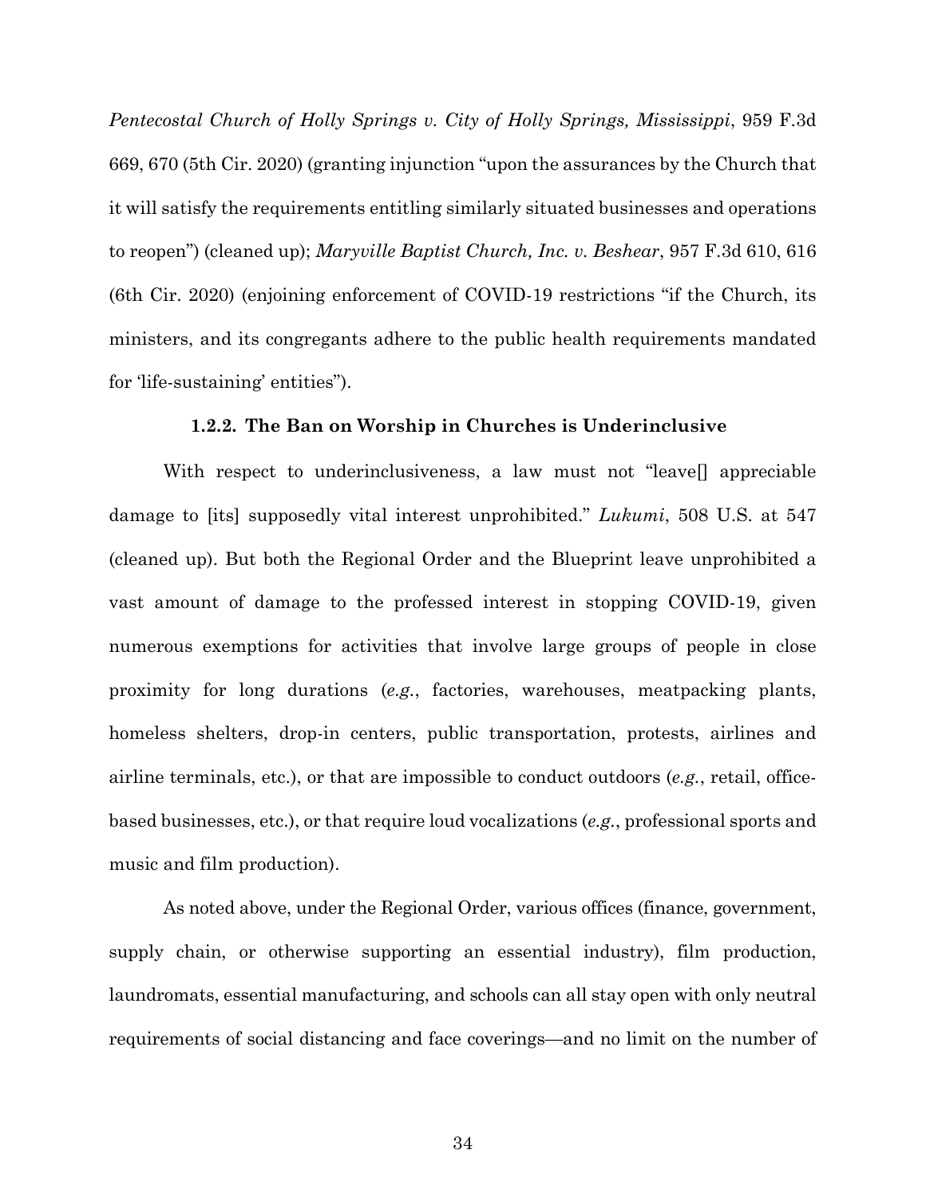*Pentecostal Church of Holly Springs v. City of Holly Springs, Mississippi*, 959 F.3d 669, 670 (5th Cir. 2020) (granting injunction "upon the assurances by the Church that it will satisfy the requirements entitling similarly situated businesses and operations to reopen") (cleaned up); *Maryville Baptist Church, Inc. v. Beshear*, 957 F.3d 610, 616 (6th Cir. 2020) (enjoining enforcement of COVID-19 restrictions "if the Church, its ministers, and its congregants adhere to the public health requirements mandated for 'life-sustaining' entities").

#### 1.2.2. The Ban on Worship in Churches is Underinclusive

With respect to underinclusiveness, a law must not "leave[] appreciable damage to [its] supposedly vital interest unprohibited." *Lukumi*, 508 U.S. at 547 (cleaned up). But both the Regional Order and the Blueprint leave unprohibited a vast amount of damage to the professed interest in stopping COVID-19, given numerous exemptions for activities that involve large groups of people in close proximity for long durations (*e.g.*, factories, warehouses, meatpacking plants, homeless shelters, drop-in centers, public transportation, protests, airlines and airline terminals, etc.), or that are impossible to conduct outdoors (*e.g.*, retail, office-based businesses, etc.), or that require loud vocalizations (*e.g.*, professional sports and music and film production).

As noted above, under the Regional Order, various offices (finance, government, supply chain, or otherwise supporting an essential industry), film production, laundromats, essential manufacturing, and schools can all stay open with only neutral requirements of social distancing and face coverings—and no limit on the number of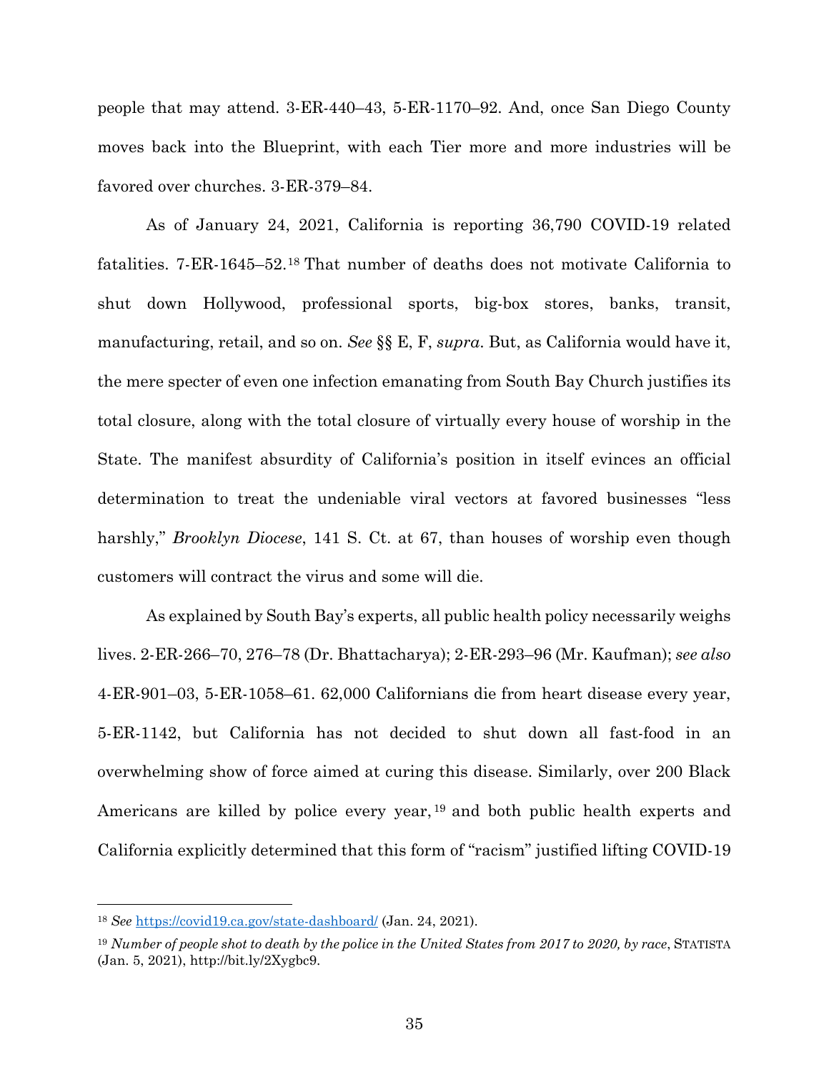people that may attend. 3-ER-440–43, 5-ER-1170–92. And, once San Diego County moves back into the Blueprint, with each Tier more and more industries will be favored over churches. 3-ER-379–84.

As of January 24, 2021, California is reporting 36,790 COVID-19 related fatalities. 7-ER-1645–52.[18] That number of deaths does not motivate California to shut down Hollywood, professional sports, big-box stores, banks, transit, manufacturing, retail, and so on. *See* §§ E, F, *supra*. But, as California would have it, the mere specter of even one infection emanating from South Bay Church justifies its total closure, along with the total closure of virtually every house of worship in the State. The manifest absurdity of California's position in itself evinces an official determination to treat the undeniable viral vectors at favored businesses "less harshly," *Brooklyn Diocese*, 141 S. Ct. at 67, than houses of worship even though customers will contract the virus and some will die.

As explained by South Bay's experts, all public health policy necessarily weighs lives. 2-ER-266–70, 276–78 (Dr. Bhattacharya); 2-ER-293–96 (Mr. Kaufman); *see also* 4-ER-901–03, 5-ER-1058–61. 62,000 Californians die from heart disease every year, 5-ER-1142, but California has not decided to shut down all fast-food in an overwhelming show of force aimed at curing this disease. Similarly, over 200 Black Americans are killed by police every year,[19] and both public health experts and California explicitly determined that this form of "racism" justified lifting COVID-19

---

[18] *See* https://covid19.ca.gov/state-dashboard/ (Jan. 24, 2021).

[19] *Number of people shot to death by the police in the United States from 2017 to 2020, by race*, STATISTA (Jan. 5, 2021), http://bit.ly/2Xygbc9.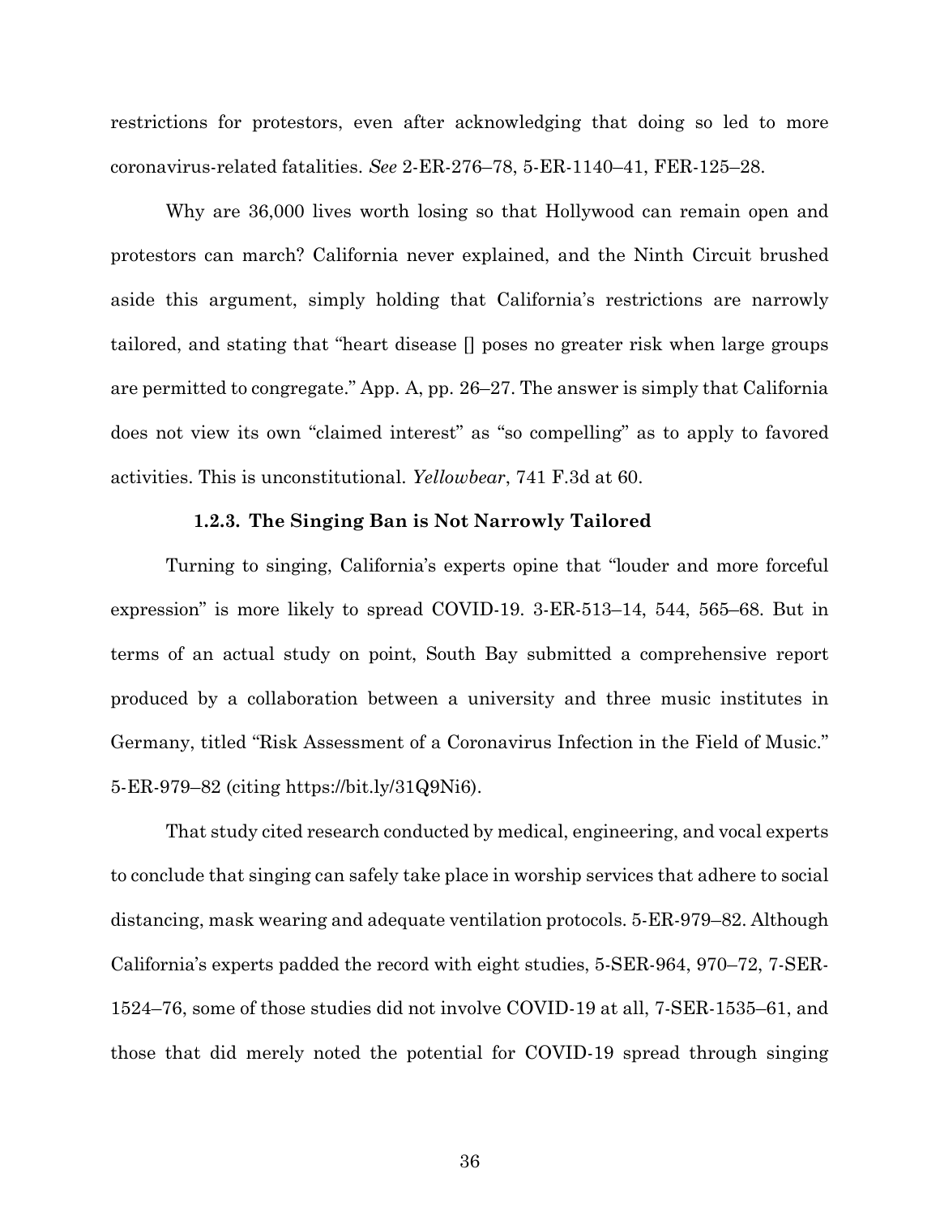restrictions for protestors, even after acknowledging that doing so led to more coronavirus-related fatalities. *See* 2-ER-276–78, 5-ER-1140–41, FER-125–28.

Why are 36,000 lives worth losing so that Hollywood can remain open and protestors can march? California never explained, and the Ninth Circuit brushed aside this argument, simply holding that California's restrictions are narrowly tailored, and stating that "heart disease [] poses no greater risk when large groups are permitted to congregate." App. A, pp. 26–27. The answer is simply that California does not view its own "claimed interest" as "so compelling" as to apply to favored activities. This is unconstitutional. *Yellowbear*, 741 F.3d at 60.

#### 1.2.3. The Singing Ban is Not Narrowly Tailored

Turning to singing, California's experts opine that "louder and more forceful expression" is more likely to spread COVID-19. 3-ER-513–14, 544, 565–68. But in terms of an actual study on point, South Bay submitted a comprehensive report produced by a collaboration between a university and three music institutes in Germany, titled "Risk Assessment of a Coronavirus Infection in the Field of Music." 5-ER-979–82 (citing https://bit.ly/31Q9Ni6).

That study cited research conducted by medical, engineering, and vocal experts to conclude that singing can safely take place in worship services that adhere to social distancing, mask wearing and adequate ventilation protocols. 5-ER-979–82. Although California's experts padded the record with eight studies, 5-SER-964, 970–72, 7-SER-1524–76, some of those studies did not involve COVID-19 at all, 7-SER-1535–61, and those that did merely noted the potential for COVID-19 spread through singing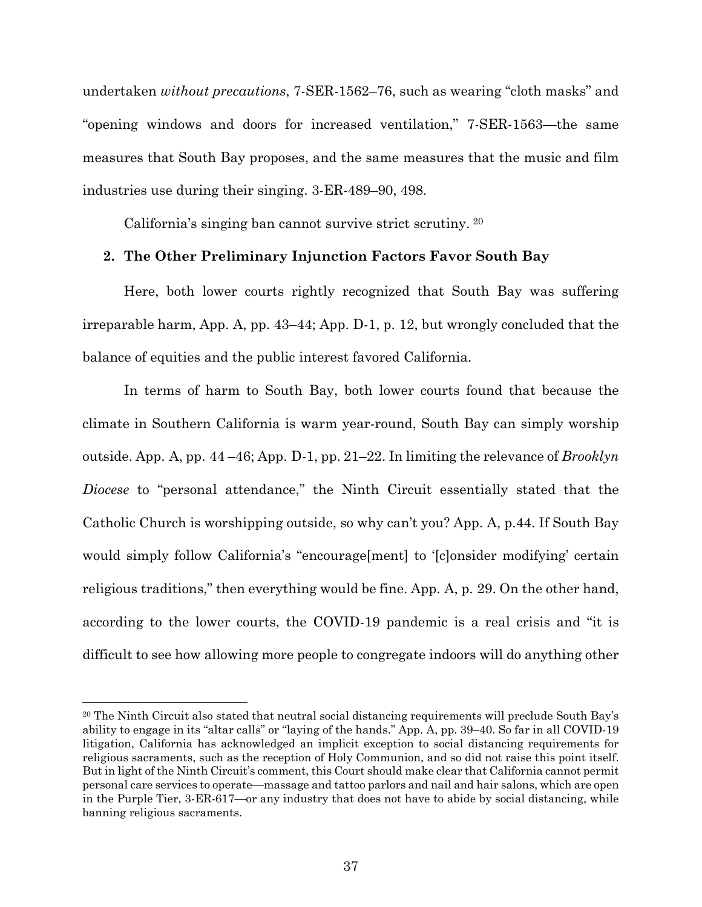undertaken *without precautions*, 7-SER-1562–76, such as wearing "cloth masks" and "opening windows and doors for increased ventilation," 7-SER-1563—the same measures that South Bay proposes, and the same measures that the music and film industries use during their singing. 3-ER-489–90, 498.

California's singing ban cannot survive strict scrutiny. [20]

### 2. The Other Preliminary Injunction Factors Favor South Bay

Here, both lower courts rightly recognized that South Bay was suffering irreparable harm, App. A, pp. 43–44; App. D-1, p. 12, but wrongly concluded that the balance of equities and the public interest favored California.

In terms of harm to South Bay, both lower courts found that because the climate in Southern California is warm year-round, South Bay can simply worship outside. App. A, pp. 44 –46; App. D-1, pp. 21–22. In limiting the relevance of *Brooklyn Diocese* to "personal attendance," the Ninth Circuit essentially stated that the Catholic Church is worshipping outside, so why can't you? App. A, p.44. If South Bay would simply follow California's "encourage[ment] to '[c]onsider modifying' certain religious traditions," then everything would be fine. App. A, p. 29. On the other hand, according to the lower courts, the COVID-19 pandemic is a real crisis and "it is difficult to see how allowing more people to congregate indoors will do anything other

---

[20] The Ninth Circuit also stated that neutral social distancing requirements will preclude South Bay's ability to engage in its "altar calls" or "laying of the hands." App. A, pp. 39–40. So far in all COVID-19 litigation, California has acknowledged an implicit exception to social distancing requirements for religious sacraments, such as the reception of Holy Communion, and so did not raise this point itself. But in light of the Ninth Circuit's comment, this Court should make clear that California cannot permit personal care services to operate—massage and tattoo parlors and nail and hair salons, which are open in the Purple Tier, 3-ER-617—or any industry that does not have to abide by social distancing, while banning religious sacraments.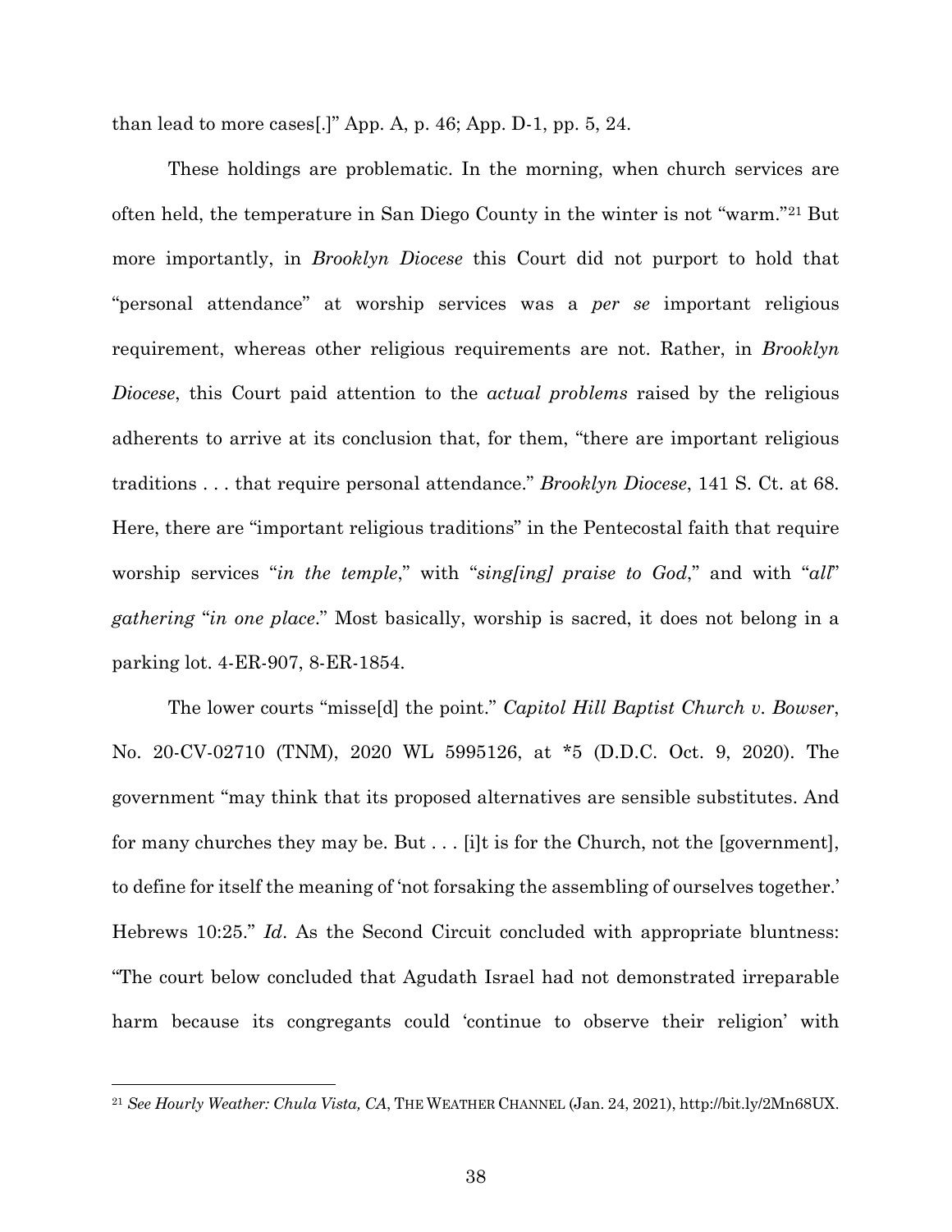than lead to more cases[.]" App. A, p. 46; App. D-1, pp. 5, 24.

These holdings are problematic. In the morning, when church services are often held, the temperature in San Diego County in the winter is not "warm."[21] But more importantly, in *Brooklyn Diocese* this Court did not purport to hold that "personal attendance" at worship services was a *per se* important religious requirement, whereas other religious requirements are not. Rather, in *Brooklyn Diocese*, this Court paid attention to the *actual problems* raised by the religious adherents to arrive at its conclusion that, for them, "there are important religious traditions . . . that require personal attendance." *Brooklyn Diocese*, 141 S. Ct. at 68. Here, there are "important religious traditions" in the Pentecostal faith that require worship services "*in the temple*," with "*sing[ing] praise to God*," and with "*all*" *gathering* "*in one place*." Most basically, worship is sacred, it does not belong in a parking lot. 4-ER-907, 8-ER-1854.

The lower courts "misse[d] the point." *Capitol Hill Baptist Church v. Bowser*, No. 20-CV-02710 (TNM), 2020 WL 5995126, at *5 (D.D.C. Oct. 9, 2020). The government "may think that its proposed alternatives are sensible substitutes. And for many churches they may be. But . . . [i]t is for the Church, not the [government], to define for itself the meaning of 'not forsaking the assembling of ourselves together.' Hebrews 10:25." *Id*. As the Second Circuit concluded with appropriate bluntness: "The court below concluded that Agudath Israel had not demonstrated irreparable harm because its congregants could 'continue to observe their religion' with

---

[21] *See Hourly Weather: Chula Vista, CA*, THE WEATHER CHANNEL (Jan. 24, 2021), http://bit.ly/2Mn68UX.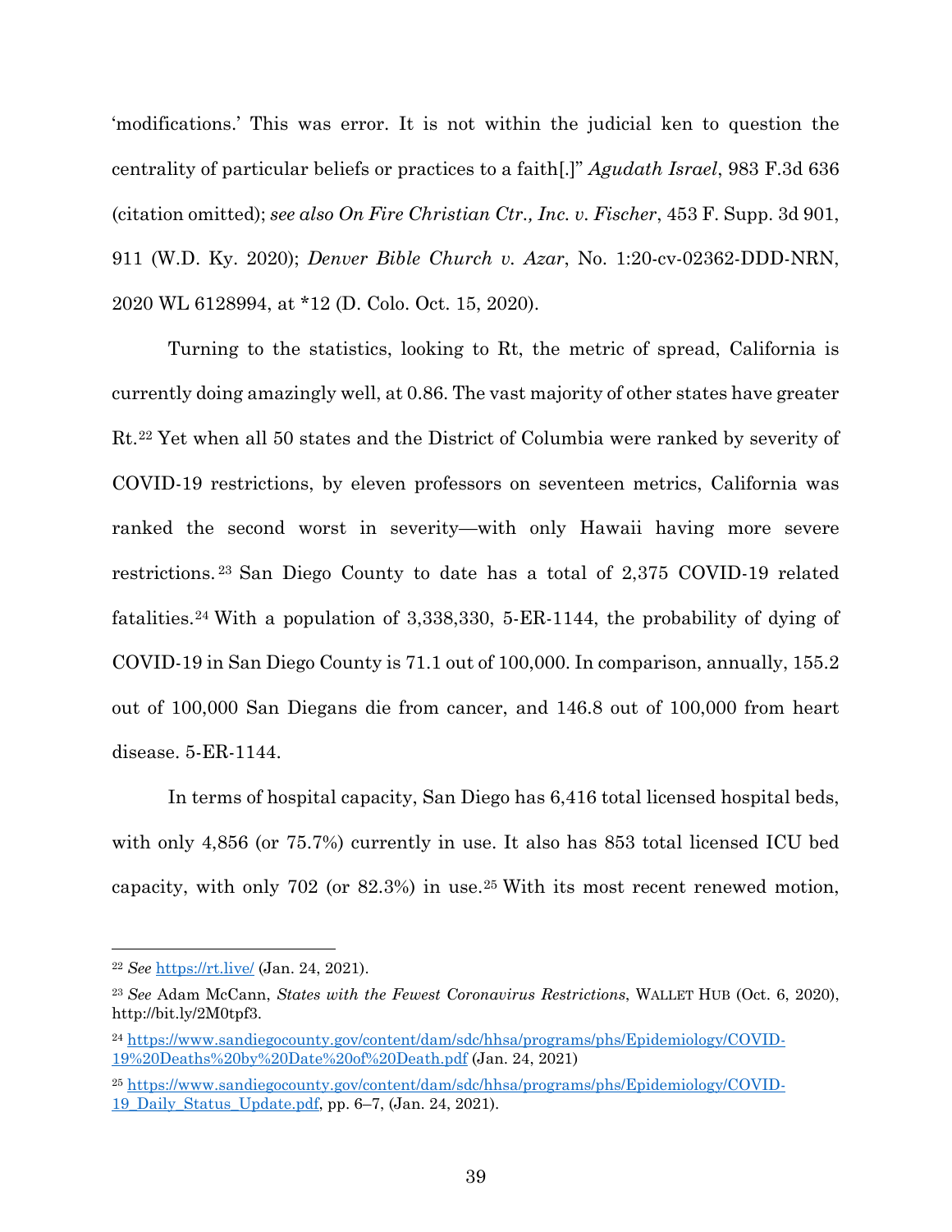'modifications.' This was error. It is not within the judicial ken to question the centrality of particular beliefs or practices to a faith[.]" *Agudath Israel*, 983 F.3d 636 (citation omitted); *see also On Fire Christian Ctr., Inc. v. Fischer*, 453 F. Supp. 3d 901, 911 (W.D. Ky. 2020); *Denver Bible Church v. Azar*, No. 1:20-cv-02362-DDD-NRN, 2020 WL 6128994, at *12 (D. Colo. Oct. 15, 2020).

Turning to the statistics, looking to Rt, the metric of spread, California is currently doing amazingly well, at 0.86. The vast majority of other states have greater Rt.[22] Yet when all 50 states and the District of Columbia were ranked by severity of COVID-19 restrictions, by eleven professors on seventeen metrics, California was ranked the second worst in severity—with only Hawaii having more severe restrictions.[23] San Diego County to date has a total of 2,375 COVID-19 related fatalities.[24] With a population of 3,338,330, 5-ER-1144, the probability of dying of COVID-19 in San Diego County is 71.1 out of 100,000. In comparison, annually, 155.2 out of 100,000 San Diegans die from cancer, and 146.8 out of 100,000 from heart disease. 5-ER-1144.

In terms of hospital capacity, San Diego has 6,416 total licensed hospital beds, with only 4,856 (or 75.7%) currently in use. It also has 853 total licensed ICU bed capacity, with only 702 (or 82.3%) in use.[25] With its most recent renewed motion,

---

[22] *See* https://rt.live/ (Jan. 24, 2021).

[23] *See* Adam McCann, *States with the Fewest Coronavirus Restrictions*, WALLET HUB (Oct. 6, 2020), http://bit.ly/2M0tpf3.

[24] https://www.sandiegocounty.gov/content/dam/sdc/hhsa/programs/phs/Epidemiology/COVID-19%20Deaths%20by%20Date%20of%20Death.pdf (Jan. 24, 2021)

[25] https://www.sandiegocounty.gov/content/dam/sdc/hhsa/programs/phs/Epidemiology/COVID-19_Daily_Status_Update.pdf, pp. 6–7, (Jan. 24, 2021).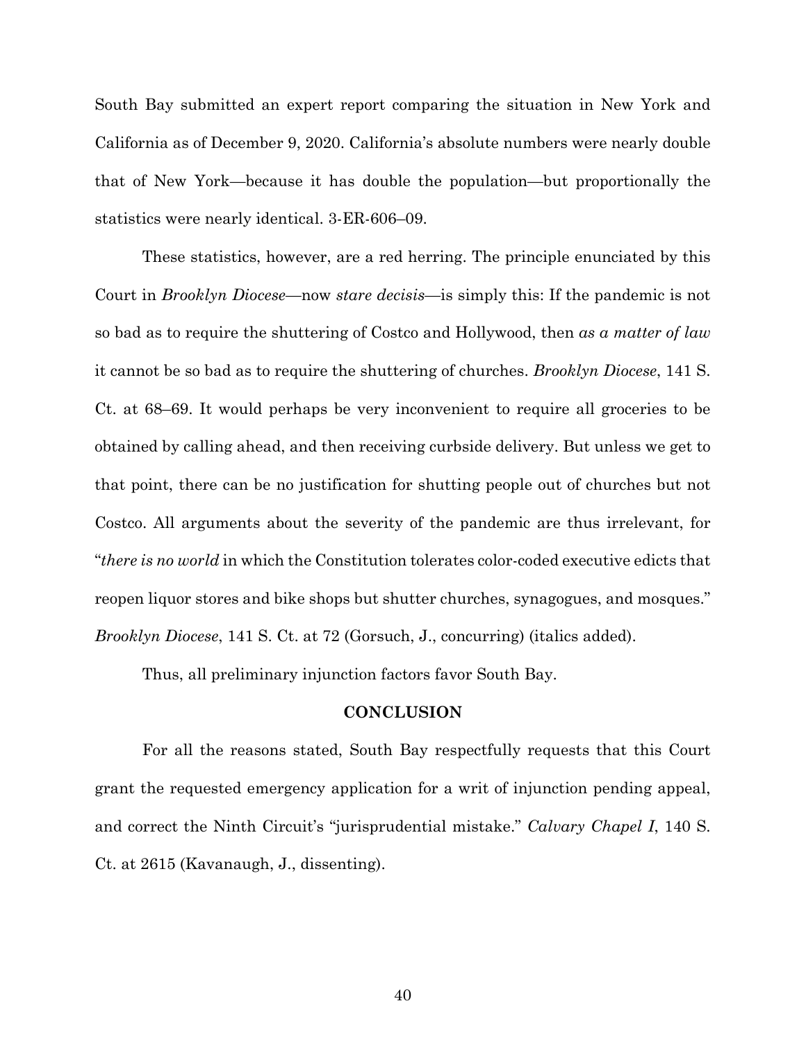South Bay submitted an expert report comparing the situation in New York and California as of December 9, 2020. California's absolute numbers were nearly double that of New York—because it has double the population—but proportionally the statistics were nearly identical. 3-ER-606–09.

These statistics, however, are a red herring. The principle enunciated by this Court in *Brooklyn Diocese*—now *stare decisis*—is simply this: If the pandemic is not so bad as to require the shuttering of Costco and Hollywood, then *as a matter of law* it cannot be so bad as to require the shuttering of churches. *Brooklyn Diocese*, 141 S. Ct. at 68–69. It would perhaps be very inconvenient to require all groceries to be obtained by calling ahead, and then receiving curbside delivery. But unless we get to that point, there can be no justification for shutting people out of churches but not Costco. All arguments about the severity of the pandemic are thus irrelevant, for "*there is no world* in which the Constitution tolerates color-coded executive edicts that reopen liquor stores and bike shops but shutter churches, synagogues, and mosques." *Brooklyn Diocese*, 141 S. Ct. at 72 (Gorsuch, J., concurring) (italics added).

Thus, all preliminary injunction factors favor South Bay.

## CONCLUSION

For all the reasons stated, South Bay respectfully requests that this Court grant the requested emergency application for a writ of injunction pending appeal, and correct the Ninth Circuit's "jurisprudential mistake." *Calvary Chapel I*, 140 S. Ct. at 2615 (Kavanaugh, J., dissenting).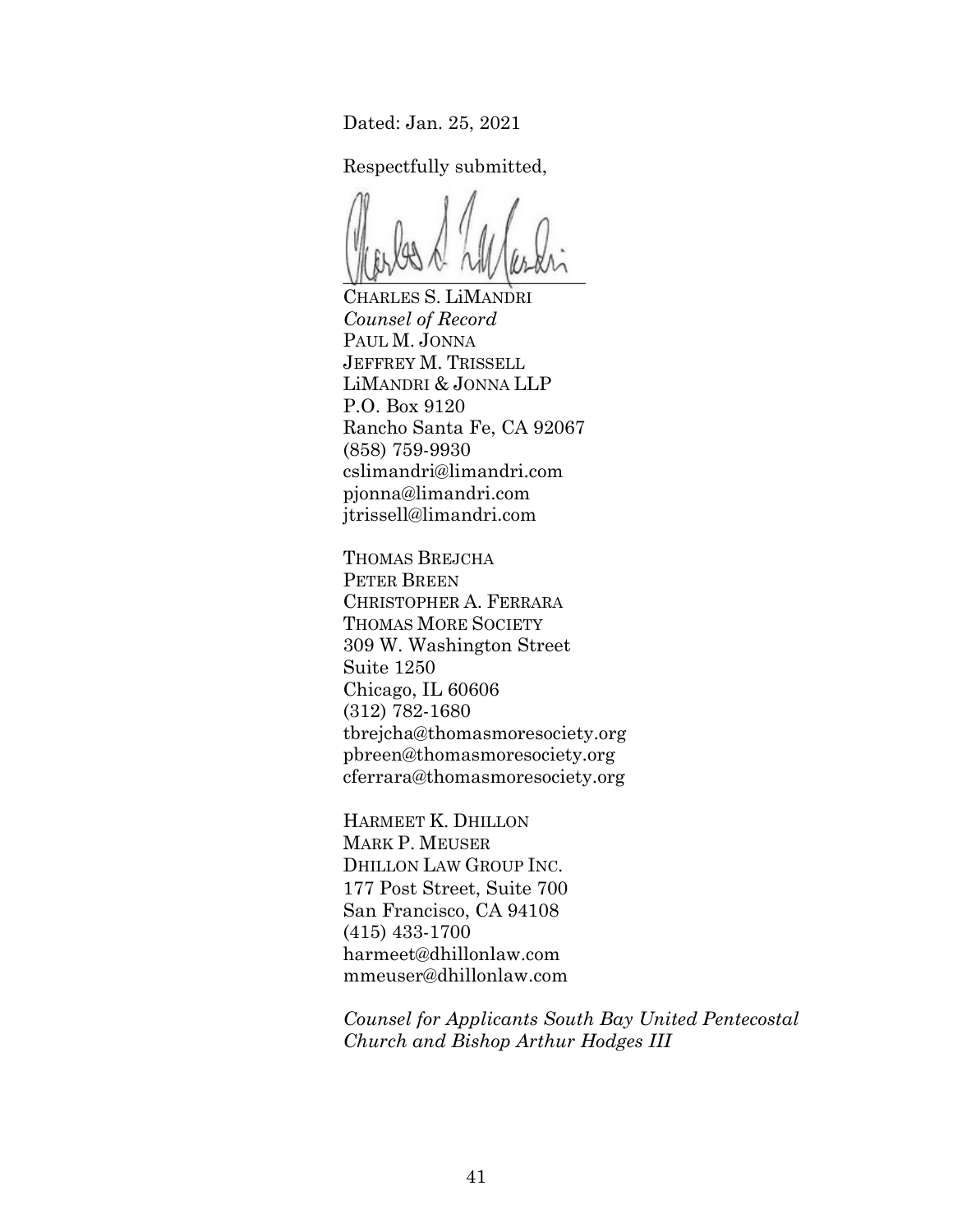Dated: Jan. 25, 2021

Respectfully submitted,

CHARLES S. LiMANDRI
*Counsel of Record*
PAUL M. JONNA
JEFFREY M. TRISSELL
LiMANDRI & JONNA LLP
P.O. Box 9120
Rancho Santa Fe, CA 92067
(858) 759-9930
cslimandri@limandri.com
pjonna@limandri.com
jtrissell@limandri.com

THOMAS BREJCHA
PETER BREEN
CHRISTOPHER A. FERRARA
THOMAS MORE SOCIETY
309 W. Washington Street
Suite 1250
Chicago, IL 60606
(312) 782-1680
tbrejcha@thomasmoresociety.org
pbreen@thomasmoresociety.org
cferrara@thomasmoresociety.org

HARMEET K. DHILLON
MARK P. MEUSER
DHILLON LAW GROUP INC.
177 Post Street, Suite 700
San Francisco, CA 94108
(415) 433-1700
harmeet@dhillonlaw.com
mmeuser@dhillonlaw.com

*Counsel for Applicants South Bay United Pentecostal Church and Bishop Arthur Hodges III*